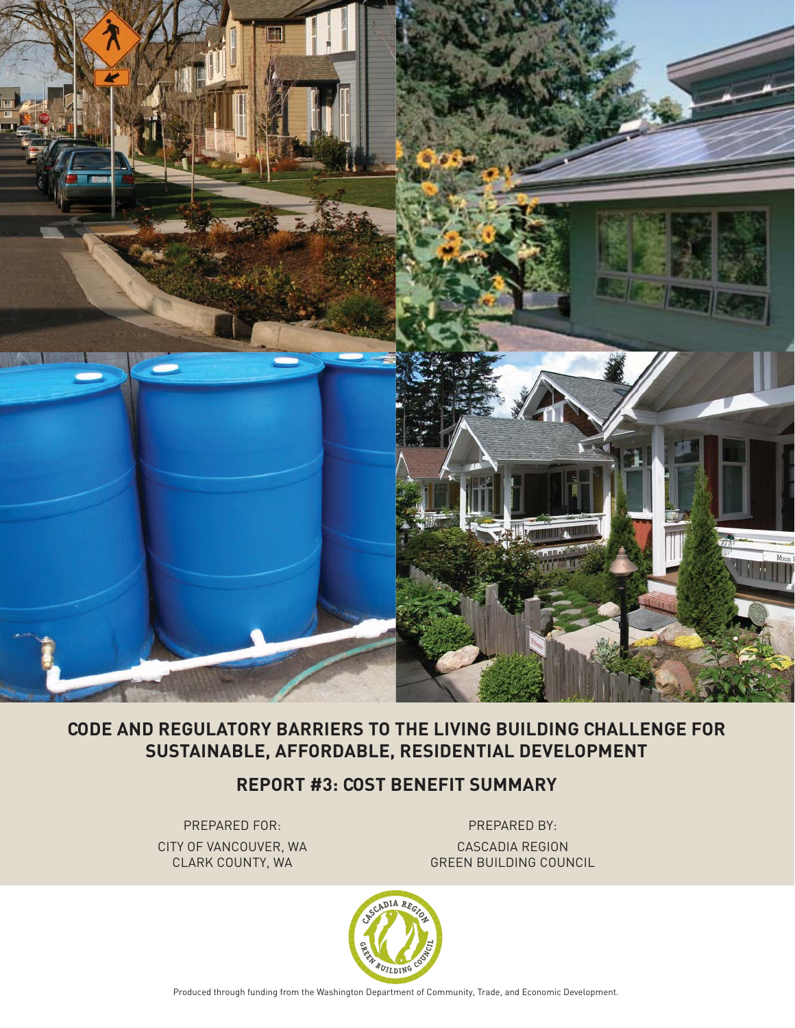# CODE AND REGULATORY BARRIERS TO THE LIVING BUILDING CHALLENGE FOR SUSTAINABLE, AFFORDABLE, RESIDENTIAL DEVELOPMENT

## REPORT #3: COST BENEFIT SUMMARY

PREPARED FOR:
CITY OF VANCOUVER, WA
CLARK COUNTY, WA

PREPARED BY:
CASCADIA REGION
GREEN BUILDING COUNCIL

Produced through funding from the Washington Department of Community, Trade, and Economic Development.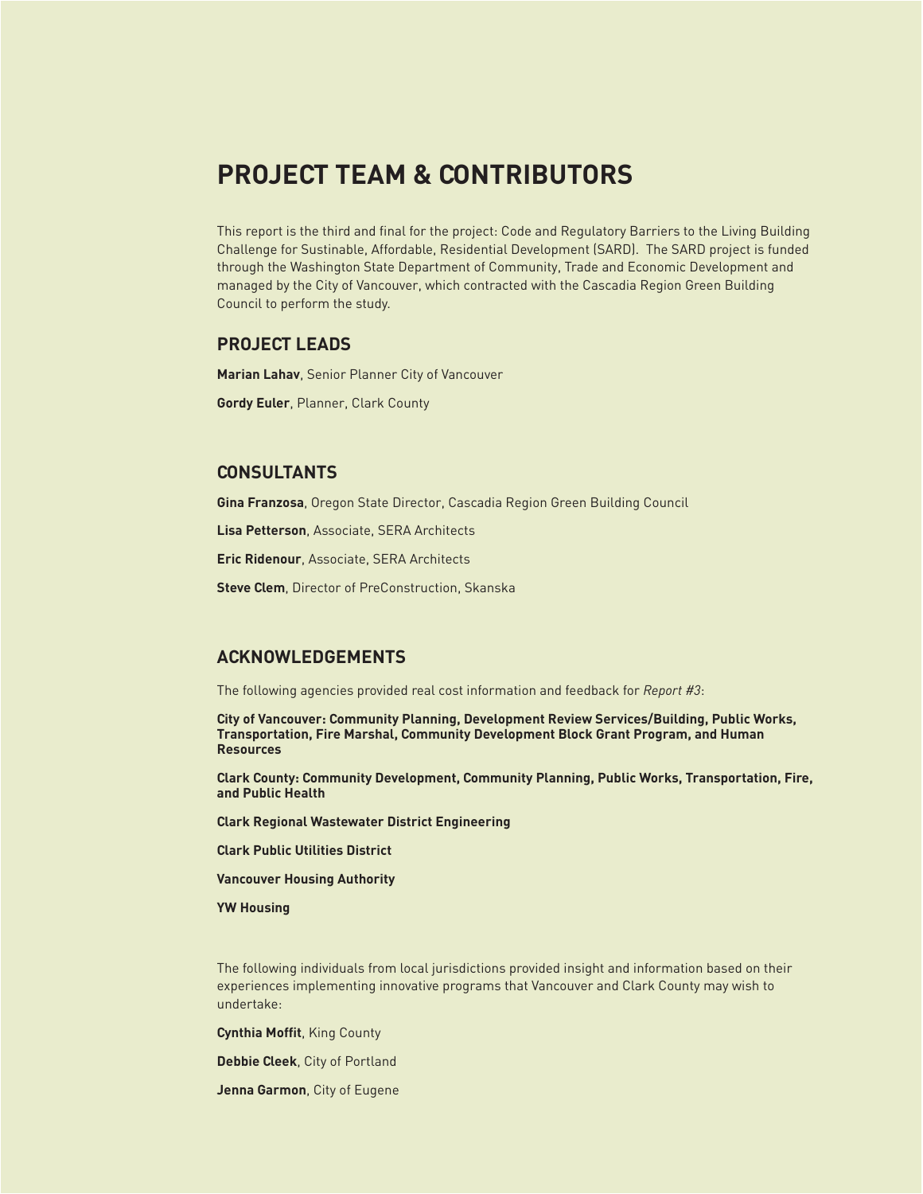# PROJECT TEAM & CONTRIBUTORS

This report is the third and final for the project: Code and Regulatory Barriers to the Living Building Challenge for Sustainable, Affordable, Residential Development (SARD). The SARD project is funded through the Washington State Department of Community, Trade and Economic Development and managed by the City of Vancouver, which contracted with the Cascadia Region Green Building Council to perform the study.

## PROJECT LEADS

**Marian Lahav**, Senior Planner City of Vancouver

**Gordy Euler**, Planner, Clark County

## CONSULTANTS

**Gina Franzosa**, Oregon State Director, Cascadia Region Green Building Council

**Lisa Petterson**, Associate, SERA Architects

**Eric Ridenour**, Associate, SERA Architects

**Steve Clem**, Director of PreConstruction, Skanska

## ACKNOWLEDGEMENTS

The following agencies provided real cost information and feedback for *Report #3*:

**City of Vancouver: Community Planning, Development Review Services/Building, Public Works, Transportation, Fire Marshal, Community Development Block Grant Program, and Human Resources**

**Clark County: Community Development, Community Planning, Public Works, Transportation, Fire, and Public Health**

**Clark Regional Wastewater District Engineering**

**Clark Public Utilities District**

**Vancouver Housing Authority**

**YW Housing**

The following individuals from local jurisdictions provided insight and information based on their experiences implementing innovative programs that Vancouver and Clark County may wish to undertake:

**Cynthia Moffit**, King County

**Debbie Cleek**, City of Portland

**Jenna Garmon**, City of Eugene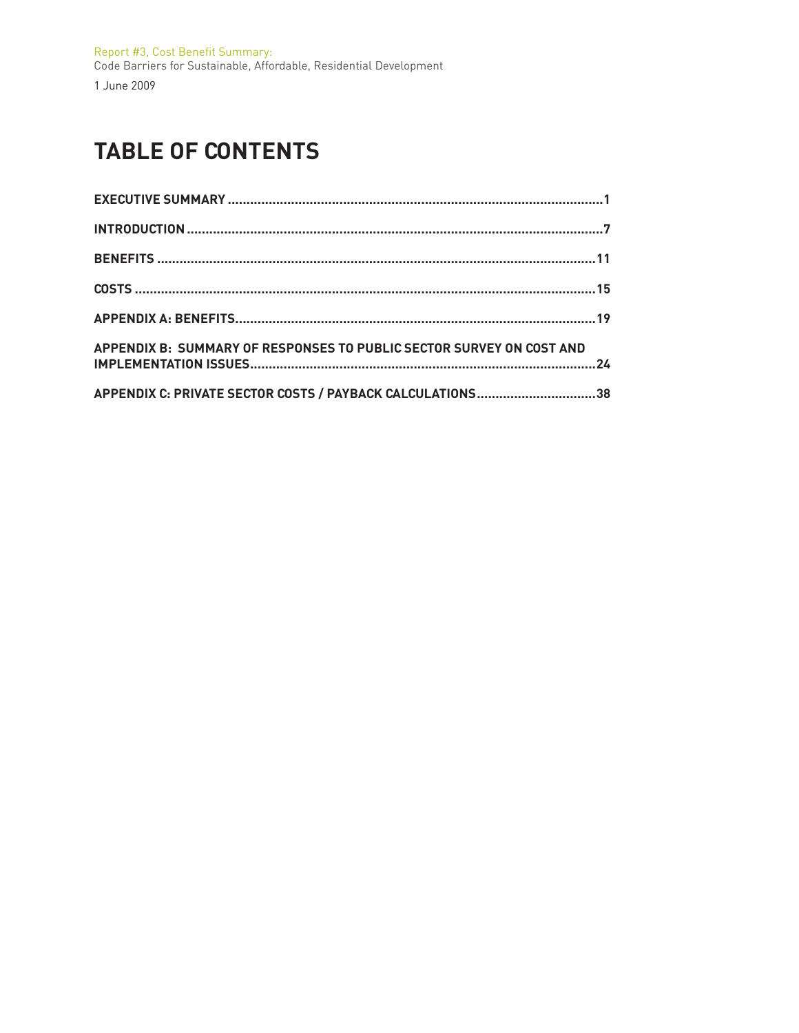# TABLE OF CONTENTS

| | |
|---|---|
| **EXECUTIVE SUMMARY** | **1** |
| **INTRODUCTION** | **7** |
| **BENEFITS** | **11** |
| **COSTS** | **15** |
| **APPENDIX A: BENEFITS** | **19** |
| **APPENDIX B: SUMMARY OF RESPONSES TO PUBLIC SECTOR SURVEY ON COST AND IMPLEMENTATION ISSUES** | **24** |
| **APPENDIX C: PRIVATE SECTOR COSTS / PAYBACK CALCULATIONS** | **38** |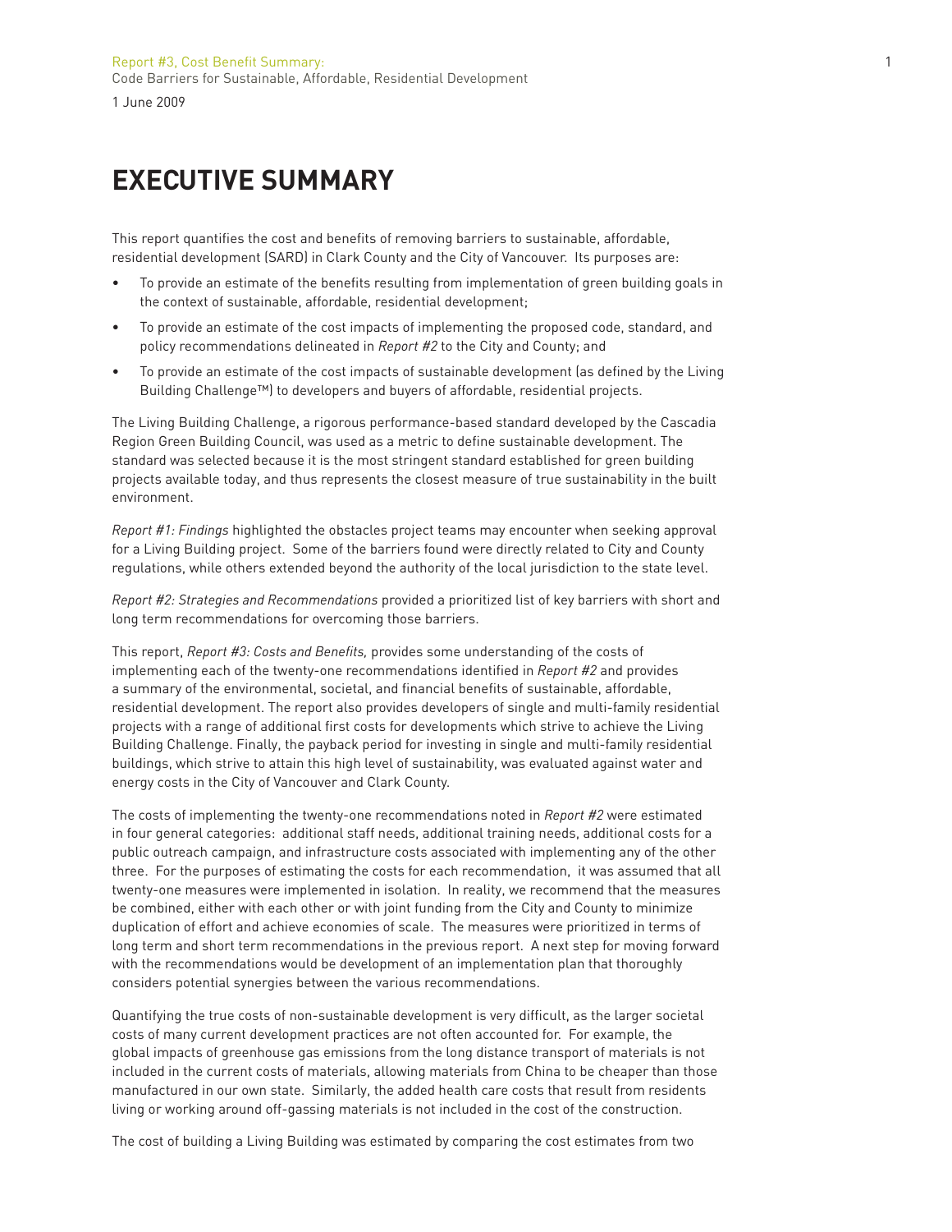# EXECUTIVE SUMMARY

This report quantifies the cost and benefits of removing barriers to sustainable, affordable, residential development (SARD) in Clark County and the City of Vancouver. Its purposes are:

- To provide an estimate of the benefits resulting from implementation of green building goals in the context of sustainable, affordable, residential development;
- To provide an estimate of the cost impacts of implementing the proposed code, standard, and policy recommendations delineated in *Report #2* to the City and County; and
- To provide an estimate of the cost impacts of sustainable development (as defined by the Living Building Challenge™) to developers and buyers of affordable, residential projects.

The Living Building Challenge, a rigorous performance-based standard developed by the Cascadia Region Green Building Council, was used as a metric to define sustainable development. The standard was selected because it is the most stringent standard established for green building projects available today, and thus represents the closest measure of true sustainability in the built environment.

*Report #1: Findings* highlighted the obstacles project teams may encounter when seeking approval for a Living Building project. Some of the barriers found were directly related to City and County regulations, while others extended beyond the authority of the local jurisdiction to the state level.

*Report #2: Strategies and Recommendations* provided a prioritized list of key barriers with short and long term recommendations for overcoming those barriers.

This report, *Report #3: Costs and Benefits,* provides some understanding of the costs of implementing each of the twenty-one recommendations identified in *Report #2* and provides a summary of the environmental, societal, and financial benefits of sustainable, affordable, residential development. The report also provides developers of single and multi-family residential projects with a range of additional first costs for developments which strive to achieve the Living Building Challenge. Finally, the payback period for investing in single and multi-family residential buildings, which strive to attain this high level of sustainability, was evaluated against water and energy costs in the City of Vancouver and Clark County.

The costs of implementing the twenty-one recommendations noted in *Report #2* were estimated in four general categories: additional staff needs, additional training needs, additional costs for a public outreach campaign, and infrastructure costs associated with implementing any of the other three. For the purposes of estimating the costs for each recommendation, it was assumed that all twenty-one measures were implemented in isolation. In reality, we recommend that the measures be combined, either with each other or with joint funding from the City and County to minimize duplication of effort and achieve economies of scale. The measures were prioritized in terms of long term and short term recommendations in the previous report. A next step for moving forward with the recommendations would be development of an implementation plan that thoroughly considers potential synergies between the various recommendations.

Quantifying the true costs of non-sustainable development is very difficult, as the larger societal costs of many current development practices are not often accounted for. For example, the global impacts of greenhouse gas emissions from the long distance transport of materials is not included in the current costs of materials, allowing materials from China to be cheaper than those manufactured in our own state. Similarly, the added health care costs that result from residents living or working around off-gassing materials is not included in the cost of the construction.

The cost of building a Living Building was estimated by comparing the cost estimates from two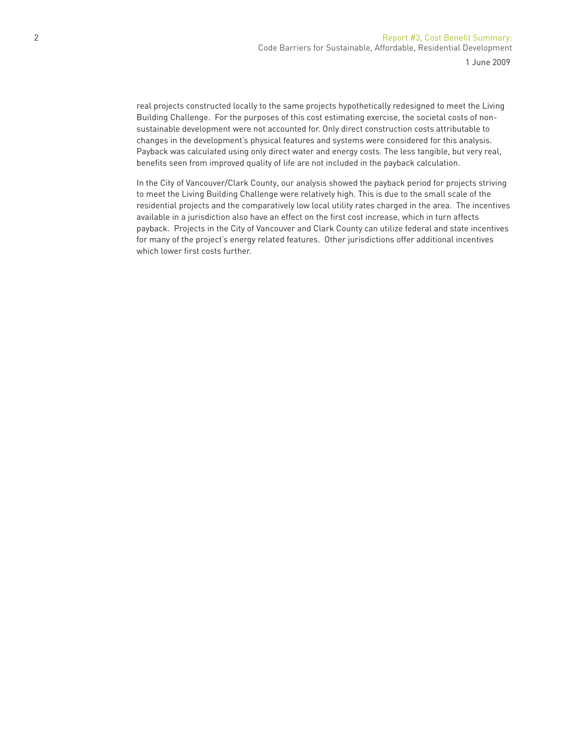real projects constructed locally to the same projects hypothetically redesigned to meet the Living Building Challenge. For the purposes of this cost estimating exercise, the societal costs of non-sustainable development were not accounted for. Only direct construction costs attributable to changes in the development's physical features and systems were considered for this analysis. Payback was calculated using only direct water and energy costs. The less tangible, but very real, benefits seen from improved quality of life are not included in the payback calculation.

In the City of Vancouver/Clark County, our analysis showed the payback period for projects striving to meet the Living Building Challenge were relatively high. This is due to the small scale of the residential projects and the comparatively low local utility rates charged in the area. The incentives available in a jurisdiction also have an effect on the first cost increase, which in turn affects payback. Projects in the City of Vancouver and Clark County can utilize federal and state incentives for many of the project's energy related features. Other jurisdictions offer additional incentives which lower first costs further.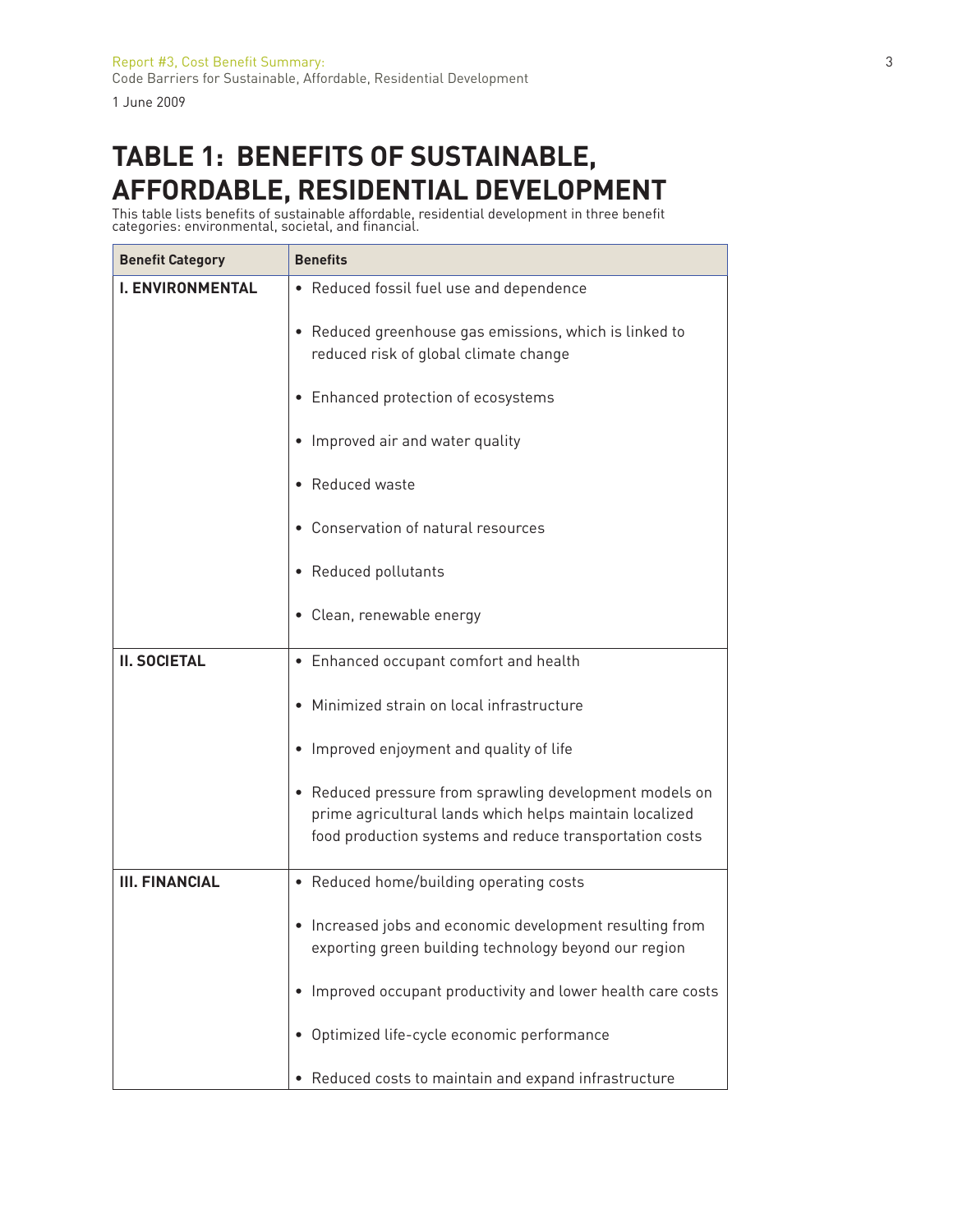# TABLE 1: BENEFITS OF SUSTAINABLE, AFFORDABLE, RESIDENTIAL DEVELOPMENT

This table lists benefits of sustainable affordable, residential development in three benefit categories: environmental, societal, and financial.

| Benefit Category | Benefits |
|---|---|
| **I. ENVIRONMENTAL** | • Reduced fossil fuel use and dependence<br>• Reduced greenhouse gas emissions, which is linked to reduced risk of global climate change<br>• Enhanced protection of ecosystems<br>• Improved air and water quality<br>• Reduced waste<br>• Conservation of natural resources<br>• Reduced pollutants<br>• Clean, renewable energy |
| **II. SOCIETAL** | • Enhanced occupant comfort and health<br>• Minimized strain on local infrastructure<br>• Improved enjoyment and quality of life<br>• Reduced pressure from sprawling development models on prime agricultural lands which helps maintain localized food production systems and reduce transportation costs |
| **III. FINANCIAL** | • Reduced home/building operating costs<br>• Increased jobs and economic development resulting from exporting green building technology beyond our region<br>• Improved occupant productivity and lower health care costs<br>• Optimized life-cycle economic performance<br>• Reduced costs to maintain and expand infrastructure |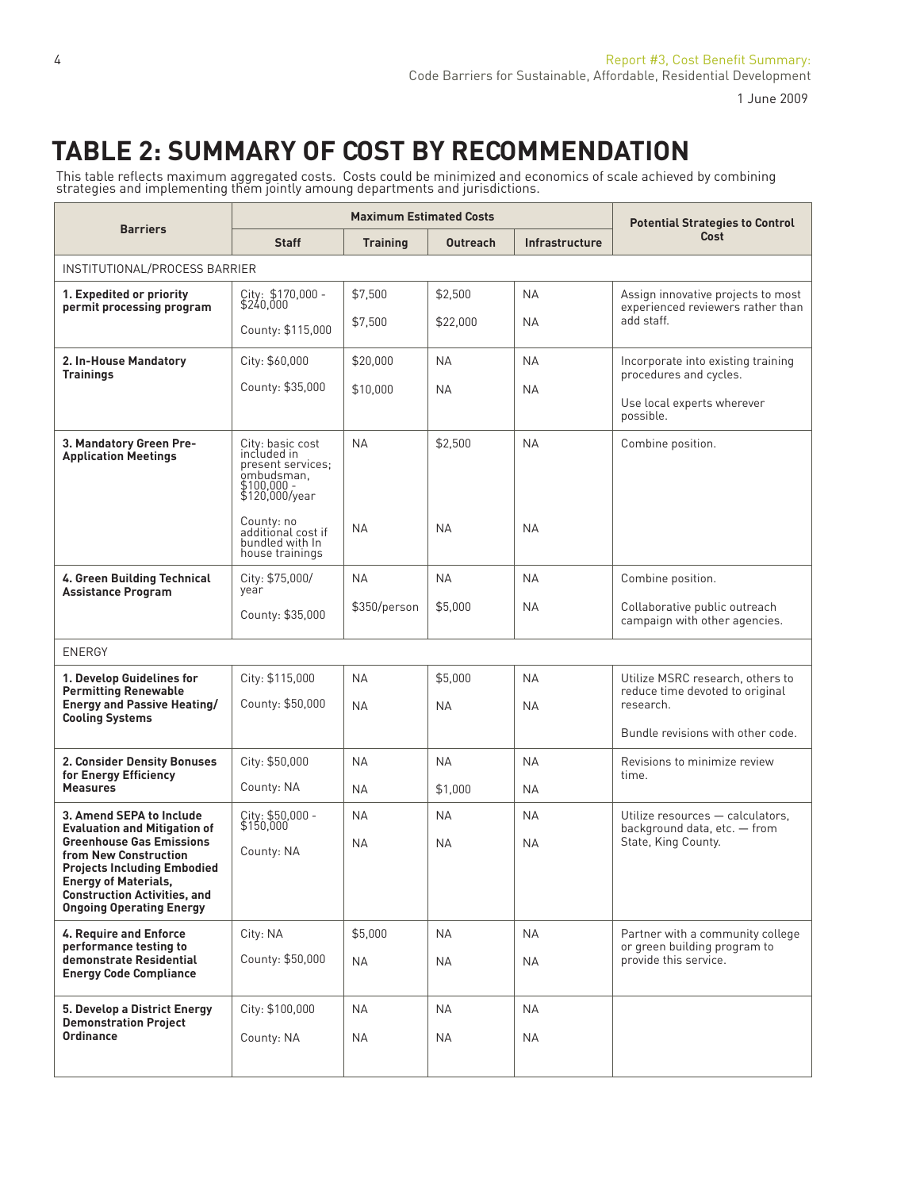# TABLE 2: SUMMARY OF COST BY RECOMMENDATION

This table reflects maximum aggregated costs. Costs could be minimized and economics of scale achieved by combining strategies and implementing them jointly amoung departments and jurisdictions.

| Barriers | Maximum Estimated Costs | | | | Potential Strategies to Control Cost |
|---|---|---|---|---|---|
| | Staff | Training | Outreach | Infrastructure | |
| INSTITUTIONAL/PROCESS BARRIER | | | | | |
| **1. Expedited or priority permit processing program** | City: $170,000 - $240,000<br>County: $115,000 | $7,500<br>$7,500 | $2,500<br>$22,000 | NA<br>NA | Assign innovative projects to most experienced reviewers rather than add staff. |
| **2. In-House Mandatory Trainings** | City: $60,000<br>County: $35,000 | $20,000<br>$10,000 | NA<br>NA | NA<br>NA | Incorporate into existing training procedures and cycles.<br>Use local experts wherever possible. |
| **3. Mandatory Green Pre-Application Meetings** | City: basic cost included in present services; ombudsman, $100,000 - $120,000/year<br>County: no additional cost if bundled with In house trainings | NA<br>NA | $2,500<br>NA | NA<br>NA | Combine position. |
| **4. Green Building Technical Assistance Program** | City: $75,000/ year<br>County: $35,000 | NA<br>$350/person | NA<br>$5,000 | NA<br>NA | Combine position.<br>Collaborative public outreach campaign with other agencies. |
| ENERGY | | | | | |
| **1. Develop Guidelines for Permitting Renewable Energy and Passive Heating/ Cooling Systems** | City: $115,000<br>County: $50,000 | NA<br>NA | $5,000<br>NA | NA<br>NA | Utilize MSRC research, others to reduce time devoted to original research.<br>Bundle revisions with other code. |
| **2. Consider Density Bonuses for Energy Efficiency Measures** | City: $50,000<br>County: NA | NA<br>NA | NA<br>$1,000 | NA<br>NA | Revisions to minimize review time. |
| **3. Amend SEPA to Include Evaluation and Mitigation of Greenhouse Gas Emissions from New Construction Projects Including Embodied Energy of Materials, Construction Activities, and Ongoing Operating Energy** | City: $50,000 - $150,000<br>County: NA | NA<br>NA | NA<br>NA | NA<br>NA | Utilize resources — calculators, background data, etc. — from State, King County. |
| **4. Require and Enforce performance testing to demonstrate Residential Energy Code Compliance** | City: NA<br>County: $50,000 | $5,000<br>NA | NA<br>NA | NA<br>NA | Partner with a community college or green building program to provide this service. |
| **5. Develop a District Energy Demonstration Project Ordinance** | City: $100,000<br>County: NA | NA<br>NA | NA<br>NA | NA<br>NA | |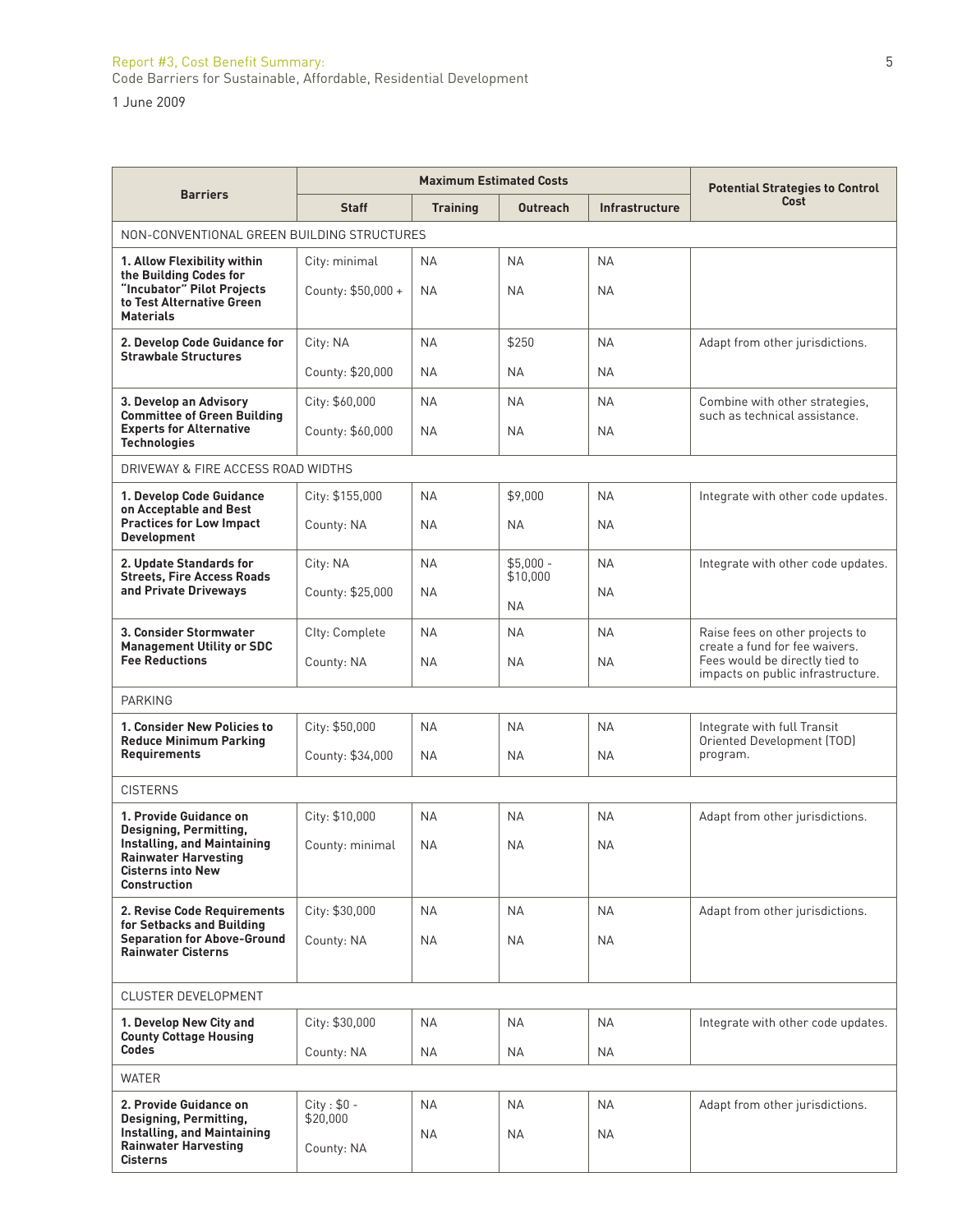Report #3, Cost Benefit Summary:
Code Barriers for Sustainable, Affordable, Residential Development

1 June 2009

| Barriers | Maximum Estimated Costs | | | | Potential Strategies to Control Cost |
|---|---|---|---|---|---|
| | Staff | Training | Outreach | Infrastructure | |
| NON-CONVENTIONAL GREEN BUILDING STRUCTURES | | | | | |
| **1. Allow Flexibility within the Building Codes for "Incubator" Pilot Projects to Test Alternative Green Materials** | City: minimal<br>County: $50,000 + | NA<br>NA | NA<br>NA | NA<br>NA | |
| **2. Develop Code Guidance for Strawbale Structures** | City: NA<br>County: $20,000 | NA<br>NA | $250<br>NA | NA<br>NA | Adapt from other jurisdictions. |
| **3. Develop an Advisory Committee of Green Building Experts for Alternative Technologies** | City: $60,000<br>County: $60,000 | NA<br>NA | NA<br>NA | NA<br>NA | Combine with other strategies, such as technical assistance. |
| DRIVEWAY & FIRE ACCESS ROAD WIDTHS | | | | | |
| **1. Develop Code Guidance on Acceptable and Best Practices for Low Impact Development** | City: $155,000<br>County: NA | NA<br>NA | $9,000<br>NA | NA<br>NA | Integrate with other code updates. |
| **2. Update Standards for Streets, Fire Access Roads and Private Driveways** | City: NA<br>County: $25,000 | NA<br>NA | $5,000 - $10,000<br>NA | NA<br>NA | Integrate with other code updates. |
| **3. Consider Stormwater Management Utility or SDC Fee Reductions** | CIty: Complete<br>County: NA | NA<br>NA | NA<br>NA | NA<br>NA | Raise fees on other projects to create a fund for fee waivers. Fees would be directly tied to impacts on public infrastructure. |
| PARKING | | | | | |
| **1. Consider New Policies to Reduce Minimum Parking Requirements** | City: $50,000<br>County: $34,000 | NA<br>NA | NA<br>NA | NA<br>NA | Integrate with full Transit Oriented Development (TOD) program. |
| CISTERNS | | | | | |
| **1. Provide Guidance on Designing, Permitting, Installing, and Maintaining Rainwater Harvesting Cisterns into New Construction** | City: $10,000<br>County: minimal | NA<br>NA | NA<br>NA | NA<br>NA | Adapt from other jurisdictions. |
| **2. Revise Code Requirements for Setbacks and Building Separation for Above-Ground Rainwater Cisterns** | City: $30,000<br>County: NA | NA<br>NA | NA<br>NA | NA<br>NA | Adapt from other jurisdictions. |
| CLUSTER DEVELOPMENT | | | | | |
| **1. Develop New City and County Cottage Housing Codes** | City: $30,000<br>County: NA | NA<br>NA | NA<br>NA | NA<br>NA | Integrate with other code updates. |
| WATER | | | | | |
| **2. Provide Guidance on Designing, Permitting, Installing, and Maintaining Rainwater Harvesting Cisterns** | City : $0 - $20,000<br>County: NA | NA<br>NA | NA<br>NA | NA<br>NA | Adapt from other jurisdictions. |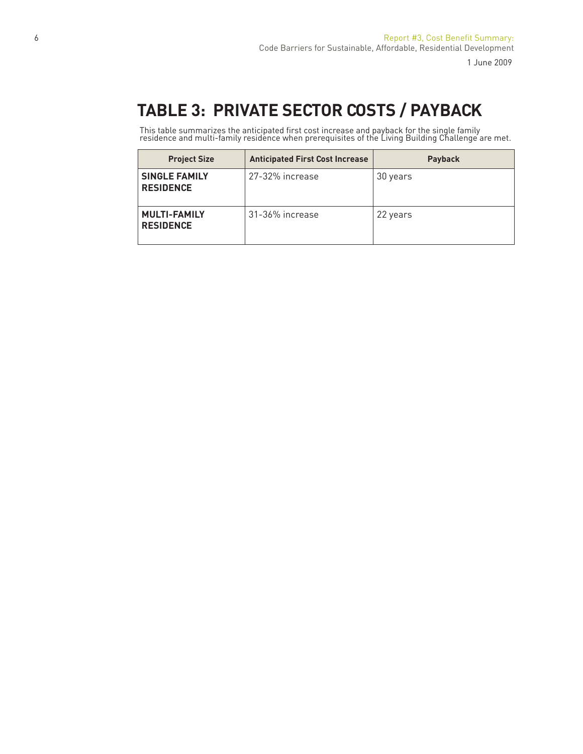# TABLE 3: PRIVATE SECTOR COSTS / PAYBACK

This table summarizes the anticipated first cost increase and payback for the single family residence and multi-family residence when prerequisites of the Living Building Challenge are met.

| Project Size | Anticipated First Cost Increase | Payback |
|---|---|---|
| **SINGLE FAMILY RESIDENCE** | 27-32% increase | 30 years |
| **MULTI-FAMILY RESIDENCE** | 31-36% increase | 22 years |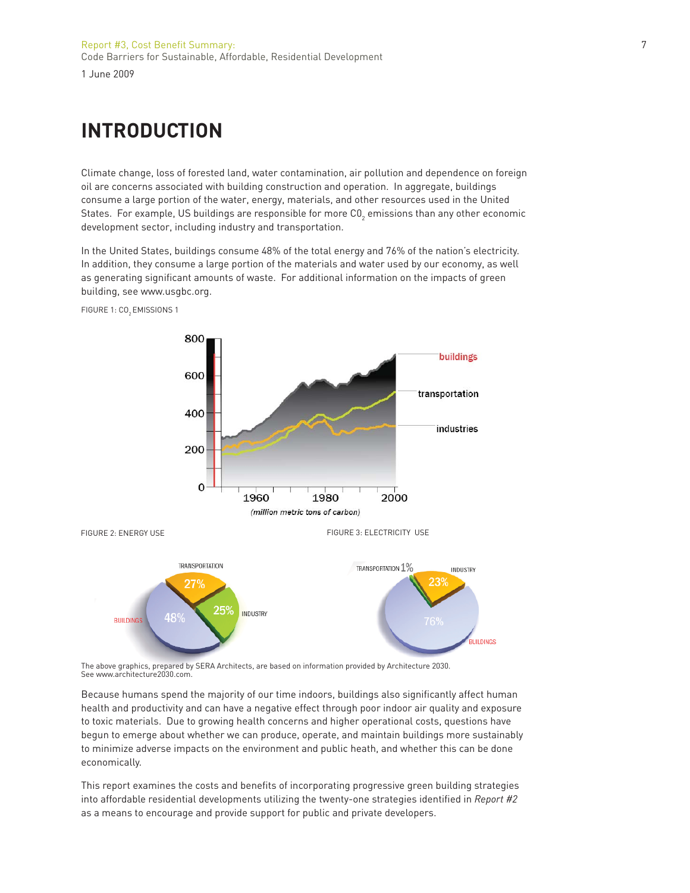# INTRODUCTION

Climate change, loss of forested land, water contamination, air pollution and dependence on foreign oil are concerns associated with building construction and operation. In aggregate, buildings consume a large portion of the water, energy, materials, and other resources used in the United States. For example, US buildings are responsible for more $C0_2$ emissions than any other economic development sector, including industry and transportation.

In the United States, buildings consume 48% of the total energy and 76% of the nation's electricity. In addition, they consume a large portion of the materials and water used by our economy, as well as generating significant amounts of waste. For additional information on the impacts of green building, see www.usgbc.org.

FIGURE 1: $CO_2$ EMISSIONS 1

FIGURE 2: ENERGY USE

FIGURE 3: ELECTRICITY USE

The above graphics, prepared by SERA Architects, are based on information provided by Architecture 2030.
See www.architecture2030.com.

Because humans spend the majority of our time indoors, buildings also significantly affect human health and productivity and can have a negative effect through poor indoor air quality and exposure to toxic materials. Due to growing health concerns and higher operational costs, questions have begun to emerge about whether we can produce, operate, and maintain buildings more sustainably to minimize adverse impacts on the environment and public heath, and whether this can be done economically.

This report examines the costs and benefits of incorporating progressive green building strategies into affordable residential developments utilizing the twenty-one strategies identified in *Report #2* as a means to encourage and provide support for public and private developers.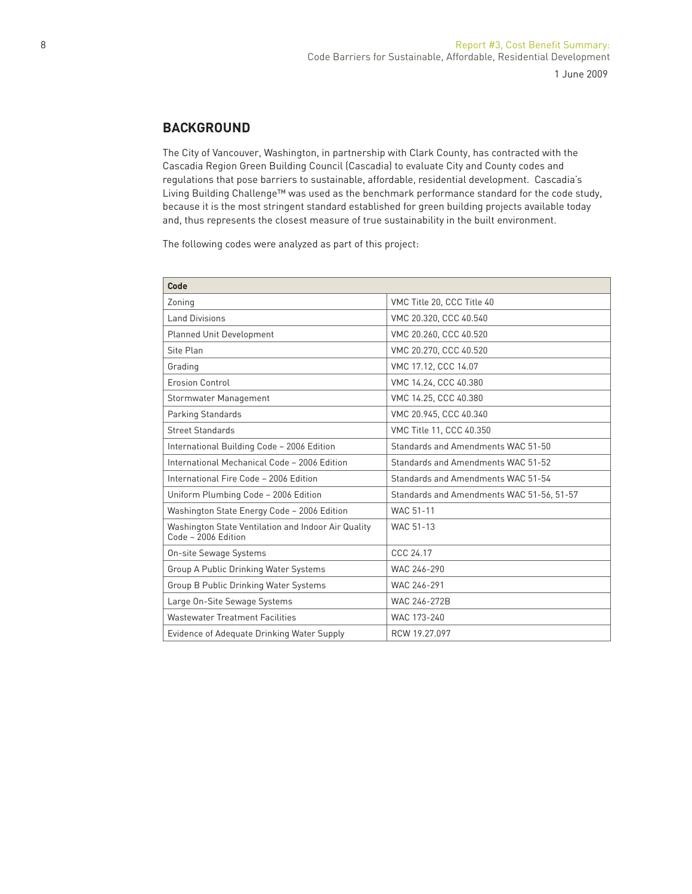## BACKGROUND

The City of Vancouver, Washington, in partnership with Clark County, has contracted with the Cascadia Region Green Building Council (Cascadia) to evaluate City and County codes and regulations that pose barriers to sustainable, affordable, residential development. Cascadia's Living Building Challenge™ was used as the benchmark performance standard for the code study, because it is the most stringent standard established for green building projects available today and, thus represents the closest measure of true sustainability in the built environment.

The following codes were analyzed as part of this project:

| Code | |
|---|---|
| Zoning | VMC Title 20, CCC Title 40 |
| Land Divisions | VMC 20.320, CCC 40.540 |
| Planned Unit Development | VMC 20.260, CCC 40.520 |
| Site Plan | VMC 20.270, CCC 40.520 |
| Grading | VMC 17.12, CCC 14.07 |
| Erosion Control | VMC 14.24, CCC 40.380 |
| Stormwater Management | VMC 14.25, CCC 40.380 |
| Parking Standards | VMC 20.945, CCC 40.340 |
| Street Standards | VMC Title 11, CCC 40.350 |
| International Building Code – 2006 Edition | Standards and Amendments WAC 51-50 |
| International Mechanical Code – 2006 Edition | Standards and Amendments WAC 51-52 |
| International Fire Code – 2006 Edition | Standards and Amendments WAC 51-54 |
| Uniform Plumbing Code – 2006 Edition | Standards and Amendments WAC 51-56, 51-57 |
| Washington State Energy Code – 2006 Edition | WAC 51-11 |
| Washington State Ventilation and Indoor Air Quality Code – 2006 Edition | WAC 51-13 |
| On-site Sewage Systems | CCC 24.17 |
| Group A Public Drinking Water Systems | WAC 246-290 |
| Group B Public Drinking Water Systems | WAC 246-291 |
| Large On-Site Sewage Systems | WAC 246-272B |
| Wastewater Treatment Facilities | WAC 173-240 |
| Evidence of Adequate Drinking Water Supply | RCW 19.27.097 |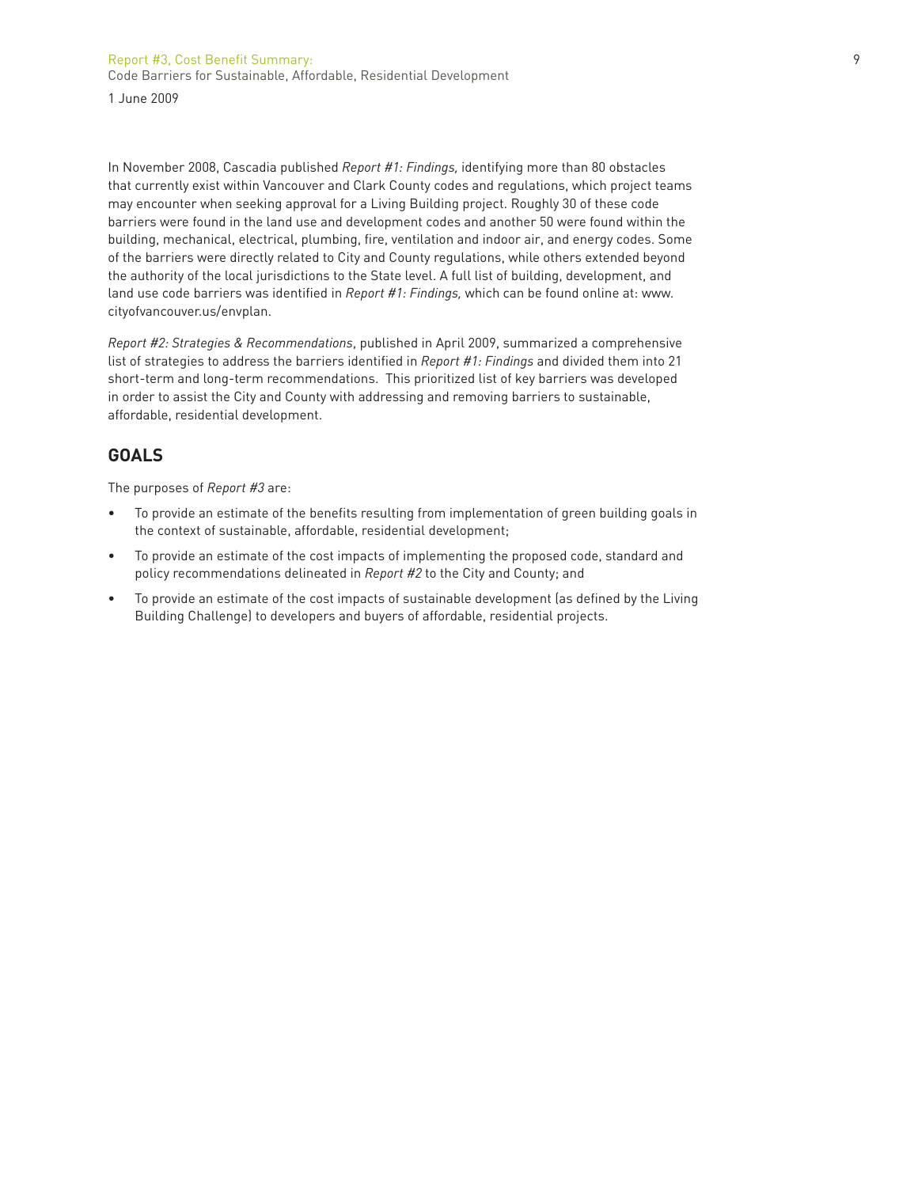In November 2008, Cascadia published *Report #1: Findings,* identifying more than 80 obstacles that currently exist within Vancouver and Clark County codes and regulations, which project teams may encounter when seeking approval for a Living Building project. Roughly 30 of these code barriers were found in the land use and development codes and another 50 were found within the building, mechanical, electrical, plumbing, fire, ventilation and indoor air, and energy codes. Some of the barriers were directly related to City and County regulations, while others extended beyond the authority of the local jurisdictions to the State level. A full list of building, development, and land use code barriers was identified in *Report #1: Findings,* which can be found online at: www.cityofvancouver.us/envplan.

*Report #2: Strategies & Recommendations*, published in April 2009, summarized a comprehensive list of strategies to address the barriers identified in *Report #1: Findings* and divided them into 21 short-term and long-term recommendations. This prioritized list of key barriers was developed in order to assist the City and County with addressing and removing barriers to sustainable, affordable, residential development.

## GOALS

The purposes of *Report #3* are:

- To provide an estimate of the benefits resulting from implementation of green building goals in the context of sustainable, affordable, residential development;
- To provide an estimate of the cost impacts of implementing the proposed code, standard and policy recommendations delineated in *Report #2* to the City and County; and
- To provide an estimate of the cost impacts of sustainable development (as defined by the Living Building Challenge) to developers and buyers of affordable, residential projects.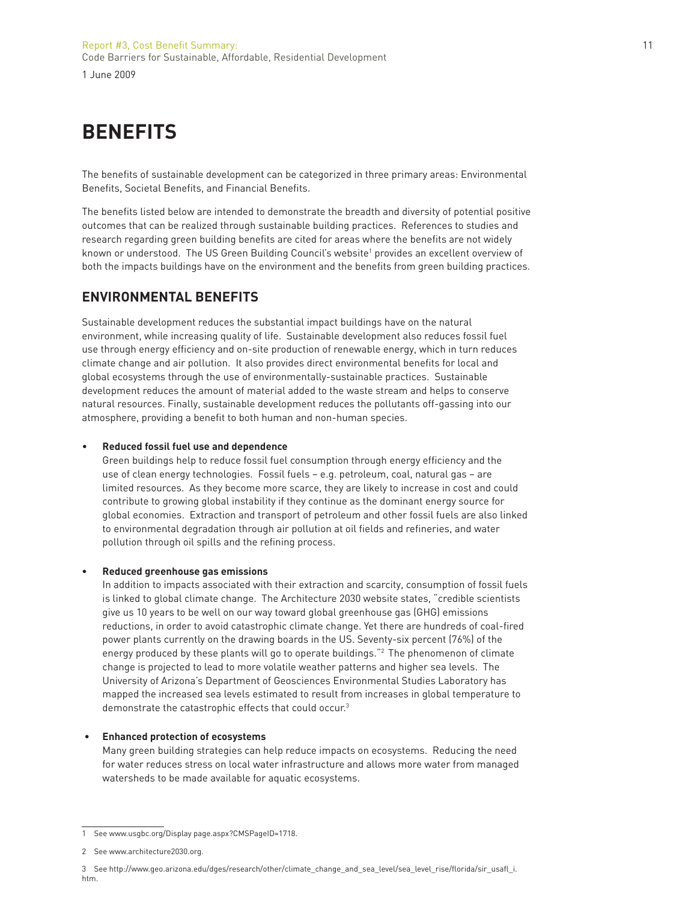# BENEFITS

The benefits of sustainable development can be categorized in three primary areas: Environmental Benefits, Societal Benefits, and Financial Benefits.

The benefits listed below are intended to demonstrate the breadth and diversity of potential positive outcomes that can be realized through sustainable building practices. References to studies and research regarding green building benefits are cited for areas where the benefits are not widely known or understood. The US Green Building Council's website[1] provides an excellent overview of both the impacts buildings have on the environment and the benefits from green building practices.

## ENVIRONMENTAL BENEFITS

Sustainable development reduces the substantial impact buildings have on the natural environment, while increasing quality of life. Sustainable development also reduces fossil fuel use through energy efficiency and on-site production of renewable energy, which in turn reduces climate change and air pollution. It also provides direct environmental benefits for local and global ecosystems through the use of environmentally-sustainable practices. Sustainable development reduces the amount of material added to the waste stream and helps to conserve natural resources. Finally, sustainable development reduces the pollutants off-gassing into our atmosphere, providing a benefit to both human and non-human species.

- **Reduced fossil fuel use and dependence**
  Green buildings help to reduce fossil fuel consumption through energy efficiency and the use of clean energy technologies. Fossil fuels – e.g. petroleum, coal, natural gas – are limited resources. As they become more scarce, they are likely to increase in cost and could contribute to growing global instability if they continue as the dominant energy source for global economies. Extraction and transport of petroleum and other fossil fuels are also linked to environmental degradation through air pollution at oil fields and refineries, and water pollution through oil spills and the refining process.

- **Reduced greenhouse gas emissions**
  In addition to impacts associated with their extraction and scarcity, consumption of fossil fuels is linked to global climate change. The Architecture 2030 website states, "credible scientists give us 10 years to be well on our way toward global greenhouse gas (GHG) emissions reductions, in order to avoid catastrophic climate change. Yet there are hundreds of coal-fired power plants currently on the drawing boards in the US. Seventy-six percent (76%) of the energy produced by these plants will go to operate buildings."[2] The phenomenon of climate change is projected to lead to more volatile weather patterns and higher sea levels. The University of Arizona's Department of Geosciences Environmental Studies Laboratory has mapped the increased sea levels estimated to result from increases in global temperature to demonstrate the catastrophic effects that could occur.[3]

- **Enhanced protection of ecosystems**
  Many green building strategies can help reduce impacts on ecosystems. Reducing the need for water reduces stress on local water infrastructure and allows more water from managed watersheds to be made available for aquatic ecosystems.

---

1 See www.usgbc.org/Display page.aspx?CMSPageID=1718.

2 See www.architecture2030.org.

3 See http://www.geo.arizona.edu/dges/research/other/climate_change_and_sea_level/sea_level_rise/florida/sir_usafl_i.htm.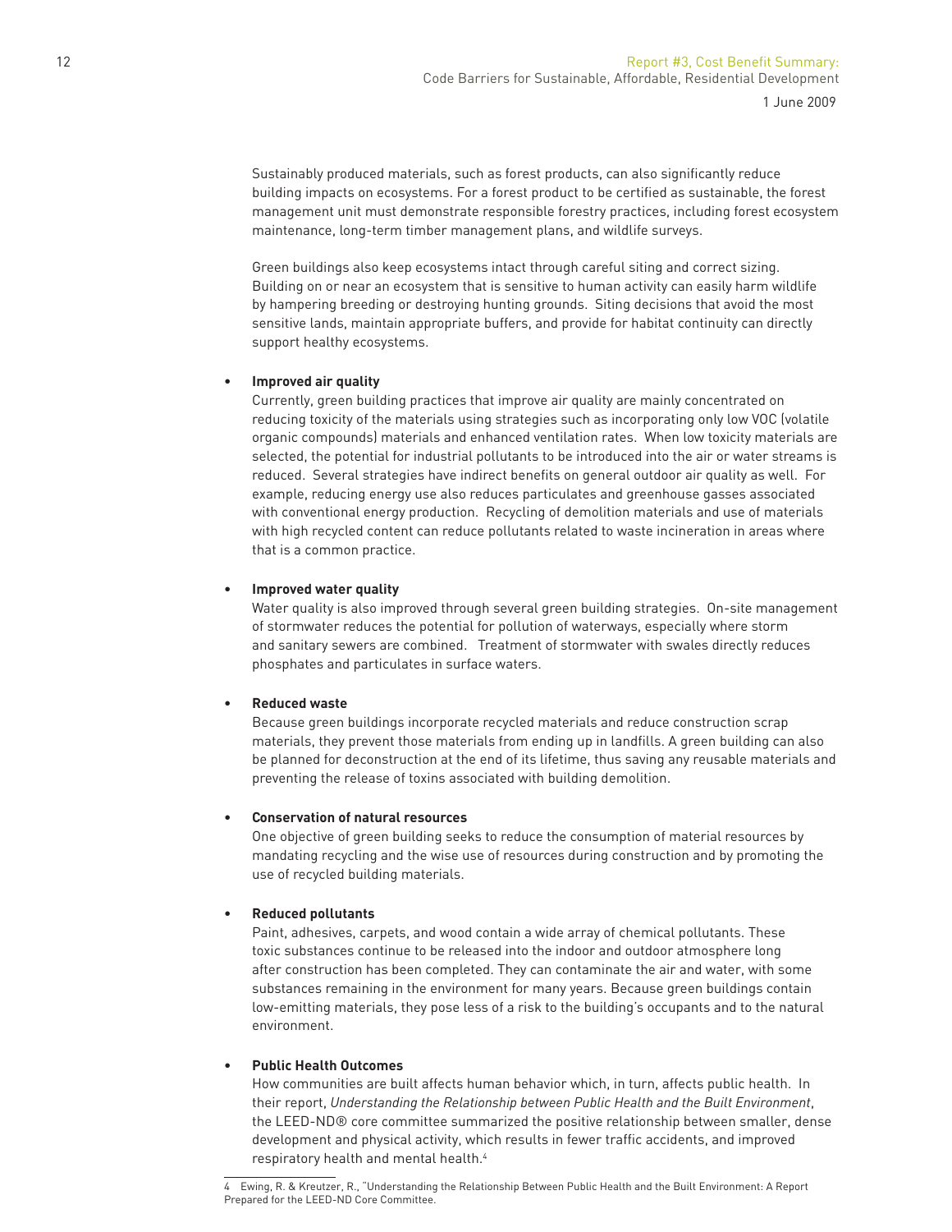Sustainably produced materials, such as forest products, can also significantly reduce building impacts on ecosystems. For a forest product to be certified as sustainable, the forest management unit must demonstrate responsible forestry practices, including forest ecosystem maintenance, long-term timber management plans, and wildlife surveys.

Green buildings also keep ecosystems intact through careful siting and correct sizing. Building on or near an ecosystem that is sensitive to human activity can easily harm wildlife by hampering breeding or destroying hunting grounds. Siting decisions that avoid the most sensitive lands, maintain appropriate buffers, and provide for habitat continuity can directly support healthy ecosystems.

- **Improved air quality**

  Currently, green building practices that improve air quality are mainly concentrated on reducing toxicity of the materials using strategies such as incorporating only low VOC (volatile organic compounds) materials and enhanced ventilation rates. When low toxicity materials are selected, the potential for industrial pollutants to be introduced into the air or water streams is reduced. Several strategies have indirect benefits on general outdoor air quality as well. For example, reducing energy use also reduces particulates and greenhouse gasses associated with conventional energy production. Recycling of demolition materials and use of materials with high recycled content can reduce pollutants related to waste incineration in areas where that is a common practice.

- **Improved water quality**

  Water quality is also improved through several green building strategies. On-site management of stormwater reduces the potential for pollution of waterways, especially where storm and sanitary sewers are combined. Treatment of stormwater with swales directly reduces phosphates and particulates in surface waters.

- **Reduced waste**

  Because green buildings incorporate recycled materials and reduce construction scrap materials, they prevent those materials from ending up in landfills. A green building can also be planned for deconstruction at the end of its lifetime, thus saving any reusable materials and preventing the release of toxins associated with building demolition.

- **Conservation of natural resources**

  One objective of green building seeks to reduce the consumption of material resources by mandating recycling and the wise use of resources during construction and by promoting the use of recycled building materials.

- **Reduced pollutants**

  Paint, adhesives, carpets, and wood contain a wide array of chemical pollutants. These toxic substances continue to be released into the indoor and outdoor atmosphere long after construction has been completed. They can contaminate the air and water, with some substances remaining in the environment for many years. Because green buildings contain low-emitting materials, they pose less of a risk to the building's occupants and to the natural environment.

- **Public Health Outcomes**

  How communities are built affects human behavior which, in turn, affects public health. In their report, *Understanding the Relationship between Public Health and the Built Environment*, the LEED-ND® core committee summarized the positive relationship between smaller, dense development and physical activity, which results in fewer traffic accidents, and improved respiratory health and mental health.[4]

[4] Ewing, R. & Kreutzer, R., "Understanding the Relationship Between Public Health and the Built Environment: A Report Prepared for the LEED-ND Core Committee.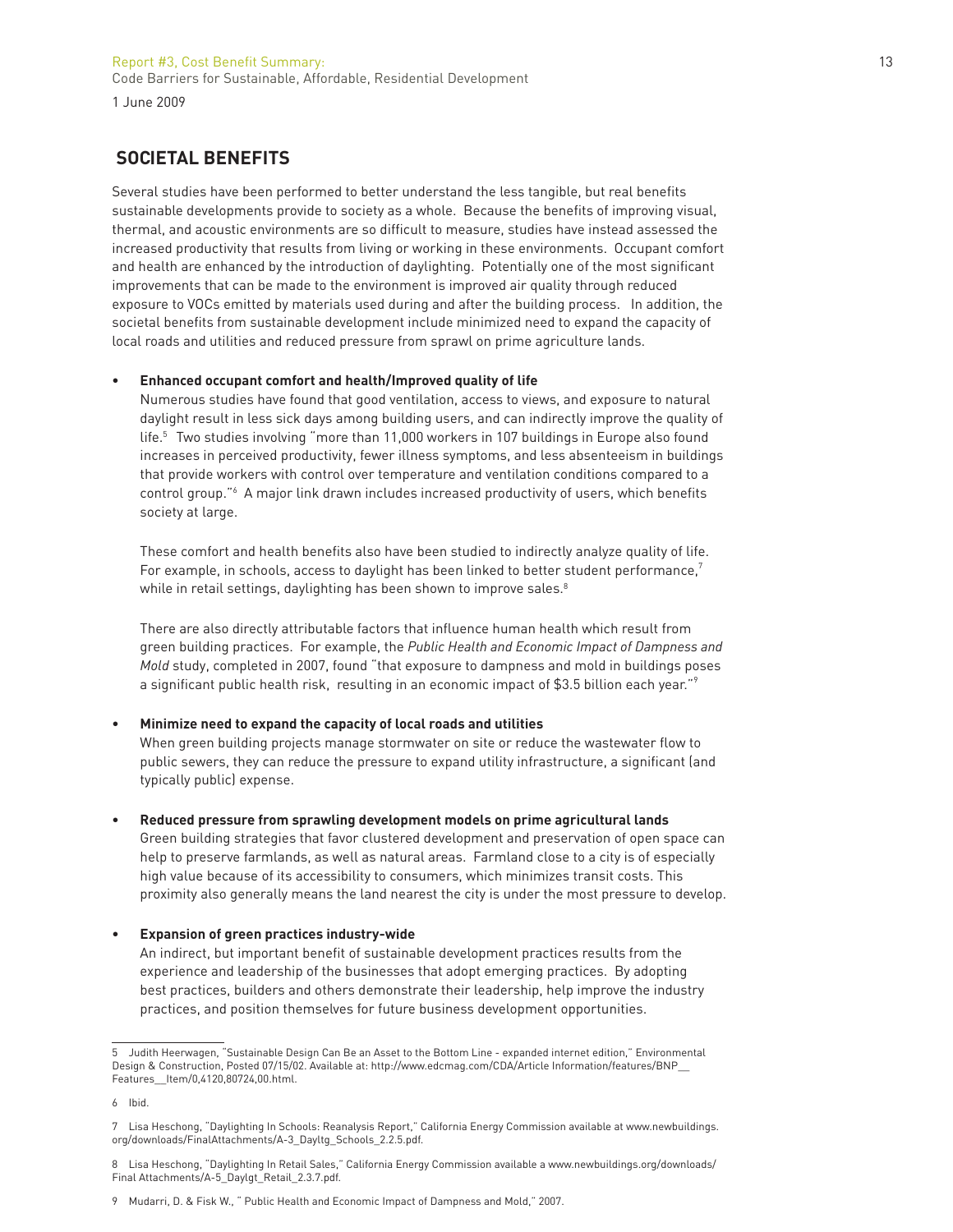## SOCIETAL BENEFITS

Several studies have been performed to better understand the less tangible, but real benefits sustainable developments provide to society as a whole. Because the benefits of improving visual, thermal, and acoustic environments are so difficult to measure, studies have instead assessed the increased productivity that results from living or working in these environments. Occupant comfort and health are enhanced by the introduction of daylighting. Potentially one of the most significant improvements that can be made to the environment is improved air quality through reduced exposure to VOCs emitted by materials used during and after the building process. In addition, the societal benefits from sustainable development include minimized need to expand the capacity of local roads and utilities and reduced pressure from sprawl on prime agriculture lands.

- **Enhanced occupant comfort and health/Improved quality of life**

  Numerous studies have found that good ventilation, access to views, and exposure to natural daylight result in less sick days among building users, and can indirectly improve the quality of life.[5] Two studies involving "more than 11,000 workers in 107 buildings in Europe also found increases in perceived productivity, fewer illness symptoms, and less absenteeism in buildings that provide workers with control over temperature and ventilation conditions compared to a control group."[6] A major link drawn includes increased productivity of users, which benefits society at large.

  These comfort and health benefits also have been studied to indirectly analyze quality of life. For example, in schools, access to daylight has been linked to better student performance,[7] while in retail settings, daylighting has been shown to improve sales.[8]

  There are also directly attributable factors that influence human health which result from green building practices. For example, the *Public Health and Economic Impact of Dampness and Mold* study, completed in 2007, found "that exposure to dampness and mold in buildings poses a significant public health risk, resulting in an economic impact of $3.5 billion each year."[9]

- **Minimize need to expand the capacity of local roads and utilities**

  When green building projects manage stormwater on site or reduce the wastewater flow to public sewers, they can reduce the pressure to expand utility infrastructure, a significant (and typically public) expense.

- **Reduced pressure from sprawling development models on prime agricultural lands**

  Green building strategies that favor clustered development and preservation of open space can help to preserve farmlands, as well as natural areas. Farmland close to a city is of especially high value because of its accessibility to consumers, which minimizes transit costs. This proximity also generally means the land nearest the city is under the most pressure to develop.

- **Expansion of green practices industry-wide**

  An indirect, but important benefit of sustainable development practices results from the experience and leadership of the businesses that adopt emerging practices. By adopting best practices, builders and others demonstrate their leadership, help improve the industry practices, and position themselves for future business development opportunities.

---

5 Judith Heerwagen, "Sustainable Design Can Be an Asset to the Bottom Line - expanded internet edition," Environmental Design & Construction, Posted 07/15/02. Available at: http://www.edcmag.com/CDA/Article Information/features/BNP__Features__Item/0,4120,80724,00.html.

6 Ibid.

7 Lisa Heschong, "Daylighting In Schools: Reanalysis Report," California Energy Commission available at www.newbuildings.org/downloads/FinalAttachments/A-3_Dayltg_Schools_2.2.5.pdf.

8 Lisa Heschong, "Daylighting In Retail Sales," California Energy Commission available a www.newbuildings.org/downloads/Final Attachments/A-5_Daylgt_Retail_2.3.7.pdf.

9 Mudarri, D. & Fisk W., " Public Health and Economic Impact of Dampness and Mold," 2007.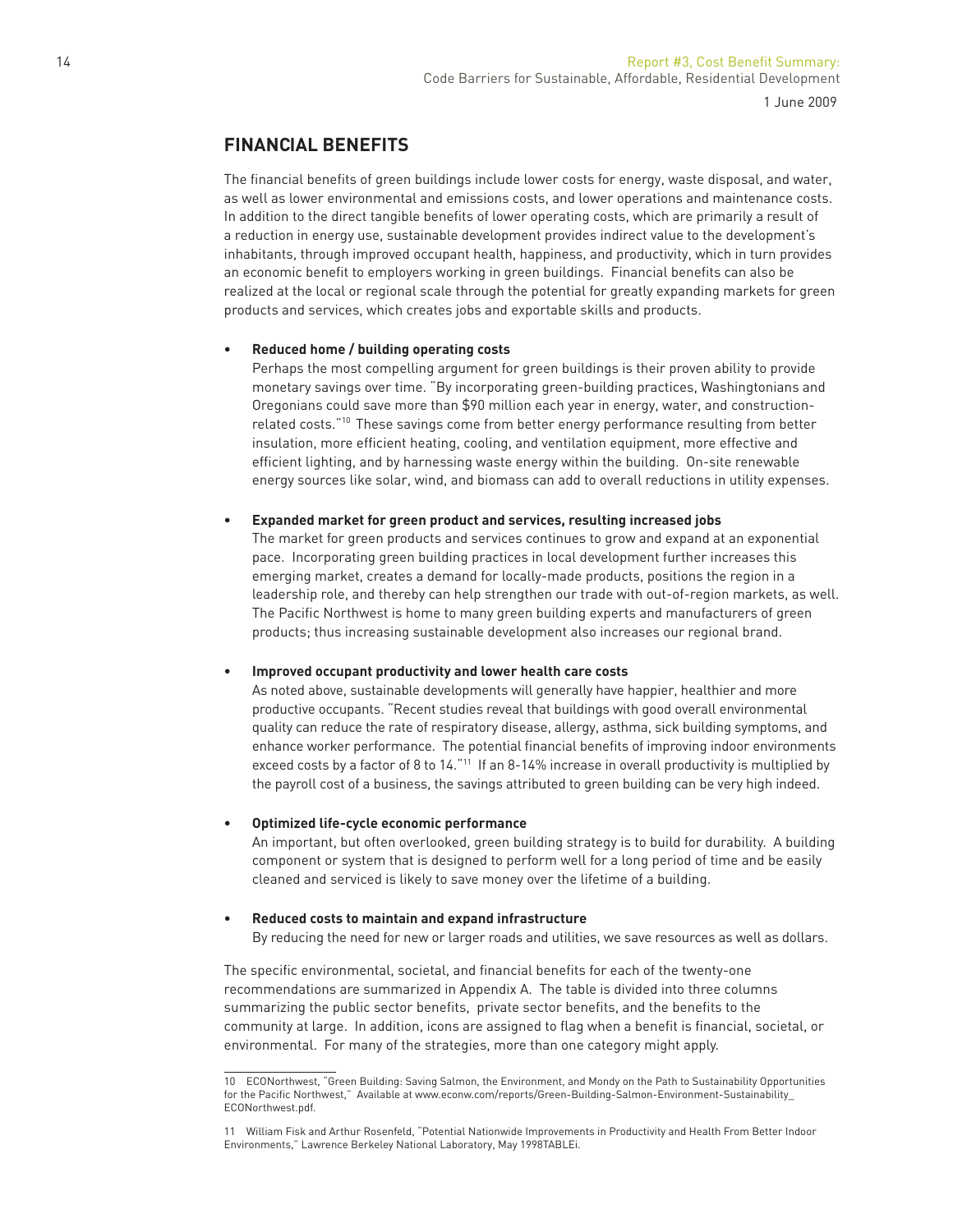## FINANCIAL BENEFITS

The financial benefits of green buildings include lower costs for energy, waste disposal, and water, as well as lower environmental and emissions costs, and lower operations and maintenance costs. In addition to the direct tangible benefits of lower operating costs, which are primarily a result of a reduction in energy use, sustainable development provides indirect value to the development's inhabitants, through improved occupant health, happiness, and productivity, which in turn provides an economic benefit to employers working in green buildings. Financial benefits can also be realized at the local or regional scale through the potential for greatly expanding markets for green products and services, which creates jobs and exportable skills and products.

- **Reduced home / building operating costs**
  Perhaps the most compelling argument for green buildings is their proven ability to provide monetary savings over time. "By incorporating green-building practices, Washingtonians and Oregonians could save more than $90 million each year in energy, water, and construction-related costs."[10] These savings come from better energy performance resulting from better insulation, more efficient heating, cooling, and ventilation equipment, more effective and efficient lighting, and by harnessing waste energy within the building. On-site renewable energy sources like solar, wind, and biomass can add to overall reductions in utility expenses.

- **Expanded market for green product and services, resulting increased jobs**
  The market for green products and services continues to grow and expand at an exponential pace. Incorporating green building practices in local development further increases this emerging market, creates a demand for locally-made products, positions the region in a leadership role, and thereby can help strengthen our trade with out-of-region markets, as well. The Pacific Northwest is home to many green building experts and manufacturers of green products; thus increasing sustainable development also increases our regional brand.

- **Improved occupant productivity and lower health care costs**
  As noted above, sustainable developments will generally have happier, healthier and more productive occupants. "Recent studies reveal that buildings with good overall environmental quality can reduce the rate of respiratory disease, allergy, asthma, sick building symptoms, and enhance worker performance. The potential financial benefits of improving indoor environments exceed costs by a factor of 8 to 14."[11] If an 8-14% increase in overall productivity is multiplied by the payroll cost of a business, the savings attributed to green building can be very high indeed.

- **Optimized life-cycle economic performance**
  An important, but often overlooked, green building strategy is to build for durability. A building component or system that is designed to perform well for a long period of time and be easily cleaned and serviced is likely to save money over the lifetime of a building.

- **Reduced costs to maintain and expand infrastructure**
  By reducing the need for new or larger roads and utilities, we save resources as well as dollars.

The specific environmental, societal, and financial benefits for each of the twenty-one recommendations are summarized in Appendix A. The table is divided into three columns summarizing the public sector benefits, private sector benefits, and the benefits to the community at large. In addition, icons are assigned to flag when a benefit is financial, societal, or environmental. For many of the strategies, more than one category might apply.

---

10 ECONorthwest, "Green Building: Saving Salmon, the Environment, and Mondy on the Path to Sustainability Opportunities for the Pacific Northwest," Available at www.econw.com/reports/Green-Building-Salmon-Environment-Sustainability_ECONorthwest.pdf.

11 William Fisk and Arthur Rosenfeld, "Potential Nationwide Improvements in Productivity and Health From Better Indoor Environments," Lawrence Berkeley National Laboratory, May 1998TABLEi.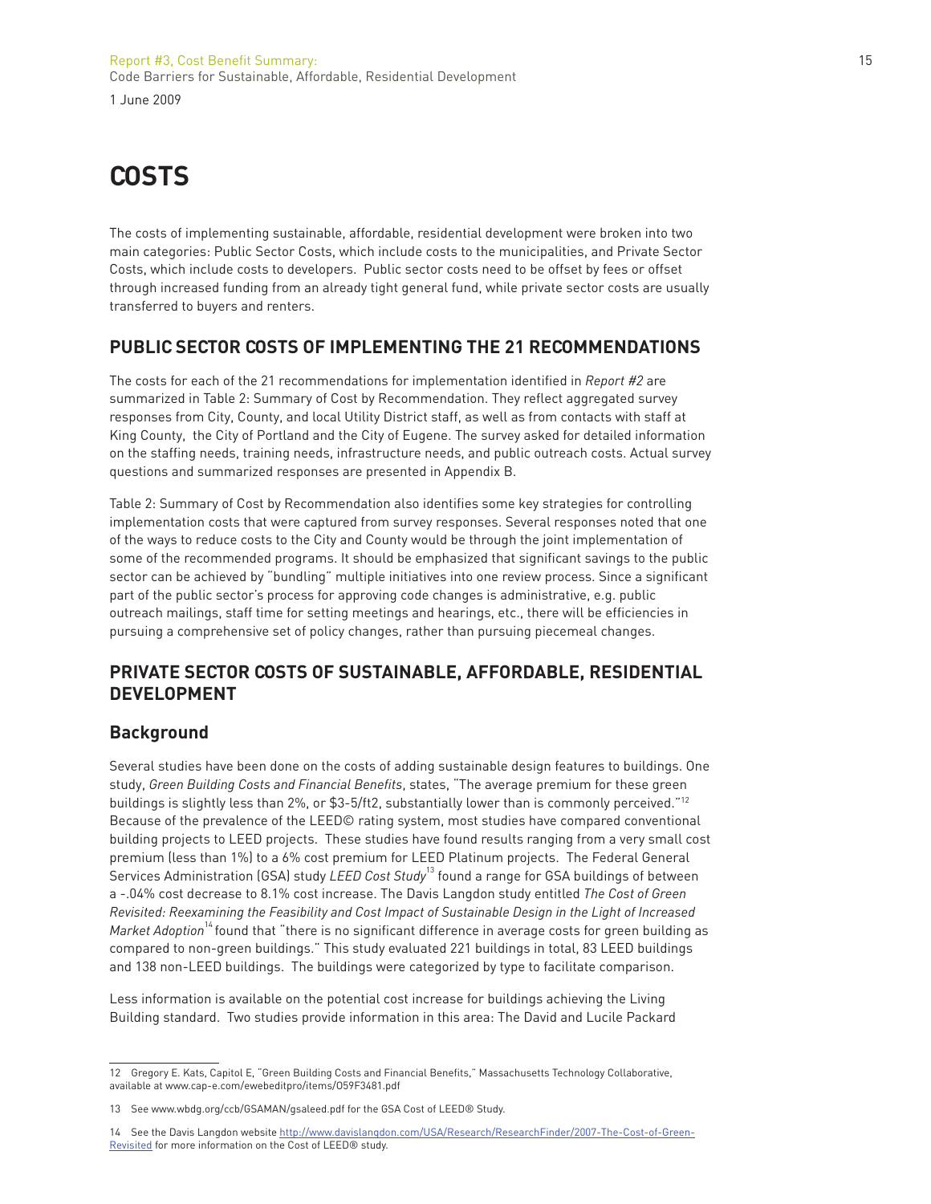# COSTS

The costs of implementing sustainable, affordable, residential development were broken into two main categories: Public Sector Costs, which include costs to the municipalities, and Private Sector Costs, which include costs to developers. Public sector costs need to be offset by fees or offset through increased funding from an already tight general fund, while private sector costs are usually transferred to buyers and renters.

## PUBLIC SECTOR COSTS OF IMPLEMENTING THE 21 RECOMMENDATIONS

The costs for each of the 21 recommendations for implementation identified in *Report #2* are summarized in Table 2: Summary of Cost by Recommendation. They reflect aggregated survey responses from City, County, and local Utility District staff, as well as from contacts with staff at King County, the City of Portland and the City of Eugene. The survey asked for detailed information on the staffing needs, training needs, infrastructure needs, and public outreach costs. Actual survey questions and summarized responses are presented in Appendix B.

Table 2: Summary of Cost by Recommendation also identifies some key strategies for controlling implementation costs that were captured from survey responses. Several responses noted that one of the ways to reduce costs to the City and County would be through the joint implementation of some of the recommended programs. It should be emphasized that significant savings to the public sector can be achieved by "bundling" multiple initiatives into one review process. Since a significant part of the public sector's process for approving code changes is administrative, e.g. public outreach mailings, staff time for setting meetings and hearings, etc., there will be efficiencies in pursuing a comprehensive set of policy changes, rather than pursuing piecemeal changes.

## PRIVATE SECTOR COSTS OF SUSTAINABLE, AFFORDABLE, RESIDENTIAL DEVELOPMENT

### Background

Several studies have been done on the costs of adding sustainable design features to buildings. One study, *Green Building Costs and Financial Benefits*, states, "The average premium for these green buildings is slightly less than 2%, or $3-5/ft2, substantially lower than is commonly perceived."[12] Because of the prevalence of the LEED© rating system, most studies have compared conventional building projects to LEED projects. These studies have found results ranging from a very small cost premium (less than 1%) to a 6% cost premium for LEED Platinum projects. The Federal General Services Administration (GSA) study *LEED Cost Study*[13] found a range for GSA buildings of between a -.04% cost decrease to 8.1% cost increase. The Davis Langdon study entitled *The Cost of Green Revisited: Reexamining the Feasibility and Cost Impact of Sustainable Design in the Light of Increased Market Adoption*[14] found that "there is no significant difference in average costs for green building as compared to non-green buildings." This study evaluated 221 buildings in total, 83 LEED buildings and 138 non-LEED buildings. The buildings were categorized by type to facilitate comparison.

Less information is available on the potential cost increase for buildings achieving the Living Building standard. Two studies provide information in this area: The David and Lucile Packard

---

12 Gregory E. Kats, Capitol E, "Green Building Costs and Financial Benefits," Massachusetts Technology Collaborative, available at www.cap-e.com/ewebeditpro/items/O59F3481.pdf

13 See www.wbdg.org/ccb/GSAMAN/gsaleed.pdf for the GSA Cost of LEED® Study.

14 See the Davis Langdon website http://www.davislangdon.com/USA/Research/ResearchFinder/2007-The-Cost-of-Green-Revisited for more information on the Cost of LEED® study.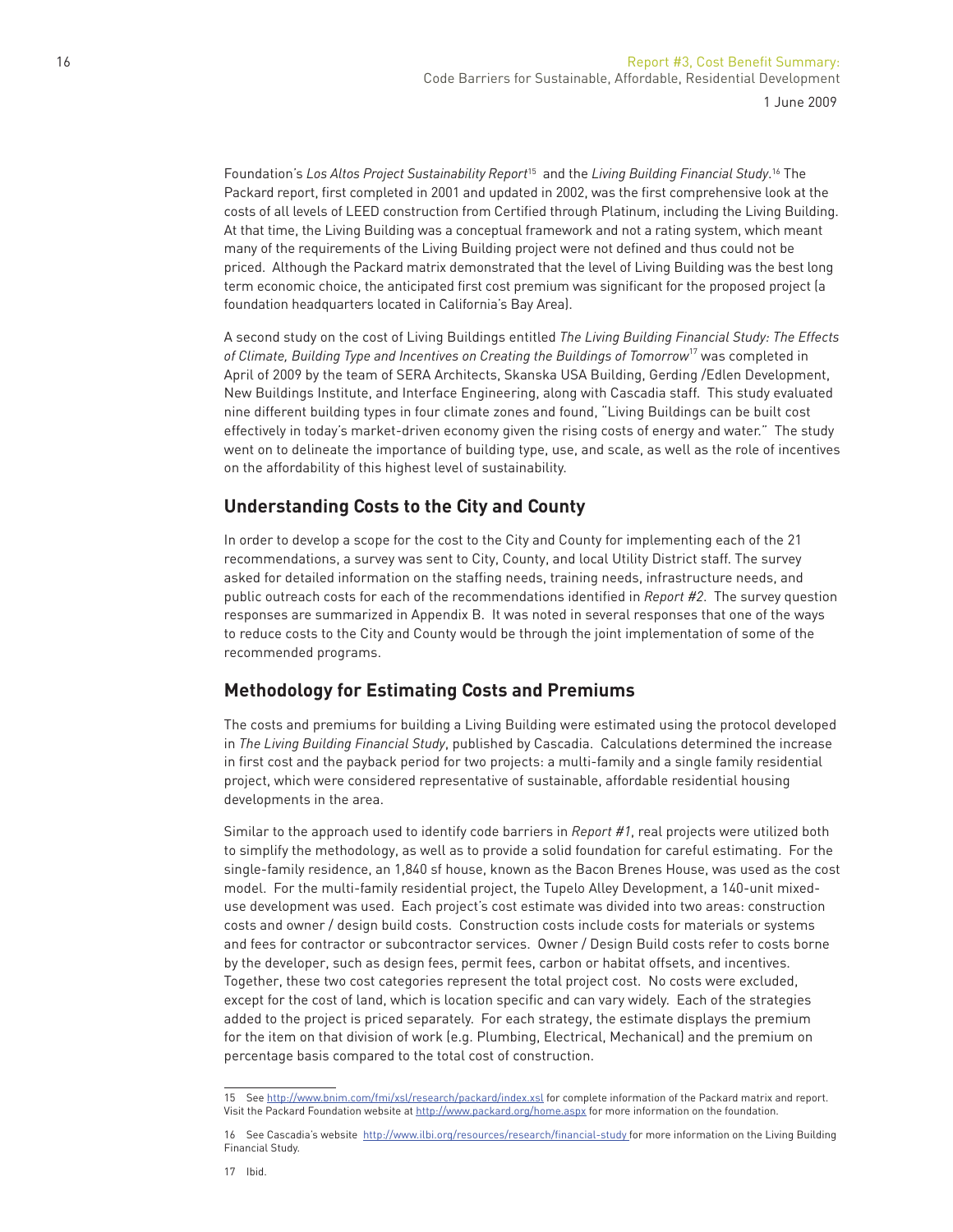Foundation's *Los Altos Project Sustainability Report*[15] and the *Living Building Financial Study*.[16] The Packard report, first completed in 2001 and updated in 2002, was the first comprehensive look at the costs of all levels of LEED construction from Certified through Platinum, including the Living Building. At that time, the Living Building was a conceptual framework and not a rating system, which meant many of the requirements of the Living Building project were not defined and thus could not be priced. Although the Packard matrix demonstrated that the level of Living Building was the best long term economic choice, the anticipated first cost premium was significant for the proposed project (a foundation headquarters located in California's Bay Area).

A second study on the cost of Living Buildings entitled *The Living Building Financial Study: The Effects of Climate, Building Type and Incentives on Creating the Buildings of Tomorrow*[17] was completed in April of 2009 by the team of SERA Architects, Skanska USA Building, Gerding /Edlen Development, New Buildings Institute, and Interface Engineering, along with Cascadia staff. This study evaluated nine different building types in four climate zones and found, "Living Buildings can be built cost effectively in today's market-driven economy given the rising costs of energy and water." The study went on to delineate the importance of building type, use, and scale, as well as the role of incentives on the affordability of this highest level of sustainability.

## Understanding Costs to the City and County

In order to develop a scope for the cost to the City and County for implementing each of the 21 recommendations, a survey was sent to City, County, and local Utility District staff. The survey asked for detailed information on the staffing needs, training needs, infrastructure needs, and public outreach costs for each of the recommendations identified in *Report #2*. The survey question responses are summarized in Appendix B. It was noted in several responses that one of the ways to reduce costs to the City and County would be through the joint implementation of some of the recommended programs.

## Methodology for Estimating Costs and Premiums

The costs and premiums for building a Living Building were estimated using the protocol developed in *The Living Building Financial Study*, published by Cascadia. Calculations determined the increase in first cost and the payback period for two projects: a multi-family and a single family residential project, which were considered representative of sustainable, affordable residential housing developments in the area.

Similar to the approach used to identify code barriers in *Report #1*, real projects were utilized both to simplify the methodology, as well as to provide a solid foundation for careful estimating. For the single-family residence, an 1,840 sf house, known as the Bacon Brenes House, was used as the cost model. For the multi-family residential project, the Tupelo Alley Development, a 140-unit mixed-use development was used. Each project's cost estimate was divided into two areas: construction costs and owner / design build costs. Construction costs include costs for materials or systems and fees for contractor or subcontractor services. Owner / Design Build costs refer to costs borne by the developer, such as design fees, permit fees, carbon or habitat offsets, and incentives. Together, these two cost categories represent the total project cost. No costs were excluded, except for the cost of land, which is location specific and can vary widely. Each of the strategies added to the project is priced separately. For each strategy, the estimate displays the premium for the item on that division of work (e.g. Plumbing, Electrical, Mechanical) and the premium on percentage basis compared to the total cost of construction.

---

15 See http://www.bnim.com/fmi/xsl/research/packard/index.xsl for complete information of the Packard matrix and report. Visit the Packard Foundation website at http://www.packard.org/home.aspx for more information on the foundation.

16 See Cascadia's website http://www.ilbi.org/resources/research/financial-study for more information on the Living Building Financial Study.

17 Ibid.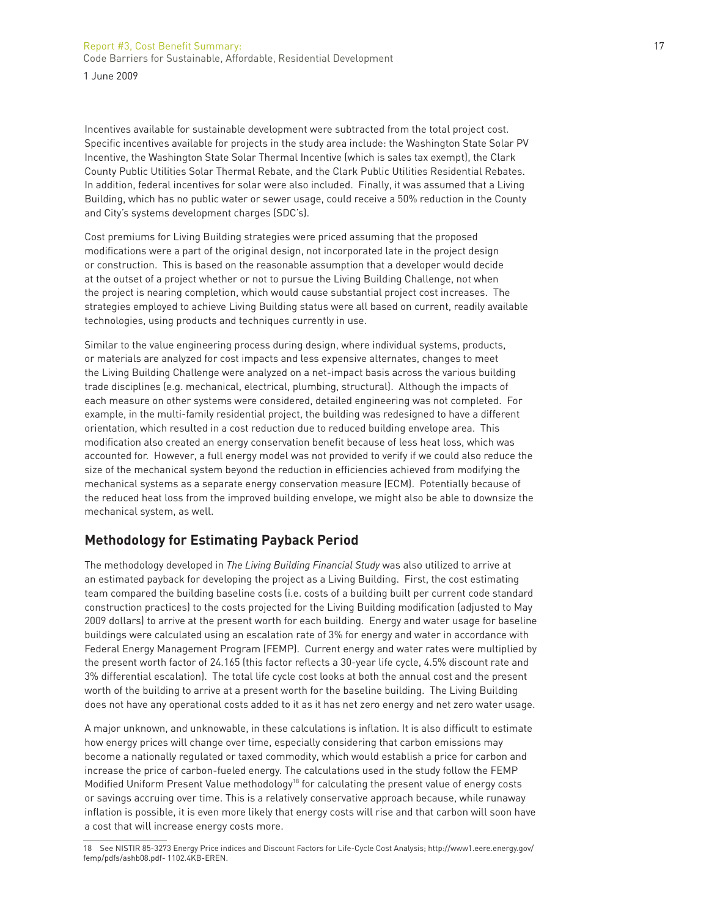Incentives available for sustainable development were subtracted from the total project cost. Specific incentives available for projects in the study area include: the Washington State Solar PV Incentive, the Washington State Solar Thermal Incentive (which is sales tax exempt), the Clark County Public Utilities Solar Thermal Rebate, and the Clark Public Utilities Residential Rebates. In addition, federal incentives for solar were also included. Finally, it was assumed that a Living Building, which has no public water or sewer usage, could receive a 50% reduction in the County and City's systems development charges (SDC's).

Cost premiums for Living Building strategies were priced assuming that the proposed modifications were a part of the original design, not incorporated late in the project design or construction. This is based on the reasonable assumption that a developer would decide at the outset of a project whether or not to pursue the Living Building Challenge, not when the project is nearing completion, which would cause substantial project cost increases. The strategies employed to achieve Living Building status were all based on current, readily available technologies, using products and techniques currently in use.

Similar to the value engineering process during design, where individual systems, products, or materials are analyzed for cost impacts and less expensive alternates, changes to meet the Living Building Challenge were analyzed on a net-impact basis across the various building trade disciplines (e.g. mechanical, electrical, plumbing, structural). Although the impacts of each measure on other systems were considered, detailed engineering was not completed. For example, in the multi-family residential project, the building was redesigned to have a different orientation, which resulted in a cost reduction due to reduced building envelope area. This modification also created an energy conservation benefit because of less heat loss, which was accounted for. However, a full energy model was not provided to verify if we could also reduce the size of the mechanical system beyond the reduction in efficiencies achieved from modifying the mechanical systems as a separate energy conservation measure (ECM). Potentially because of the reduced heat loss from the improved building envelope, we might also be able to downsize the mechanical system, as well.

## Methodology for Estimating Payback Period

The methodology developed in *The Living Building Financial Study* was also utilized to arrive at an estimated payback for developing the project as a Living Building. First, the cost estimating team compared the building baseline costs (i.e. costs of a building built per current code standard construction practices) to the costs projected for the Living Building modification (adjusted to May 2009 dollars) to arrive at the present worth for each building. Energy and water usage for baseline buildings were calculated using an escalation rate of 3% for energy and water in accordance with Federal Energy Management Program (FEMP). Current energy and water rates were multiplied by the present worth factor of 24.165 (this factor reflects a 30-year life cycle, 4.5% discount rate and 3% differential escalation). The total life cycle cost looks at both the annual cost and the present worth of the building to arrive at a present worth for the baseline building. The Living Building does not have any operational costs added to it as it has net zero energy and net zero water usage.

A major unknown, and unknowable, in these calculations is inflation. It is also difficult to estimate how energy prices will change over time, especially considering that carbon emissions may become a nationally regulated or taxed commodity, which would establish a price for carbon and increase the price of carbon-fueled energy. The calculations used in the study follow the FEMP Modified Uniform Present Value methodology[18] for calculating the present value of energy costs or savings accruing over time. This is a relatively conservative approach because, while runaway inflation is possible, it is even more likely that energy costs will rise and that carbon will soon have a cost that will increase energy costs more.

18 See NISTIR 85-3273 Energy Price indices and Discount Factors for Life-Cycle Cost Analysis; http://www1.eere.energy.gov/femp/pdfs/ashb08.pdf- 1102.4KB-EREN.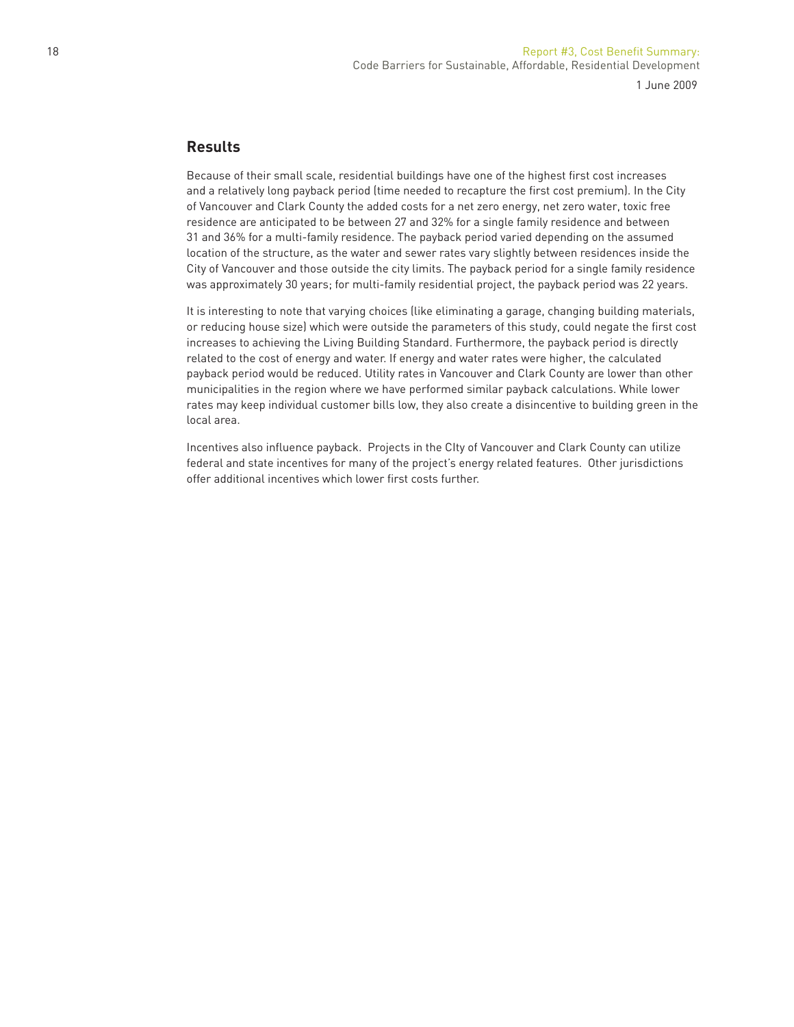## Results

Because of their small scale, residential buildings have one of the highest first cost increases and a relatively long payback period (time needed to recapture the first cost premium). In the City of Vancouver and Clark County the added costs for a net zero energy, net zero water, toxic free residence are anticipated to be between 27 and 32% for a single family residence and between 31 and 36% for a multi-family residence. The payback period varied depending on the assumed location of the structure, as the water and sewer rates vary slightly between residences inside the City of Vancouver and those outside the city limits. The payback period for a single family residence was approximately 30 years; for multi-family residential project, the payback period was 22 years.

It is interesting to note that varying choices (like eliminating a garage, changing building materials, or reducing house size) which were outside the parameters of this study, could negate the first cost increases to achieving the Living Building Standard. Furthermore, the payback period is directly related to the cost of energy and water. If energy and water rates were higher, the calculated payback period would be reduced. Utility rates in Vancouver and Clark County are lower than other municipalities in the region where we have performed similar payback calculations. While lower rates may keep individual customer bills low, they also create a disincentive to building green in the local area.

Incentives also influence payback. Projects in the CIty of Vancouver and Clark County can utilize federal and state incentives for many of the project's energy related features. Other jurisdictions offer additional incentives which lower first costs further.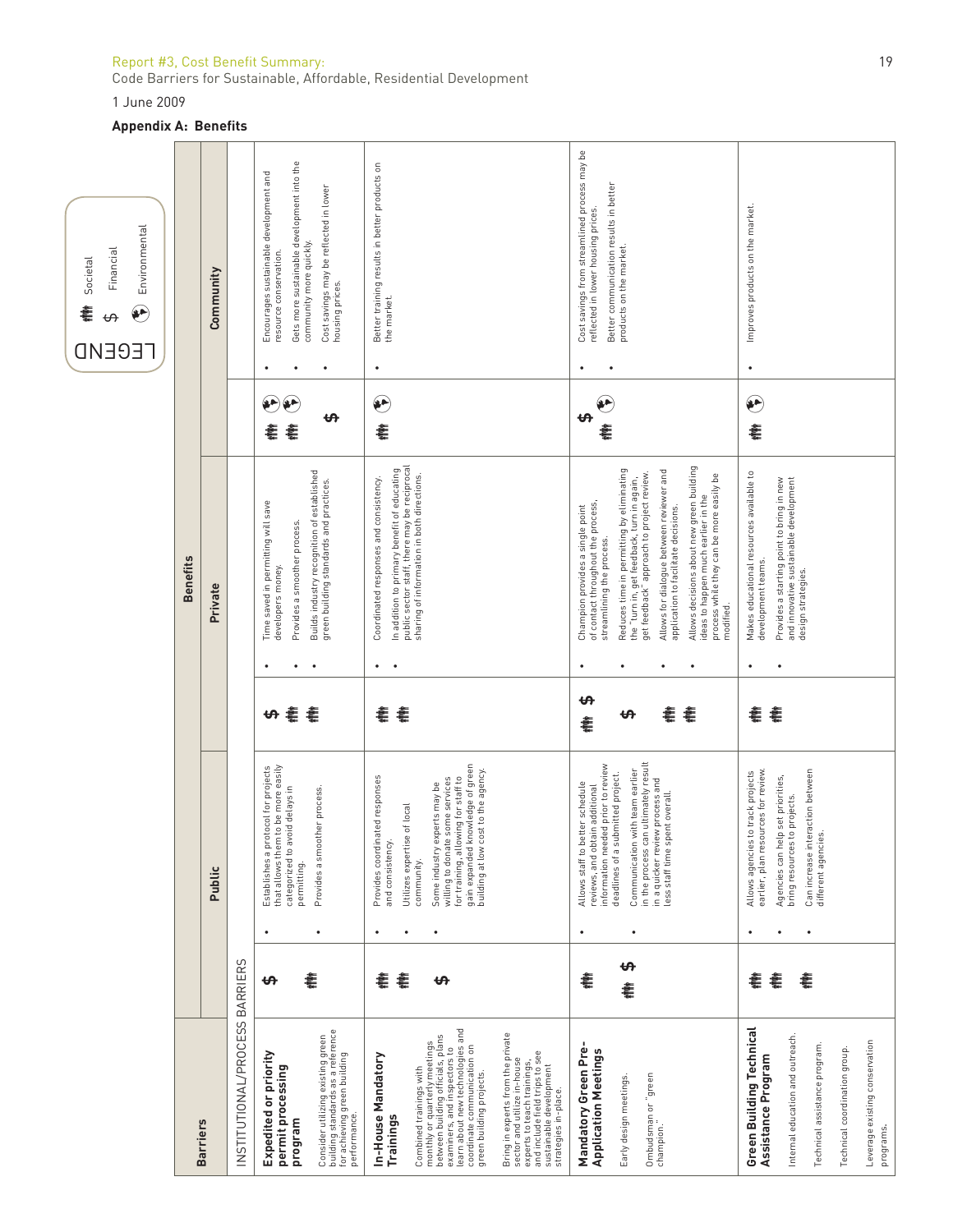Report #3, Cost Benefit Summary:
Code Barriers for Sustainable, Affordable, Residential Development

1 June 2009

**Appendix A: Benefits**

LEGEND
- Societal
- $ Financial
- Environmental

| Barriers | Benefits: Public | | Benefits: Private | | Benefits: Community | |
|---|---|---|---|---|---|---|
| INSTITUTIONAL/PROCESS BARRIERS | | | | | | |
| **Expedited or priority permit processing program**<br><br>Consider utilizing existing green building standards as a reference for achieving green building performance. | $<br><br>Societal | • Establishes a protocol for projects that allows them to be more easily categorized to avoid delays in permitting.<br>• Provides a smoother process. | $<br>Societal<br>Societal | • Time saved in permitting will save developers money.<br>• Provides a smoother process.<br>• Builds industry recognition of established green building standards and practices. | Societal, Environmental<br>Societal, Environmental<br>$ | • Encourages sustainable development and resource conservation.<br>• Gets more sustainable development into the community more quickly.<br>• Cost savings may be reflected in lower housing prices. |
| **In-House Mandatory Trainings**<br><br>Combined trainings with monthly or quarterly meetings between building officials, plans examiners, and inspectors to learn about new technologies and coordinate communication on green building projects.<br><br>Bring in experts from the private sector and utilize in-house experts to teach trainings, and include field trips to see sustainable development strategies in-place. | Societal<br>Societal<br>$ | • Provides coordinated responses and consistency.<br>• Utilizes expertise of local community.<br>• Some industry experts may be willing to donate some services for training, allowing for staff to gain expanded knowledge of green building at low cost to the agency. | Societal<br>Societal | • Coordinated responses and consistency.<br>• In addition to primary benefit of educating public sector staff, there may be reciprocal sharing of information in both directions. | Societal, Environmental | • Better training results in better products on the market. |
| **Mandatory Green Pre-Application Meetings**<br><br>Early design meetings.<br><br>Ombudsman or "green champion." | Societal<br>Societal, $ | • Allows staff to better schedule reviews, and obtain additional information needed prior to review deadlines of a submitted project.<br>• Communication with team earlier in the process can ultimately result in a quicker review process and less staff time spent overall. | Societal, $<br>$<br>Societal<br>Societal | • Champion provides a single point of contact throughout the process, streamlining the process.<br>• Reduces time in permitting by eliminating the "turn in, get feedback, turn in again, get feedback" approach to project review.<br>• Allows for dialogue between reviewer and application to facilitate decisions.<br>• Allows decisions about new green building ideas to happen much earlier in the process while they can be more easily be modified. | $, Environmental<br>Societal | • Cost savings from streamlined process may be reflected in lower housing prices.<br>• Better communication results in better products on the market. |
| **Green Building Technical Assistance Program**<br><br>Internal education and outreach.<br><br>Technical assistance program.<br><br>Technical coordination group.<br><br>Leverage existing conservation programs. | Societal<br>Societal<br>Societal | • Allows agencies to track projects earlier, plan resources for review.<br>• Agencies can help set priorities, bring resources to projects.<br>• Can increase interaction between different agencies. | Societal<br>Societal | • Makes educational resources available to development teams.<br>• Provides a starting point to bring in new and innovative sustainable development design strategies. | Societal, Environmental | • Improves products on the market. |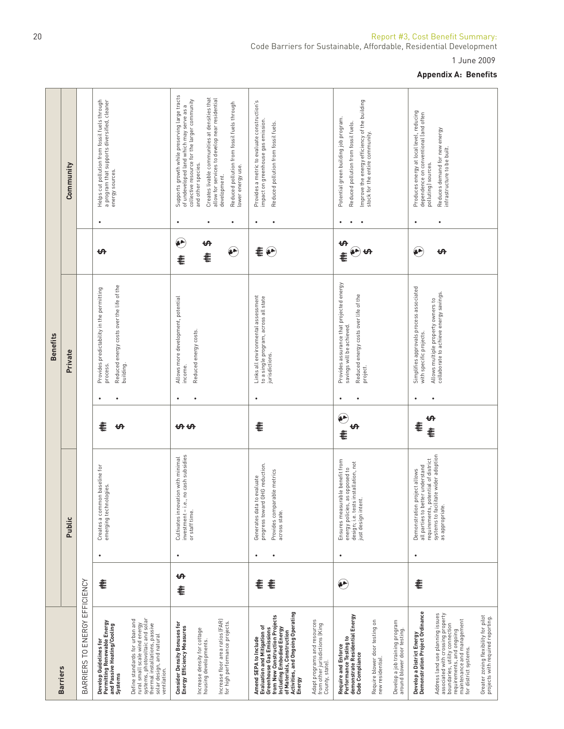Report #3, Cost Benefit Summary:
Code Barriers for Sustainable, Affordable, Residential Development

1 June 2009

## Appendix A: Benefits

| Barriers | Benefits | | | | | |
|---|---|---|---|---|---|---|
| | Public | | Private | | Community | |
| **BARRIERS TO ENERGY EFFICIENCY** | | | | | | |
| **Develop Guidelines for Permitting Renewable Energy and Passive Heating/Cooling Systems**<br><br>Define standards for urban and rural small scale wind energy systems, photovoltaic and solar thermal installations, passive solar design, and natural ventilation. | | • Creates a common baseline for emerging technologies. | | • Provides predictability in the permitting process.<br>• Reduced energy costs over the life of the building. | $ | • Helps cut pollution from fossil fuels through a program that supports diversified, cleaner energy sources. |
| **Consider Density Bonuses for Energy Efficiency Measures**<br><br>Increase density for cottage housing developments.<br><br>Increase floor area ratios (FAR) for high performance projects. | $ | • Cultivates innovation with minimal investment – i.e., no cash subsidies or staff time. | $ $ | • Allows more development, potential income.<br>• Reduced energy costs. | $ | • Supports growth while preserving large tracts of undeveloped land which may serve as a collective resource for the larger community and other species.<br>• Creates livable communities at densities that allow for services to develop near residential development.<br>• Reduced pollution from fossil fuels through lower energy use. |
| **Amend SEPA to Include Evaluation and Mitigation of Greenhouse Gas Emissions from New Construction Projects Including Embodied Energy of Materials, Construction Activities, and Ongoing Operating Energy**<br><br>Adapt programs and resources from other jurisdictions (King County, state). | | • Generates data to evaluate progress toward GHG reduction.<br>• Provides comparable metrics across state. | | • Links all environmental assessment to a single program, across all state jurisdictions. | | • Provides a metric to evaluate construction's impact on greenhouse gas emission.<br>• Reduced pollution from fossil fuels. |
| **Require and Enforce Performance Testing to demonstrate Residential Energy Code Compliance**<br><br>Require blower door testing on new residential.<br><br>Develop a job training program around blower door testing. | | • Ensures measurable benefit from energy policies, as opposed to design; i.e. tests installation, not just design intent. | $ | • Provides assurance that projected energy savings will be achieved.<br>• Reduced energy costs over life of the project. | $ $ | • Potential green building job program.<br>• Reduced pollution from fossil fuels.<br>• Improve the energy efficiency of the building stock for the entire community. |
| **Develop a District Energy Demonstration Project Ordinance**<br><br>Address land use planning issues associated with crossing property boundaries, utility connection requirements, and ongoing maintenance and management for district systems.<br><br>Greater zoning flexibility for pilot projects with required reporting. | | • Demonstration project allows all parties to better understand requirements, potential of district systems to facilitate wider adoption as appropriate. | $ | • Simplifies approvals process associated with specific projects.<br>• Allows multiple property owners to collaborate to achieve energy savings. | $ | • Produces energy at local level, reducing dependence on conventional (and often polluting) sources.<br>• Reduces demand for new energy infrastructure to be built. |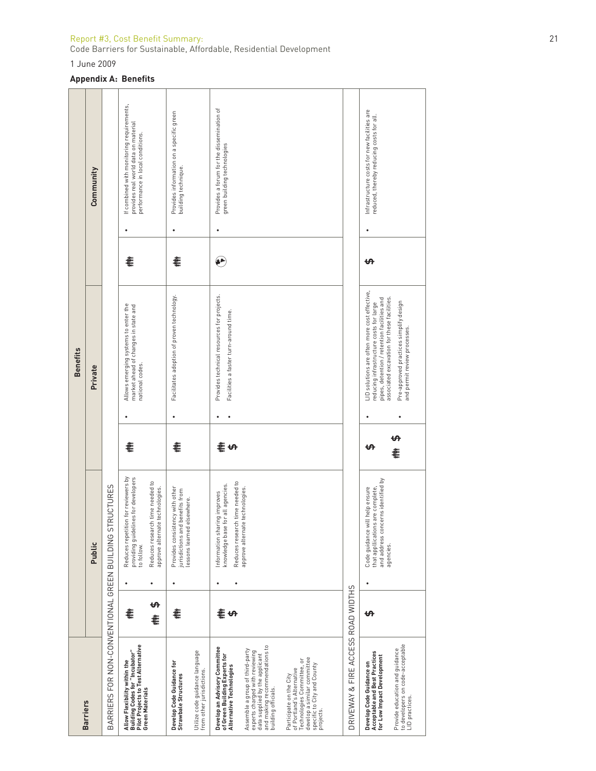Report #3, Cost Benefit Summary:
Code Barriers for Sustainable, Affordable, Residential Development

1 June 2009

**Appendix A: Benefits**

| Barriers | Benefits | | | | | |
|---|---|---|---|---|---|---|
| | Public | | Private | | Community | |
| **BARRIERS FOR NON-CONVENTIONAL GREEN BUILDING STRUCTURES** | | | | | | |
| **Allow Flexibility within the Building Codes for "Incubator" Pilot Projects to Test Alternative Green Materials** | (people icon)<br>(people icon) $ | • Reduces repetition for reviewers by providing guidelines for developers to follow.<br>• Reduces research time needed to approve alternate technologies. | (people icon) | • Allows emerging systems to enter the market ahead of changes in state and national codes. | (people icon) | • If combined with monitoring requirements, provides real world data on material performance in local conditions. |
| **Develop Code Guidance for Strawbale Structures**<br><br>Utilize code guidance language from other jurisdictions. | (people icon) | • Provides consistency with other jurisdictions and benefits from lessons learned elsewhere. | (people icon) | • Facilitates adoption of proven technology. | (people icon) | • Provides information on a specific green building technique. |
| **Develop an Advisory Committee of Green Building Experts for Alternative Technologies**<br><br>Assemble a group of third-party experts charged with reviewing data supplied by the applicant and making recommendations to building officials.<br><br>Participate on the City of Portland's Alternative Technologies Committee, or develop a similar committee specific to City and County projects. | (people icon)<br>$ | • Information sharing improves knowledge base for all agencies.<br>• Reduces research time needed to approve alternate technologies. | (people icon)<br>$ | • Provides technical resources for projects.<br>• Facilitates a faster turn-around time. | (globe icon) | • Provides a forum for the dissemination of green building technologies |
| **DRIVEWAY & FIRE ACCESS ROAD WIDTHS** | | | | | | |
| **Develop Code Guidance on Acceptable and Best Practices for Low Impact Development**<br><br>Provide education and guidance to developers on code-acceptable LID practices. | $ | • Code guidance will help ensure that applications are complete, and address concerns identified by agencies. | $<br>(people icon) $ | • LID solutions are often more cost effective, reducing infrastructure costs for large pipes, detention / retention facilities and associated excavation for these facilities.<br>• Pre-approved practices simplify design and permit review processes. | $ | • Infrastructure costs for new facilities are reduced, thereby reducing costs for all. |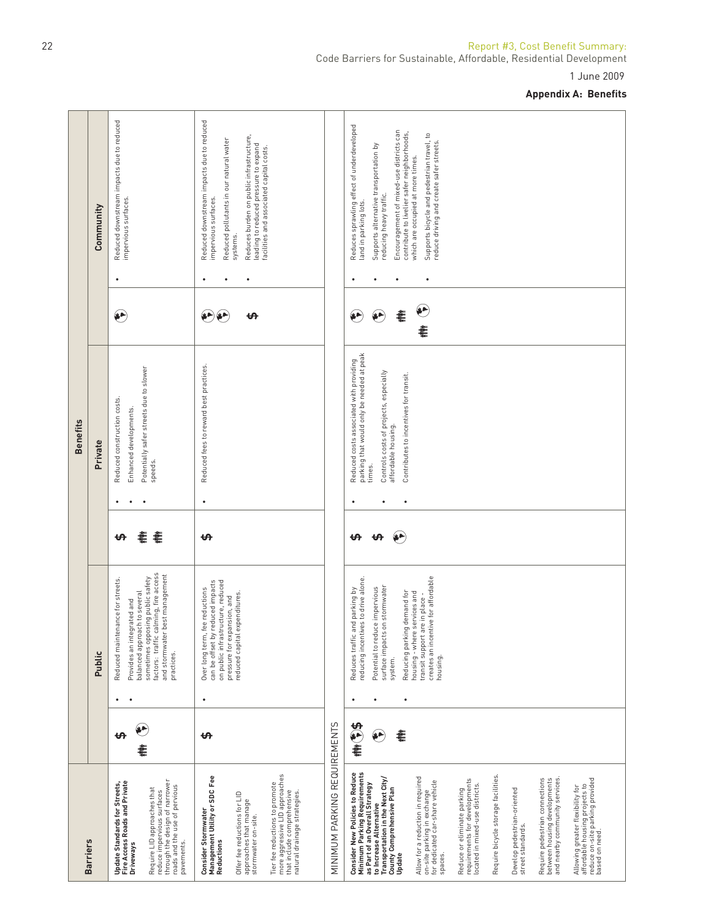Report #3, Cost Benefit Summary:
Code Barriers for Sustainable, Affordable, Residential Development

1 June 2009

**Appendix A: Benefits**

| Barriers | Benefits | | | | | |
|---|---|---|---|---|---|---|
| | Public | | Private | | Community | |
| **Update Standards for Streets, Fire Access Roads and Private Driveways**<br><br>Require LID approaches that reduce impervious surfaces through the design of narrower roads and the use of pervious pavements. | $<br>[people] [globe] | • Reduced maintenance for streets.<br>• Provides an integrated and balanced approach to several sometimes opposing public safety factors: traffic calming, fire access and stormwater best management practices. | $<br>[people]<br>[people] | • Reduced construction costs.<br>• Enhanced developments.<br>• Potentially safer streets due to slower speeds. | [globe] | • Reduced downstream impacts due to reduced impervious surfaces. |
| **Consider Stormwater Management Utility or SDC Fee Reductions**<br><br>Offer fee reductions for LID approaches that manage stormwater on-site.<br><br>Tier fee reductions to promote more aggressive LID approaches that include comprehensive natural drainage strategies. | $ | • Over long term, fee reductions can be offset by reduced impacts on public infrastructure, reduced pressure for expansion, and reduced capital expenditures. | $ | • Reduced fees to reward best practices. | [globe]<br>[globe]<br>$ | • Reduced downstream impacts due to reduced impervious surfaces.<br>• Reduced pollutants in our natural water systems.<br>• Reduces burden on public infrastructure, leading to reduced pressure to expand facilities and associated capital costs. |
| MINIMUM PARKING REQUIREMENTS | | | | | | |
| **Consider New Policies to Reduce Minimum Parking Requirements as Part of an Overall Strategy to Increase Alternative Transportation in the Next City/County Comprehensive Plan Update**<br><br>Allow for a reduction in required on-site parking in exchange for dedicated car-share vehicle spaces.<br><br>Reduce or eliminate parking requirements for developments located in mixed-use districts.<br><br>Require bicycle storage facilities.<br><br>Develop pedestrian-oriented street standards.<br><br>Require pedestrian connections between housing developments and nearby community services.<br><br>Allowing greater flexibility for affordable housing projects to reduce on-site parking provided based on need. | [people] [globe] $<br>[globe]<br>[people] | • Reduces traffic and parking by reducing incentives to drive alone.<br>• Potential to reduce impervious surface impacts on stormwater system.<br>• Reducing parking demand for housing - where services and transit support are in place - creates an incentive for affordable housing. | $<br>$<br>[globe] | • Reduced costs associated with providing parking that would only be needed at peak times.<br>• Controls costs of projects, especially affordable housing.<br>• Contributes to incentives for transit. | [globe]<br>[globe]<br>[people]<br>[people] [globe] | • Reduces sprawling effect of underdeveloped land in parking lots.<br>• Supports alternative transportation by reducing heavy traffic.<br>• Encouragement of mixed-use districts can contribute to livelier safer neighborhoods, which are occupied at more times.<br>• Supports bicycle and pedestrian travel, to reduce driving and create safer streets. |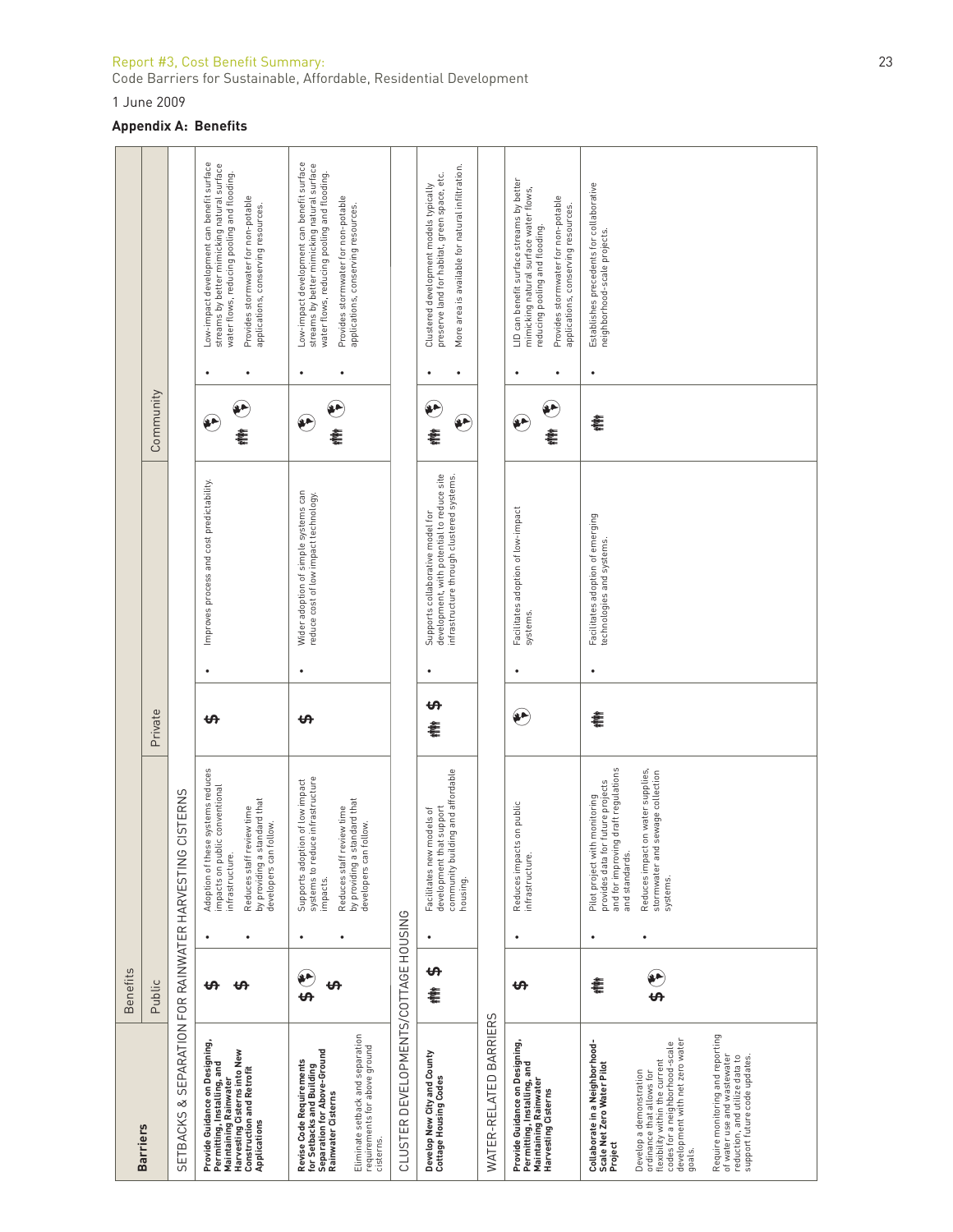Report #3, Cost Benefit Summary:
Code Barriers for Sustainable, Affordable, Residential Development

1 June 2009

**Appendix A: Benefits**

| Barriers | Benefits | | | | | |
|---|---|---|---|---|---|---|
| | Public | | Private | | Community | |
| **SETBACKS & SEPARATION FOR RAINWATER HARVESTING CISTERNS** | | | | | | |
| **Provide Guidance on Designing, Permitting, Installing, and Maintaining Rainwater Harvesting Cisterns into New Construction and Retrofit Applications** | $ $ | • Adoption of these systems reduces impacts on public conventional infrastructure. • Reduces staff review time by providing a standard that developers can follow. | $ | • Improves process and cost predictability. | | • Low-impact development can benefit surface streams by better mimicking natural surface water flows, reducing pooling and flooding. • Provides stormwater for non-potable applications, conserving resources. |
| **Revise Code Requirements for Setbacks and Building Separation for Above-Ground Rainwater Cisterns** Eliminate setback and separation requirements for above ground cisterns. | $ $ | • Supports adoption of low impact systems to reduce infrastructure impacts. • Reduces staff review time by providing a standard that developers can follow. | $ | • Wider adoption of simple systems can reduce cost of low impact technology. | | • Low-impact development can benefit surface streams by better mimicking natural surface water flows, reducing pooling and flooding. • Provides stormwater for non-potable applications, conserving resources. |
| **CLUSTER DEVELOPMENTS/COTTAGE HOUSING** | | | | | | |
| **Develop New City and County Cottage Housing Codes** | $ | • Facilitates new models of development that support community building and affordable housing. | $ | • Supports collaborative model for development, with potential to reduce site infrastructure through clustered systems. | | • Clustered development models typically preserve land for habitat, green space, etc. • More area is available for natural infiltration. |
| **WATER-RELATED BARRIERS** | | | | | | |
| **Provide Guidance on Designing, Permitting, Installing, and Maintaining Rainwater Harvesting Cisterns** | $ | • Reduces impacts on public infrastructure. | | • Facilitates adoption of low-impact systems. | | • LID can benefit surface streams by better mimicking natural surface water flows, reducing pooling and flooding. • Provides stormwater for non-potable applications, conserving resources. |
| **Collaborate in a Neighborhood-Scale Net Zero Water Pilot Project** Develop a demonstration ordinance that allows for flexibility within the current codes for a neighborhood-scale development with net zero water goals. Require monitoring and reporting of water use and wastewater reduction, and utilize data to support future code updates. | $ | • Pilot project with monitoring provides data for future projects and for improving draft regulations and standards. • Reduces impact on water supplies, stormwater and sewage collection systems. | | • Facilitates adoption of emerging technologies and systems. | | • Establishes precedents for collaborative neighborhood-scale projects. |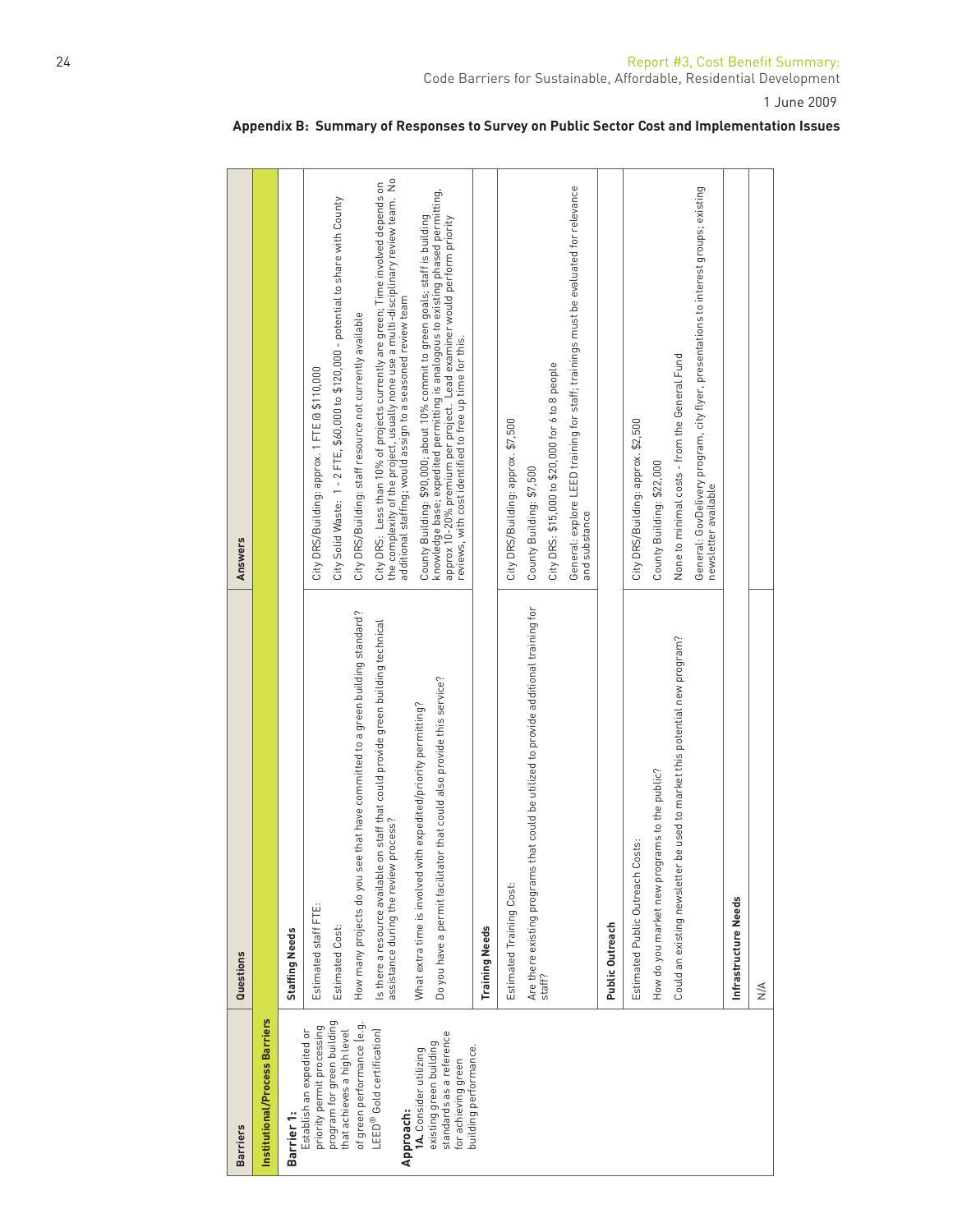## Appendix B: Summary of Responses to Survey on Public Sector Cost and Implementation Issues

| Barriers | Questions | Answers |
|---|---|---|
| **Institutional/Process Barriers** | | |
| **Barrier 1:** Establish an expedited or priority permit processing program for green building that achieves a high level of green performance (e.g. LEED® Gold certification)<br><br>**Approach:**<br>**1A.** Consider utilizing existing green building standards as a reference for achieving green building performance. | **Staffing Needs** | |
| | Estimated staff FTE: | City DRS/Building: approx. 1 FTE @ $110,000 |
| | Estimated Cost: | City Solid Waste: 1 - 2 FTE, $60,000 to $120,000 - potential to share with County |
| | How many projects do you see that have committed to a green building standard? | City DRS/Building: staff resource not currently available |
| | Is there a resource available on staff that could provide green building technical assistance during the review process? | City DRS: Less than 10% of projects currently are green; Time involved depends on the complexity of the project, usually none use a multi-disciplinary review team. No additional staffing; would assign to a seasoned review team |
| | What extra time is involved with expedited/priority permitting?<br><br>Do you have a permit facilitator that could also provide this service? | County Building: $90,000; about 10% commit to green goals; staff is building knowledge base; expedited permitting is analogous to existing phased permitting, approx 10-20% premium per project. Lead examiner would perform priority reviews, with cost identified to free up time for this. |
| | **Training Needs** | |
| | Estimated Training Cost: | City DRS/Building: approx. $7,500 |
| | Are there existing programs that could be utilized to provide additional training for staff? | County Building: $7,500 |
| | | City DRS: $15,000 to $20,000 for 6 to 8 people |
| | | General: explore LEED training for staff; trainings must be evaluated for relevance and substance |
| | **Public Outreach** | |
| | Estimated Public Outreach Costs: | City DRS/Building: approx. $2,500 |
| | How do you market new programs to the public? | County Building: $22,000 |
| | Could an existing newsletter be used to market this potential new program? | None to minimal costs - from the General Fund |
| | | General: GovDelivery program, city flyer, presentations to interest groups; existing newsletter available |
| | **Infrastructure Needs** | |
| | N/A | |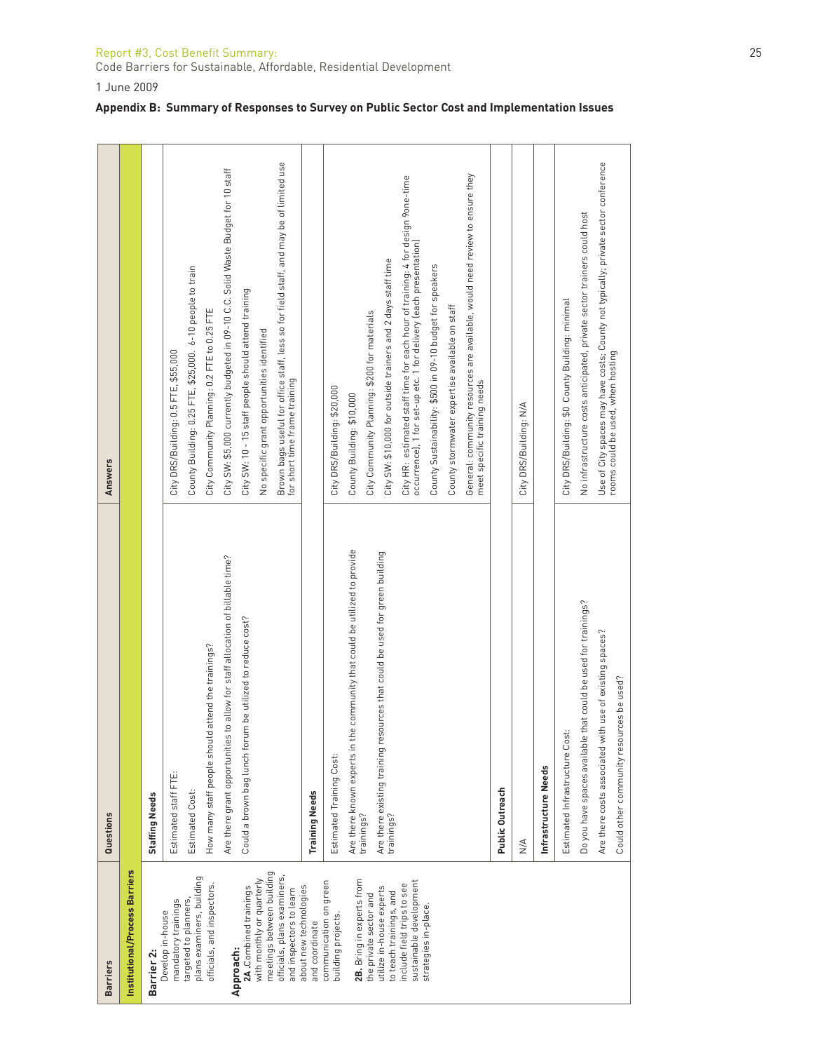Report #3, Cost Benefit Summary:
Code Barriers for Sustainable, Affordable, Residential Development

1 June 2009

**Appendix B: Summary of Responses to Survey on Public Sector Cost and Implementation Issues**

| Barriers | Questions | Answers |
|---|---|---|
| **Institutional/Process Barriers** | | |
| **Barrier 2:** Develop in-house mandatory trainings targeted to planners, plans examiners, building officials, and inspectors. | **Staffing Needs** | |
| **Approach:** **2A.** Combined trainings with monthly or quarterly meetings between building officials, plans examiners, and inspectors to learn about new technologies and coordinate communication on green building projects. | Estimated staff FTE: | City DRS/Building: 0.5 FTE, $55,000 |
| **2B.** Bring in experts from the private sector and utilize in-house experts to teach trainings, and include field trips to see sustainable development strategies in-place. | Estimated Cost: | County Building: 0.25 FTE, $25,000. 6-10 people to train |
| | How many staff people should attend the trainings? | City Community Planning: 0.2 FTE to 0.25 FTE |
| | Are there grant opportunities to allow for staff allocation of billable time? | City SW: $5,000 currently budgeted in 09-10 C.C. Solid Waste Budget for 10 staff |
| | Could a brown bag lunch forum be utilized to reduce cost? | City SW: 10 - 15 staff people should attend training |
| | | No specific grant opportunities identified |
| | | Brown bags useful for office staff, less so for field staff, and may be of limited use for short time frame training |
| | **Training Needs** | |
| | Estimated Training Cost: | City DRS/Building: $20,000 |
| | Are there known experts in the community that could be utilized to provide trainings? | County Building: $10,000 |
| | Are there existing training resources that could be used for green building trainings? | City Community Planning: $200 for materials |
| | | City SW: $10,000 for outside trainers and 2 days staff time |
| | | City HR: estimated staff time for each hour of training: 4 for design 9one-time occurrence), 1 for set-up etc. 1 for delivery (each presentation) |
| | | County Sustainability: $500 in 09-10 budget for speakers |
| | | County stormwater expertise available on staff |
| | | General: community resources are available, would need review to ensure they meet specific training needs |
| | **Public Outreach** | |
| | N/A | City DRS/Building: N/A |
| | **Infrastructure Needs** | |
| | Estimated Infrastructure Cost: | City DRS/Building: $0 County Building: minimal |
| | Do you have spaces available that could be used for trainings? | No infrastructure costs anticipated, private sector trainers could host |
| | Are there costs associated with use of existing spaces? | Use of City spaces may have costs; County not typically; private sector conference rooms could be used, when hosting |
| | Could other community resources be used? | |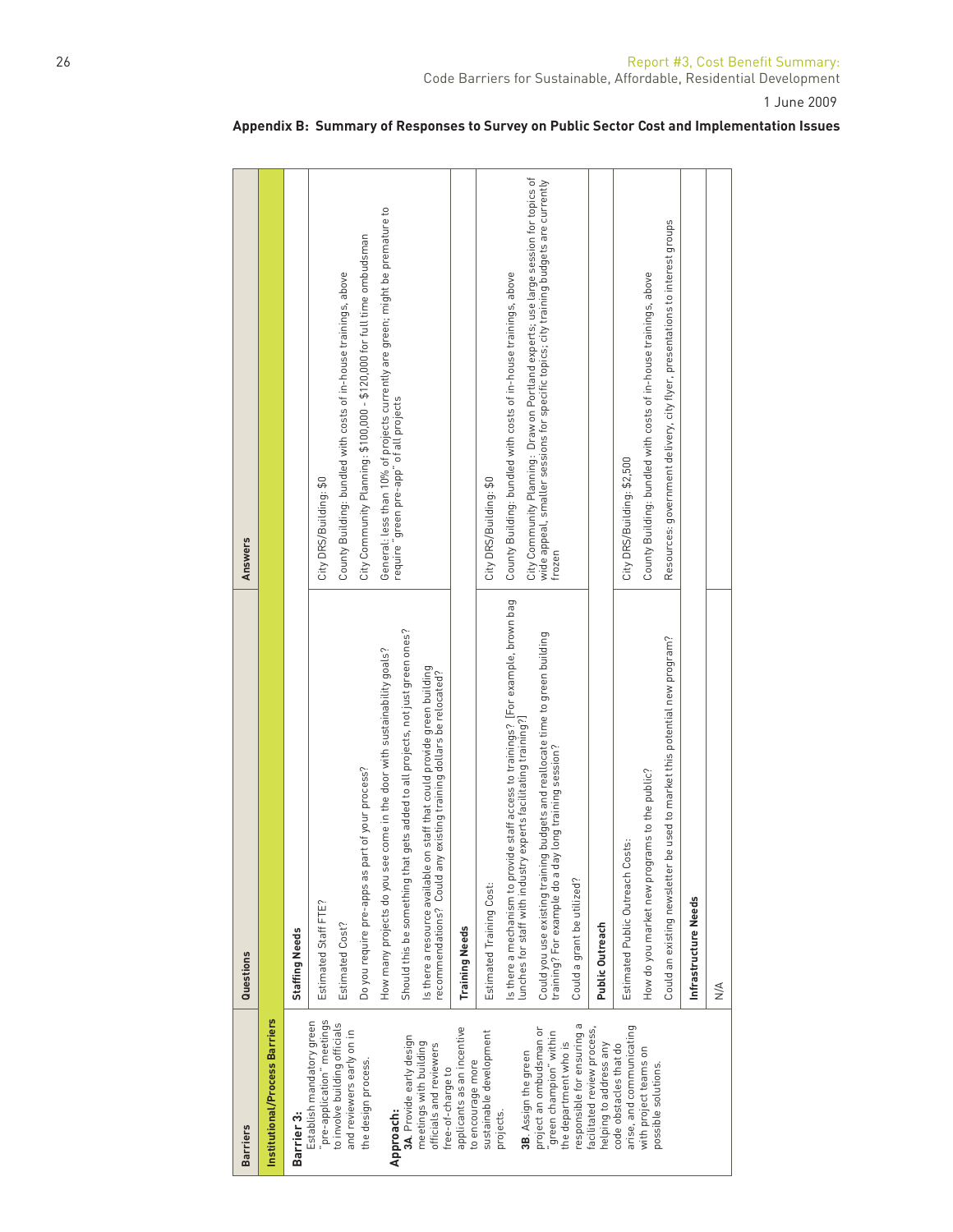## Appendix B: Summary of Responses to Survey on Public Sector Cost and Implementation Issues

| Barriers | Questions | Answers |
|---|---|---|
| **Institutional/Process Barriers** | | |
| **Barrier 3:** Establish mandatory green "pre-application" meetings to involve building officials and reviewers early on in the design process.<br><br>**Approach:**<br>**3A**. Provide early design meetings with building officials and reviewers free-of-charge to applicants as an incentive to encourage more sustainable development projects.<br><br>**3B**. Assign the green project an ombudsman or "green champion" within the department who is responsible for ensuring a facilitated review process, helping to address any code obstacles that do arise, and communicating with project teams on possible solutions. | **Staffing Needs** | |
| | Estimated Staff FTE? | City DRS/Building: $0 |
| | Estimated Cost? | County Building: bundled with costs of in-house trainings, above |
| | Do you require pre-apps as part of your process? | City Community Planning: $100,000 - $120,000 for full time ombudsman |
| | How many projects do you see come in the door with sustainability goals? | General: less than 10% of projects currently are green; might be premature to require "green pre-app" of all projects |
| | Should this be something that gets added to all projects, not just green ones? | |
| | Is there a resource available on staff that could provide green building recommendations? Could any existing training dollars be relocated? | |
| | **Training Needs** | |
| | Estimated Training Cost: | City DRS/Building: $0 |
| | Is there a mechanism to provide staff access to trainings? [For example, brown bag lunches for staff with industry experts facilitating training?] | County Building: bundled with costs of in-house trainings, above |
| | Could you use existing training budgets and reallocate time to green building training? For example do a day long training session? | City Community Planning: Draw on Portland experts; use large session for topics of wide appeal, smaller sessions for specific topics; city training budgets are currently frozen |
| | Could a grant be utilized? | |
| | **Public Outreach** | |
| | Estimated Public Outreach Costs: | City DRS/Building: $2,500 |
| | How do you market new programs to the public? | County Building: bundled with costs of in-house trainings, above |
| | Could an existing newsletter be used to market this potential new program? | Resources: government delivery, city flyer, presentations to interest groups |
| | **Infrastructure Needs** | |
| | N/A | |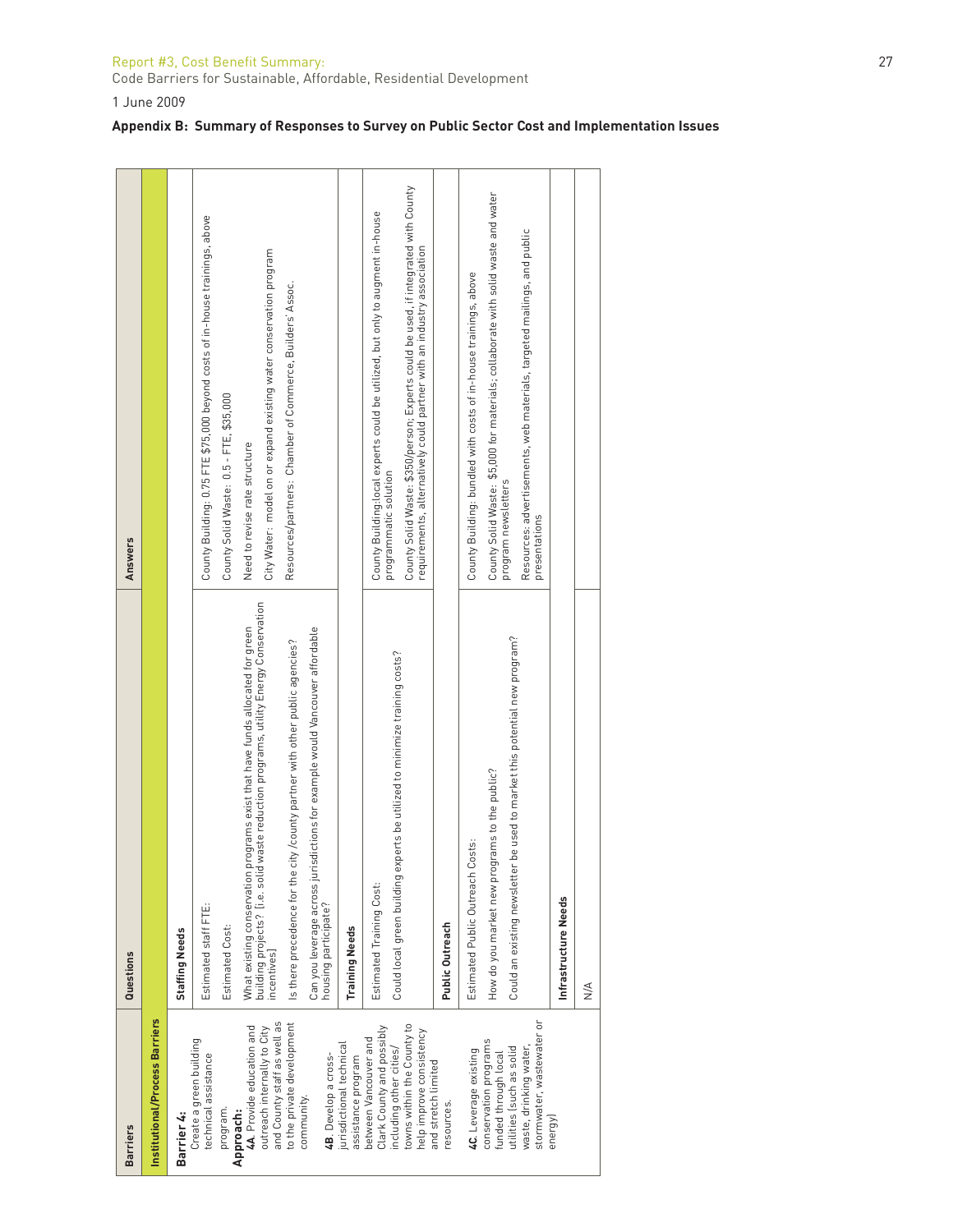Report #3, Cost Benefit Summary:
Code Barriers for Sustainable, Affordable, Residential Development

1 June 2009

**Appendix B: Summary of Responses to Survey on Public Sector Cost and Implementation Issues**

| Barriers | Questions | Answers |
|---|---|---|
| **Institutional/Process Barriers** | | |
| **Barrier 4:** Create a green building technical assistance program. **Approach:** **4A**. Provide education and outreach internally to City and County staff as well as to the private development community. **4B**. Develop a cross-jurisdictional technical assistance program between Vancouver and Clark County and possibly including other cities/towns within the County to help improve consistency and stretch limited resources. **4C**. Leverage existing conservation programs funded through local utilities (such as solid waste, drinking water, stormwater, wastewater or energy) | **Staffing Needs** | |
| | Estimated staff FTE: | County Building: 0.75 FTE $75,000 beyond costs of in-house trainings, above |
| | Estimated Cost: | County Solid Waste: 0.5 - FTE, $35,000 |
| | What existing conservation programs exist that have funds allocated for green building projects? [i.e. solid waste reduction programs, utility Energy Conservation incentives] | Need to revise rate structure |
| | Is there precedence for the city /county partner with other public agencies? | City Water: model on or expand existing water conservation program |
| | Can you leverage across jurisdictions for example would Vancouver affordable housing participate? | Resources/partners: Chamber of Commerce, Builders' Assoc. |
| | **Training Needs** | |
| | Estimated Training Cost: | County Building:local experts could be utilized, but only to augment in-house programmatic solution |
| | Could local green building experts be utilized to minimize training costs? | County Solid Waste: $350/person; Experts could be used, if integrated with County requirements, alternatively could partner with an industry association |
| | **Public Outreach** | |
| | Estimated Public Outreach Costs: | County Building: bundled with costs of in-house trainings, above |
| | How do you market new programs to the public? | County Solid Waste: $5,000 for materials; collaborate with solid waste and water program newsletters |
| | Could an existing newsletter be used to market this potential new program? | Resources: advertisements, web materials, targeted mailings, and public presentations |
| | **Infrastructure Needs** | |
| | N/A | |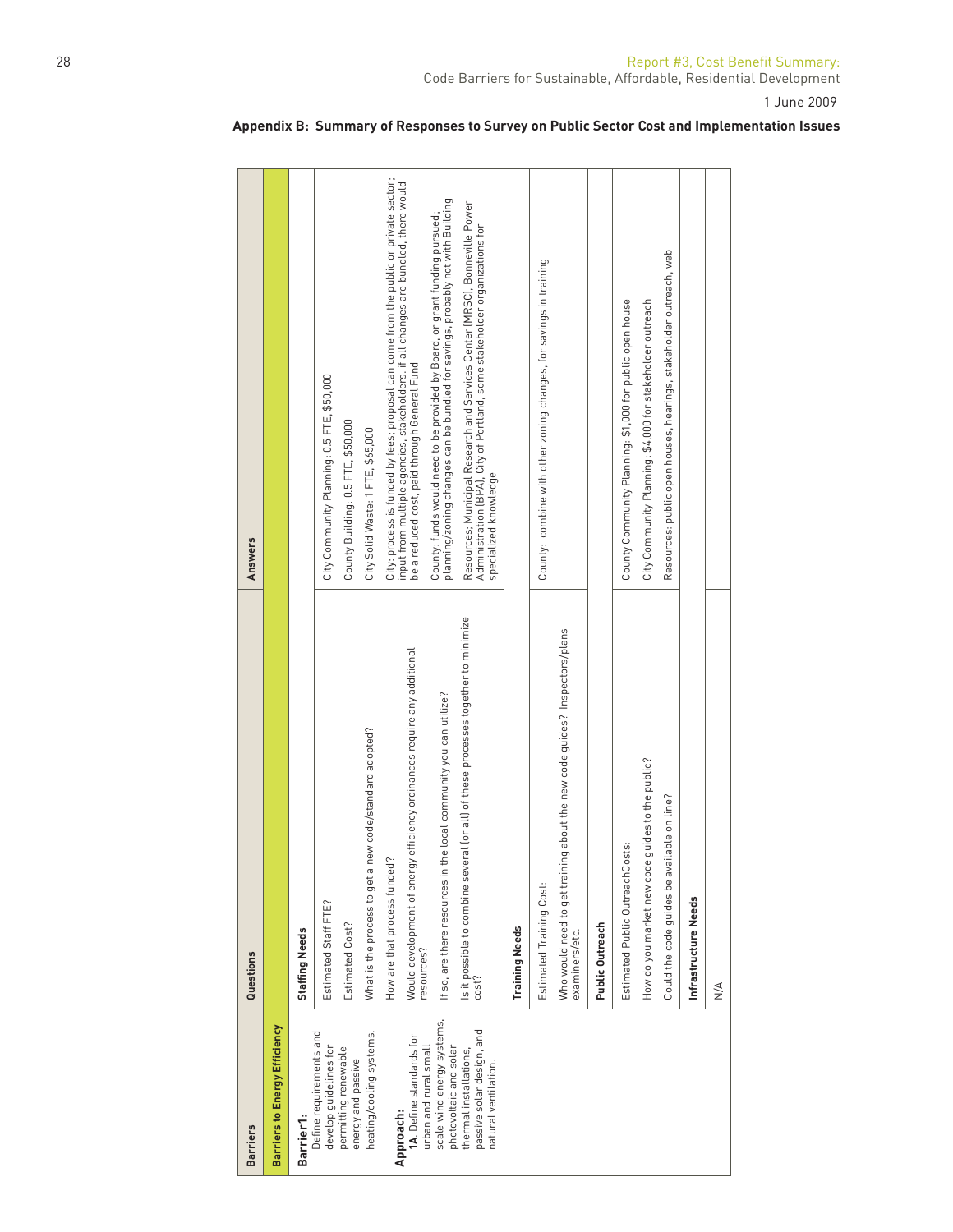## Appendix B: Summary of Responses to Survey on Public Sector Cost and Implementation Issues

| Barriers | Questions | Answers |
|---|---|---|
| **Barriers to Energy Efficiency** | | |
| **Barrier1:** Define requirements and develop guidelines for permitting renewable energy and passive heating/cooling systems. **Approach: 1A.** Define standards for urban and rural small scale wind energy systems, photovoltaic and solar thermal installations, passive solar design, and natural ventilation. | **Staffing Needs** | |
| | Estimated Staff FTE? | City Community Planning: 0.5 FTE, $50,000 |
| | Estimated Cost? | County Building: 0.5 FTE, $50,000 |
| | What is the process to get a new code/standard adopted? | City Solid Waste: 1 FTE, $65,000 |
| | How are that process funded? | City: process is funded by fees; proposal can come from the public or private sector; input from multiple agencies, stakeholders. if all changes are bundled, there would be a reduced cost, paid through General Fund |
| | Would development of energy efficiency ordinances require any additional resources? | County: funds would need to be provided by Board, or grant funding pursued; planning/zoning changes can be bundled for savings, probably not with Building |
| | If so, are there resources in the local community you can utilize? | |
| | Is it possible to combine several (or all) of these processes together to minimize cost? | Resources: Municipal Research and Services Center (MRSC), Bonneville Power Administration (BPA), City of Portland, some stakeholder organizations for specialized knowledge |
| | **Training Needs** | |
| | Estimated Training Cost: | County: combine with other zoning changes, for savings in training |
| | Who would need to get training about the new code guides? Inspectors/plans examiners/etc. | |
| | **Public Outreach** | |
| | Estimated Public OutreachCosts: | County Community Planning: $1,000 for public open house |
| | How do you market new code guides to the public? | City Community Planning: $4,000 for stakeholder outreach |
| | Could the code guides be available on line? | Resources: public open houses, hearings, stakeholder outreach, web |
| | **Infrastructure Needs** | |
| | N/A | |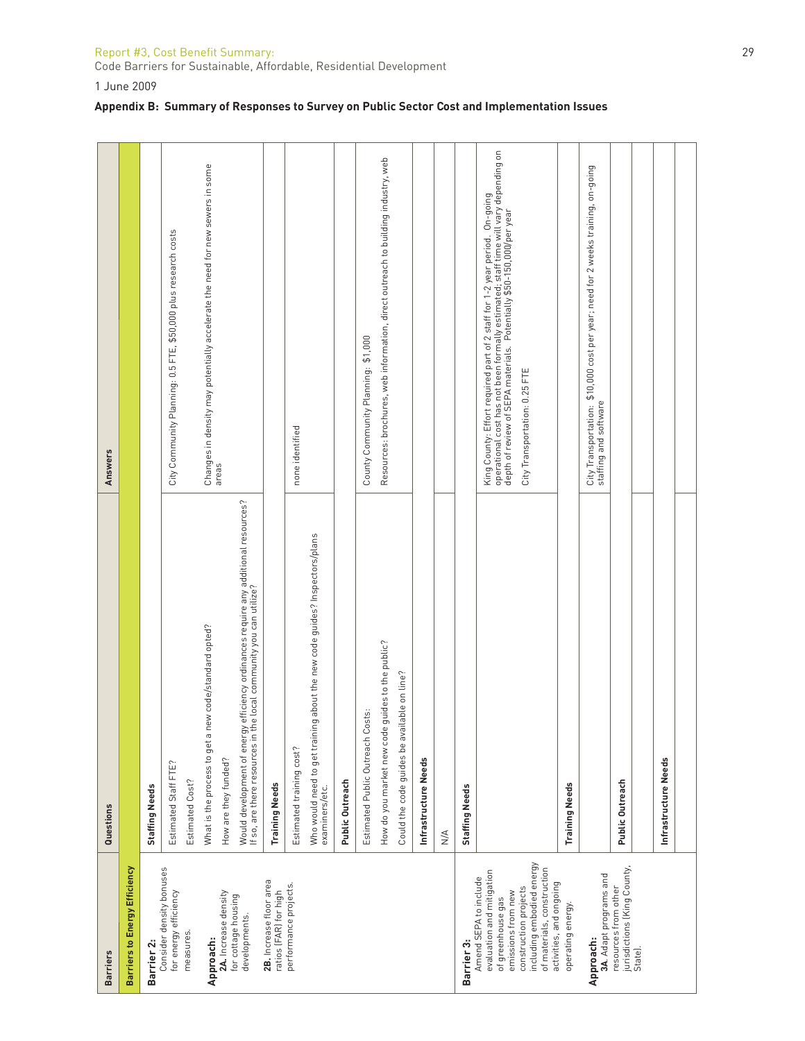Report #3, Cost Benefit Summary:
Code Barriers for Sustainable, Affordable, Residential Development

1 June 2009

**Appendix B: Summary of Responses to Survey on Public Sector Cost and Implementation Issues**

| Barriers | Questions | Answers |
|---|---|---|
| **Barriers to Energy Efficiency** | | |
| **Barrier 2:** Consider density bonuses for energy efficiency measures. **Approach:** **2A.** Increase density for cottage housing developments. **2B.** Increase floor area ratios (FAR) for high performance projects. | **Staffing Needs** | |
| | Estimated Staff FTE? | City Community Planning: 0.5 FTE, $50,000 plus research costs |
| | Estimated Cost? | |
| | What is the process to get a new code/standard opted? | Changes in density may potentially accelerate the need for new sewers in some areas |
| | How are they funded? | |
| | Would development of energy efficiency ordinances require any additional resources? If so, are there resources in the local community you can utilize? | |
| | **Training Needs** | |
| | Estimated training cost? | none identified |
| | Who would need to get training about the new code guides? Inspectors/plans examiners/etc. | |
| | **Public Outreach** | |
| | Estimated Public Outreach Costs: | County Community Planning: $1,000 |
| | How do you market new code guides to the public? | Resources: brochures, web information, direct outreach to building industry, web |
| | Could the code guides be available on line? | |
| | **Infrastructure Needs** | |
| | N/A | |
| **Barrier 3:** Amend SEPA to include evaluation and mitigation of greenhouse gas emissions from new construction projects including embodied energy of materials, construction activities, and ongoing operating energy. **Approach:** **3A.** Adapt programs and resources from other jurisdictions (King County, State). | **Staffing Needs** | |
| | | King County: Effort required part of 2 staff for 1-2 year period. On-going operational cost has not been formally estimated; staff time will vary depending on depth of review of SEPA materials. Potentially $50-150,000/per year |
| | | City Transportation: 0.25 FTE |
| | **Training Needs** | |
| | | City Transportation: $10,000 cost per year; need for 2 weeks training, on-going staffing and software |
| | **Public Outreach** | |
| | | |
| | **Infrastructure Needs** | |
| | | |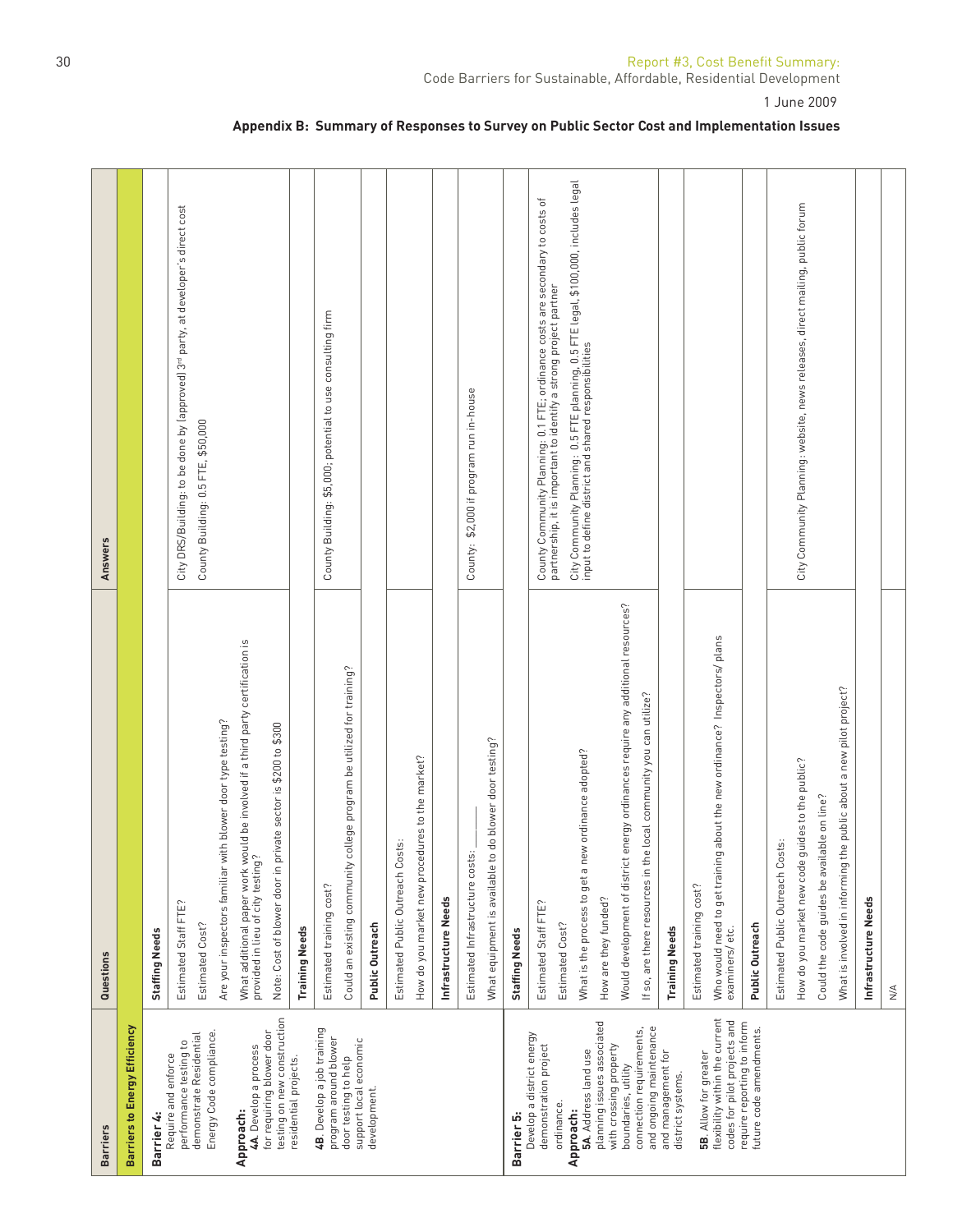## Appendix B: Summary of Responses to Survey on Public Sector Cost and Implementation Issues

| Barriers | Questions | Answers |
|---|---|---|
| **Barriers to Energy Efficiency** | | |
| **Barrier 4:** Require and enforce performance testing to demonstrate Residential Energy Code compliance. **Approach:** **4A**. Develop a process for requiring blower door testing on new construction residential projects. | **Staffing Needs** | |
| | Estimated Staff FTE? | City DRS/Building: to be done by (approved) 3rd party, at developer's direct cost |
| | Estimated Cost? | County Building: 0.5 FTE, $50,000 |
| | Are your inspectors familiar with blower door type testing? | |
| | What additional paper work would be involved if a third party certification is provided in lieu of city testing? | |
| | Note: Cost of blower door in private sector is $200 to $300 | |
| **4B**. Develop a job training program around blower door testing to help support local economic development. | **Training Needs** | |
| | Estimated training cost? | County Building: $5,000; potential to use consulting firm |
| | Could an existing community college program be utilized for training? | |
| | **Public Outreach** | |
| | Estimated Public Outreach Costs: | |
| | How do you market new procedures to the market? | |
| | **Infrastructure Needs** | |
| | Estimated Infrastructure costs: ______ | County: $2,000 if program run in-house |
| | What equipment is available to do blower door testing? | |
| **Barrier 5:** Develop a district energy demonstration project ordinance. **Approach:** **5A**. Address land use planning issues associated with crossing property boundaries, utility connection requirements, and ongoing maintenance and management for district systems. | **Staffing Needs** | |
| | Estimated Staff FTE? | County Community Planning: 0.1 FTE; ordinance costs are secondary to costs of partnership, it is important to identify a strong project partner |
| | Estimated Cost? | City Community Planning: 0.5 FTE planning, 0.5 FTE legal, $100,000, includes legal input to define district and shared responsibilities |
| | What is the process to get a new ordinance adopted? | |
| | How are they funded? | |
| | Would development of district energy ordinances require any additional resources? | |
| | If so, are there resources in the local community you can utilize? | |
| **5B**. Allow for greater flexibility within the current codes for pilot projects and require reporting to inform future code amendments. | **Training Needs** | |
| | Estimated training cost? | |
| | Who would need to get training about the new ordinance? Inspectors/ plans examiners/ etc. | |
| | **Public Outreach** | |
| | Estimated Public Outreach Costs: | City Community Planning: website, news releases, direct mailing, public forum |
| | How do you market new code guides to the public? | |
| | Could the code guides be available on line? | |
| | What is involved in informing the public about a new pilot project? | |
| | **Infrastructure Needs** | |
| | N/A | |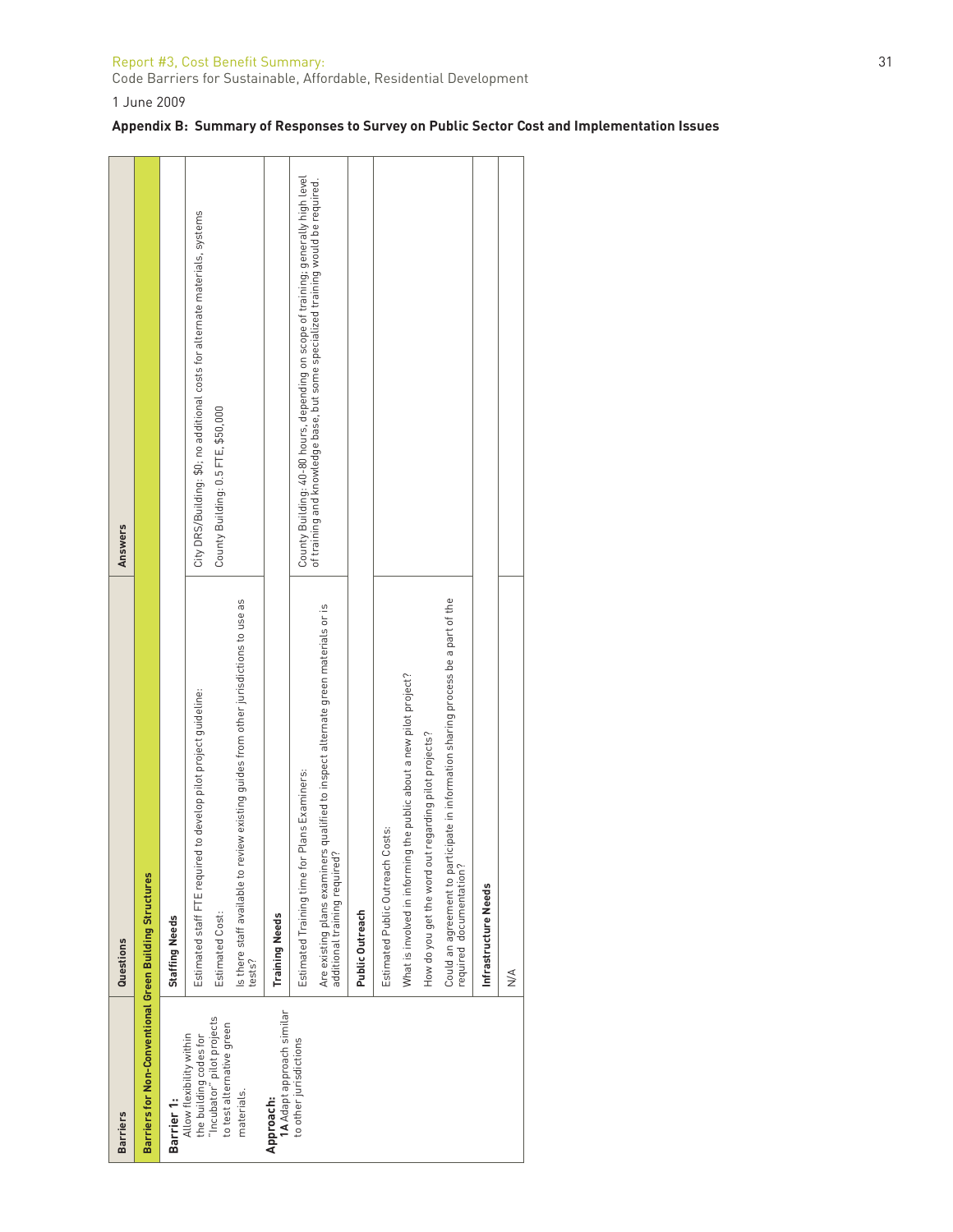1 June 2009

**Appendix B: Summary of Responses to Survey on Public Sector Cost and Implementation Issues**

| Barriers | Questions | Answers |
|---|---|---|
| **Barriers for Non-Conventional Green Building Structures** | | |
| **Barrier 1:** Allow flexibility within the building codes for "Incubator" pilot projects to test alternative green materials. | **Staffing Needs** | |
| | Estimated staff FTE required to develop pilot project guideline: | City DRS/Building: $0; no additional costs for alternate materials, systems |
| | Estimated Cost: | County Building: 0.5 FTE, $50,000 |
| **Approach:** **1A** Adapt approach similar to other jurisdictions | Is there staff available to review existing guides from other jurisdictions to use as tests? | |
| | **Training Needs** | |
| | Estimated Training time for Plans Examiners: | County Building: 40-80 hours, depending on scope of training; generally high level of training and knowledge base, but some specialized training would be required. |
| | Are existing plans examiners qualified to inspect alternate green materials or is additional training required? | |
| | **Public Outreach** | |
| | Estimated Public Outreach Costs: | |
| | What is involved in informing the public about a new pilot project? | |
| | How do you get the word out regarding pilot projects? | |
| | Could an agreement to participate in information sharing process be a part of the required documentation? | |
| | **Infrastructure Needs** | |
| | N/A | |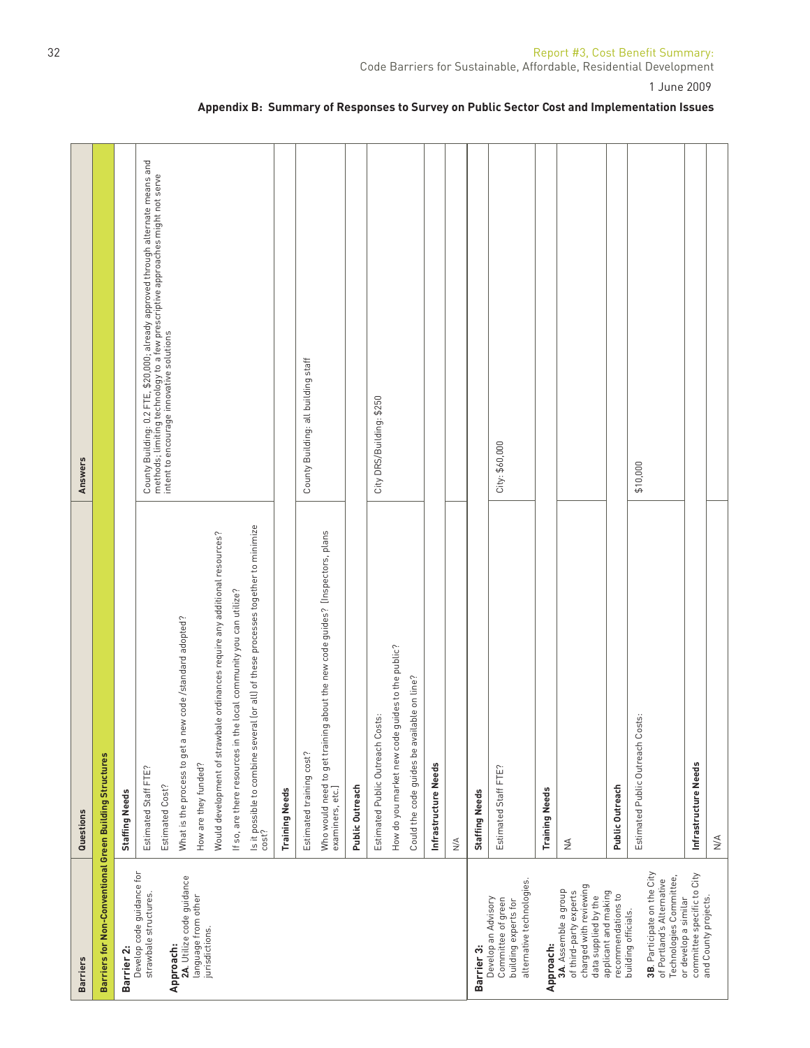Report #3, Cost Benefit Summary:
Code Barriers for Sustainable, Affordable, Residential Development

1 June 2009

## Appendix B: Summary of Responses to Survey on Public Sector Cost and Implementation Issues

| Barriers | Questions | Answers |
|---|---|---|
| **Barriers for Non-Conventional Green Building Structures** | | |
| **Barrier 2:** Develop code guidance for strawbale structures. **Approach:** **2A**. Utilize code guidance language from other jurisdictions. | **Staffing Needs** | |
| | Estimated Staff FTE? Estimated Cost? What is the process to get a new code/standard adopted? How are they funded? Would development of strawbale ordinances require any additional resources? If so, are there resources in the local community you can utilize? Is it possible to combine several (or all) of these processes together to minimize cost? | County Building: 0.2 FTE, $20,000; already approved through alternate means and methods; limiting technology to a few prescriptive approaches might not serve intent to encourage innovative solutions |
| | **Training Needs** | |
| | Estimated training cost? Who would need to get training about the new code guides? (Inspectors, plans examiners, etc.) | County Building: all building staff |
| | **Public Outreach** | |
| | Estimated Public Outreach Costs: How do you market new code guides to the public? Could the code guides be available on line? | City DRS/Building: $250 |
| | **Infrastructure Needs** | |
| | N/A | |
| **Barrier 3:** Develop an Advisory Committee of green building experts for alternative technologies. **Approach:** **3A**. Assemble a group of third-party experts charged with reviewing data supplied by the applicant and making recommendations to building officials. **3B**. Participate on the City of Portland's Alternative Technologies Committee, or develop a similar committee specific to City and County projects. | **Staffing Needs** | |
| | Estimated Staff FTE? | City: $60,000 |
| | **Training Needs** | |
| | NA | |
| | **Public Outreach** | |
| | Estimated Public Outreach Costs: | $10,000 |
| | **Infrastructure Needs** | |
| | N/A | |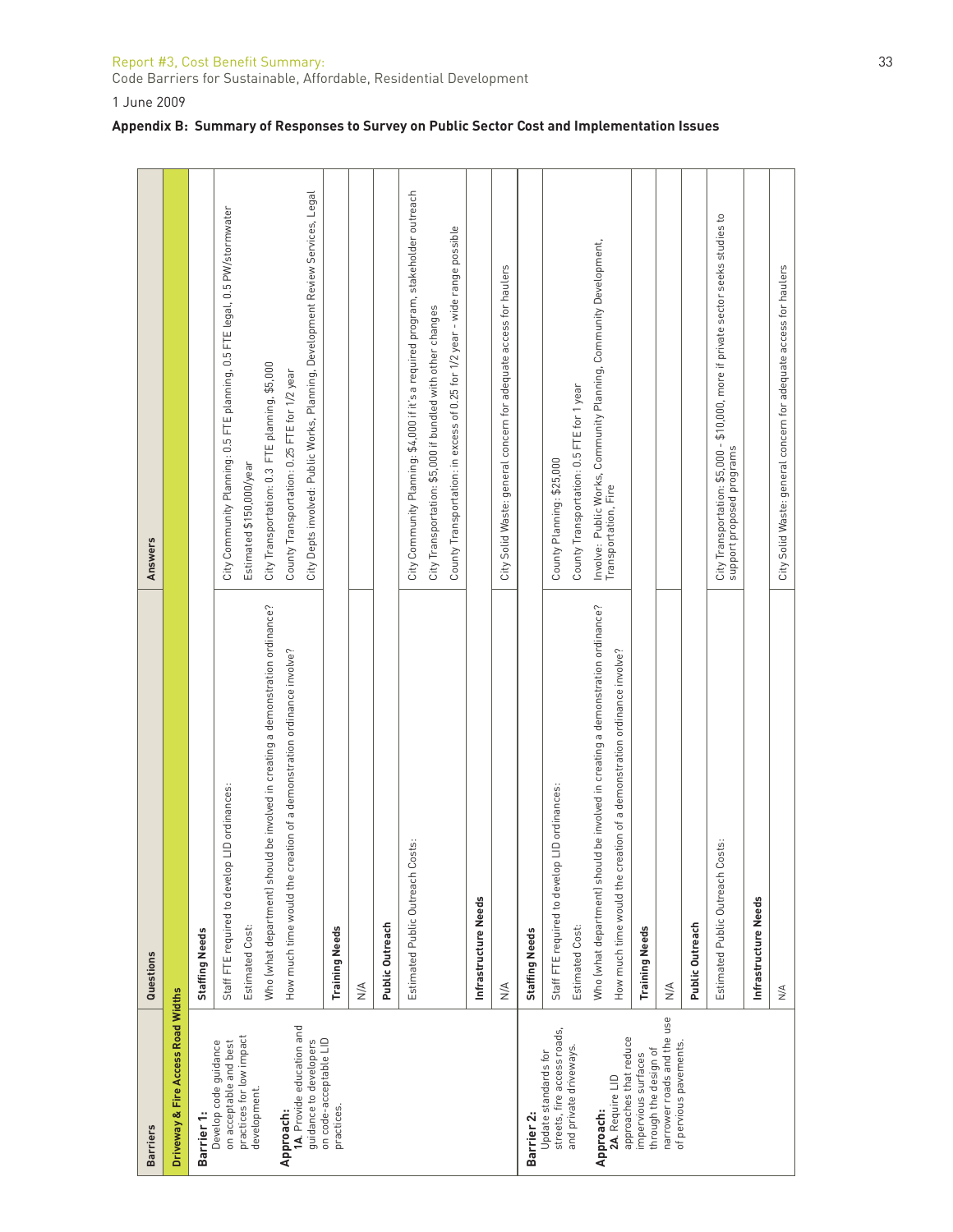Report #3, Cost Benefit Summary:
Code Barriers for Sustainable, Affordable, Residential Development

1 June 2009

**Appendix B: Summary of Responses to Survey on Public Sector Cost and Implementation Issues**

| Barriers | Questions | Answers |
|---|---|---|
| **Driveway & Fire Access Road Widths** | | |
| **Barrier 1:** Develop code guidance on acceptable and best practices for low impact development. **Approach:** **1A.** Provide education and guidance to developers on code-acceptable LID practices. | **Staffing Needs** | |
| | Staff FTE required to develop LID ordinances: | City Community Planning: 0.5 FTE planning, 0.5 FTE legal, 0.5 PW/stormwater |
| | Estimated Cost: | Estimated $150,000/year |
| | Who (what department) should be involved in creating a demonstration ordinance? | City Transportation: 0.3 FTE planning, $5,000 |
| | How much time would the creation of a demonstration ordinance involve? | County Transportation: 0.25 FTE for 1/2 year |
| | | City Depts involved: Public Works, Planning, Development Review Services, Legal |
| | **Training Needs** | |
| | N/A | |
| | **Public Outreach** | |
| | Estimated Public Outreach Costs: | City Community Planning: $4,000 if it's a required program, stakeholder outreach |
| | | City Transportation: $5,000 if bundled with other changes |
| | | County Transportation: in excess of 0.25 for 1/2 year - wide range possible |
| | **Infrastructure Needs** | |
| | N/A | City Solid Waste: general concern for adequate access for haulers |
| **Barrier 2:** Update standards for streets, fire access roads, and private driveways. **Approach:** **2A.** Require LID approaches that reduce impervious surfaces through the design of narrower roads and the use of pervious pavements. | **Staffing Needs** | |
| | Staff FTE required to develop LID ordinances: | County Planning: $25,000 |
| | Estimated Cost: | County Transportation: 0.5 FTE for 1 year |
| | Who (what department) should be involved in creating a demonstration ordinance? | Involve: Public Works, Community Planning, Community Development, Transportation, Fire |
| | How much time would the creation of a demonstration ordinance involve? | |
| | **Training Needs** | |
| | N/A | |
| | **Public Outreach** | |
| | Estimated Public Outreach Costs: | City Transportation: $5,000 - $10,000, more if private sector seeks studies to support proposed programs |
| | **Infrastructure Needs** | |
| | N/A | City Solid Waste: general concern for adequate access for haulers |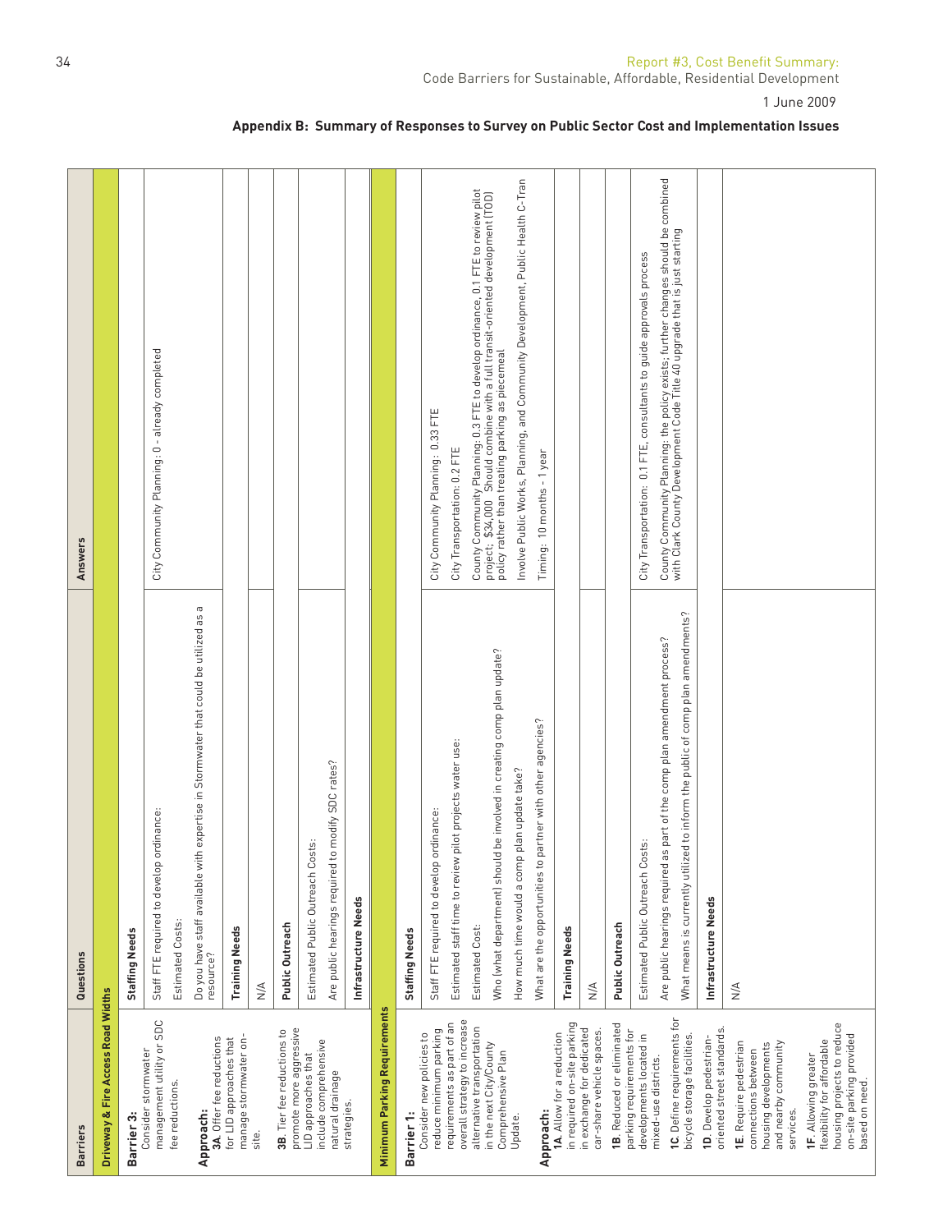Report #3, Cost Benefit Summary:
Code Barriers for Sustainable, Affordable, Residential Development

1 June 2009

## Appendix B: Summary of Responses to Survey on Public Sector Cost and Implementation Issues

| Barriers | Questions | Answers |
|---|---|---|
| **Driveway & Fire Access Road Widths** | | |
| **Barrier 3:** Consider stormwater management utility or SDC fee reductions.<br><br>**Approach:**<br>**3A**. Offer fee reductions for LID approaches that manage stormwater on-site.<br><br>**3B**. Tier fee reductions to promote more aggressive LID approaches that include comprehensive natural drainage strategies. | **Staffing Needs** | |
| | Staff FTE required to develop ordinance: | City Community Planning: 0 - already completed |
| | Estimated Costs: | |
| | Do you have staff available with expertise in Stormwater that could be utilized as a resource? | |
| | **Training Needs** | |
| | N/A | |
| | **Public Outreach** | |
| | Estimated Public Outreach Costs: | |
| | Are public hearings required to modify SDC rates? | |
| | **Infrastructure Needs** | |
| **Minimum Parking Requirements** | | |
| **Barrier 1:** Consider new policies to reduce minimum parking requirements as part of an overall strategy to increase alternative transportation in the next City/County Comprehensive Plan Update.<br><br>**Approach:**<br>**1A**. Allow for a reduction in required on-site parking in exchange for dedicated car-share vehicle spaces.<br><br>**1B**. Reduced or eliminated parking requirements for developments located in mixed-use districts.<br><br>**1C**. Define requirements for bicycle storage facilities.<br><br>**1D**. Develop pedestrian-oriented street standards.<br><br>**1E**. Require pedestrian connections between housing developments and nearby community services.<br><br>**1F**. Allowing greater flexibility for affordable housing projects to reduce on-site parking provided based on need. | **Staffing Needs** | |
| | Staff FTE required to develop ordinance: | City Community Planning: 0.33 FTE |
| | Estimated staff time to review pilot projects water use: | City Transportation: 0.2 FTE |
| | Estimated Cost: | County Community Planning: 0.3 FTE to develop ordinance, 0.1 FTE to review pilot project; $34,000 Should combine with a full transit-oriented development (TOD) policy rather than treating parking as piecemeal |
| | Who (what department) should be involved in creating comp plan update? | Involve Public Works, Planning, and Community Development, Public Health C-Tran |
| | How much time would a comp plan update take? | Timing: 10 months - 1 year |
| | What are the opportunities to partner with other agencies? | |
| | **Training Needs** | |
| | N/A | |
| | **Public Outreach** | |
| | Estimated Public Outreach Costs: | City Transportation: 0.1 FTE, consultants to guide approvals process |
| | Are public hearings required as part of the comp plan amendment process? | County Community Planning: the policy exists; further changes should be combined with Clark County Development Code Title 40 upgrade that is just starting |
| | What means is currently utilized to inform the public of comp plan amendments? | |
| | **Infrastructure Needs** | |
| | N/A | |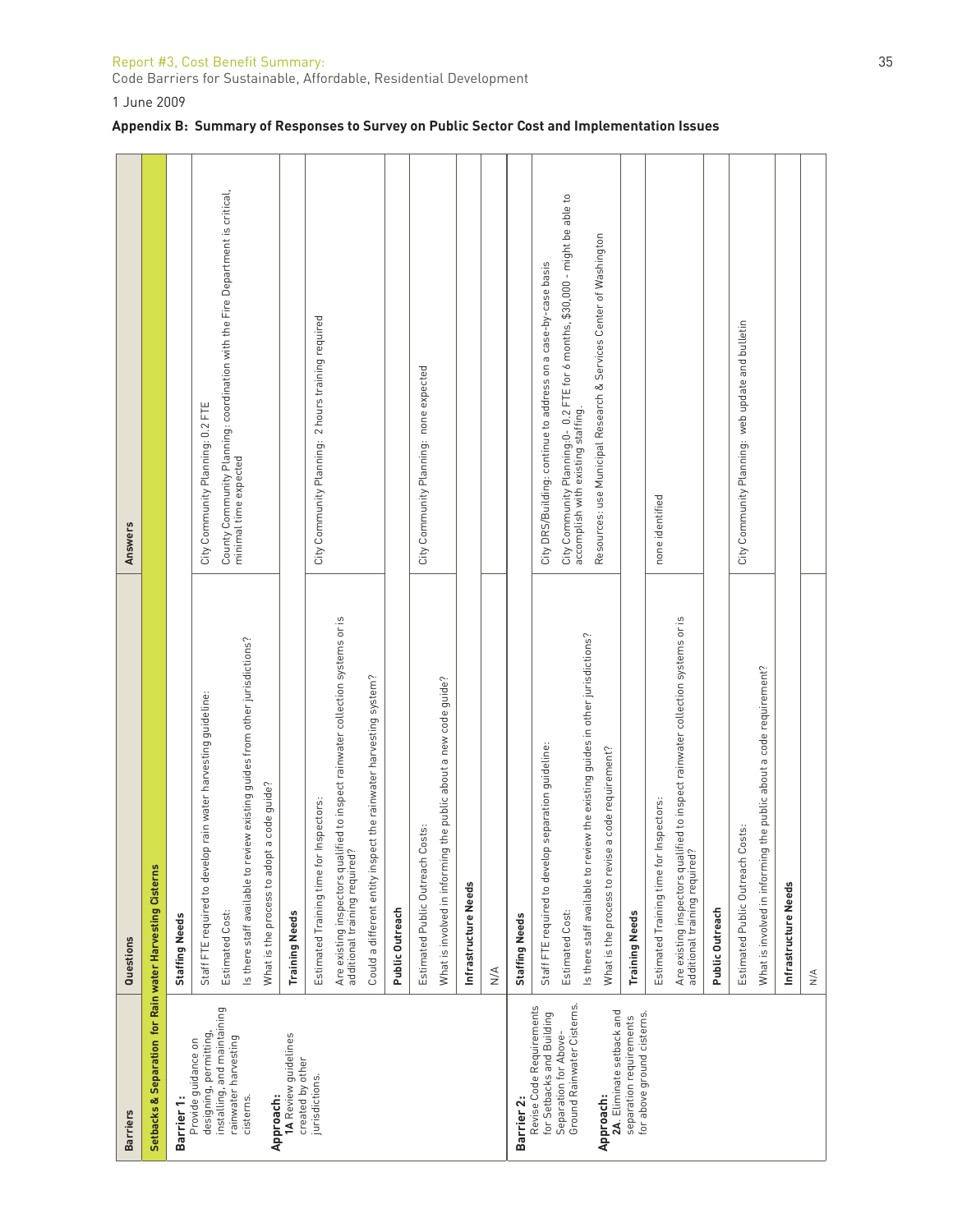Report #3, Cost Benefit Summary:
Code Barriers for Sustainable, Affordable, Residential Development

1 June 2009

### Appendix B: Summary of Responses to Survey on Public Sector Cost and Implementation Issues

| Barriers | Questions | Answers |
|---|---|---|
| **Setbacks & Separation for Rain water Harvesting Cisterns** | | |
| **Barrier 1:** Provide guidance on designing, permitting, installing, and maintaining rainwater harvesting cisterns. **Approach:** **1A** Review guidelines created by other jurisdictions. | **Staffing Needs** | |
| | Staff FTE required to develop rain water harvesting guideline: | City Community Planning: 0.2 FTE |
| | Estimated Cost: | County Community Planning: coordination with the Fire Department is critical, minimal time expected |
| | Is there staff available to review existing guides from other jurisdictions? | |
| | What is the process to adopt a code guide? | |
| | **Training Needs** | |
| | Estimated Training time for Inspectors: | City Community Planning: 2 hours training required |
| | Are existing inspectors qualified to inspect rainwater collection systems or is additional training required? | |
| | Could a different entity inspect the rainwater harvesting system? | |
| | **Public Outreach** | |
| | Estimated Public Outreach Costs: | City Community Planning: none expected |
| | What is involved in informing the public about a new code guide? | |
| | **Infrastructure Needs** | |
| | N/A | |
| **Barrier 2:** Revise Code Requirements for Setbacks and Building Separation for Above-Ground Rainwater Cisterns. **Approach:** **2A**. Eliminate setback and separation requirements for above ground cisterns. | **Staffing Needs** | |
| | Staff FTE required to develop separation guideline: | City DRS/Building: continue to address on a case-by-case basis |
| | Estimated Cost: | City Community Planning:0- 0.2 FTE for 6 months, $30,000 - might be able to accomplish with existing staffing. |
| | Is there staff available to review the existing guides in other jurisdictions? | Resources: use Municipal Research & Services Center of Washington |
| | What is the process to revise a code requirement? | |
| | **Training Needs** | |
| | Estimated Training time for Inspectors: | none identified |
| | Are existing inspectors qualified to inspect rainwater collection systems or is additional training required? | |
| | **Public Outreach** | |
| | Estimated Public Outreach Costs: | City Community Planning: web update and bulletin |
| | What is involved in informing the public about a code requirement? | |
| | **Infrastructure Needs** | |
| | N/A | |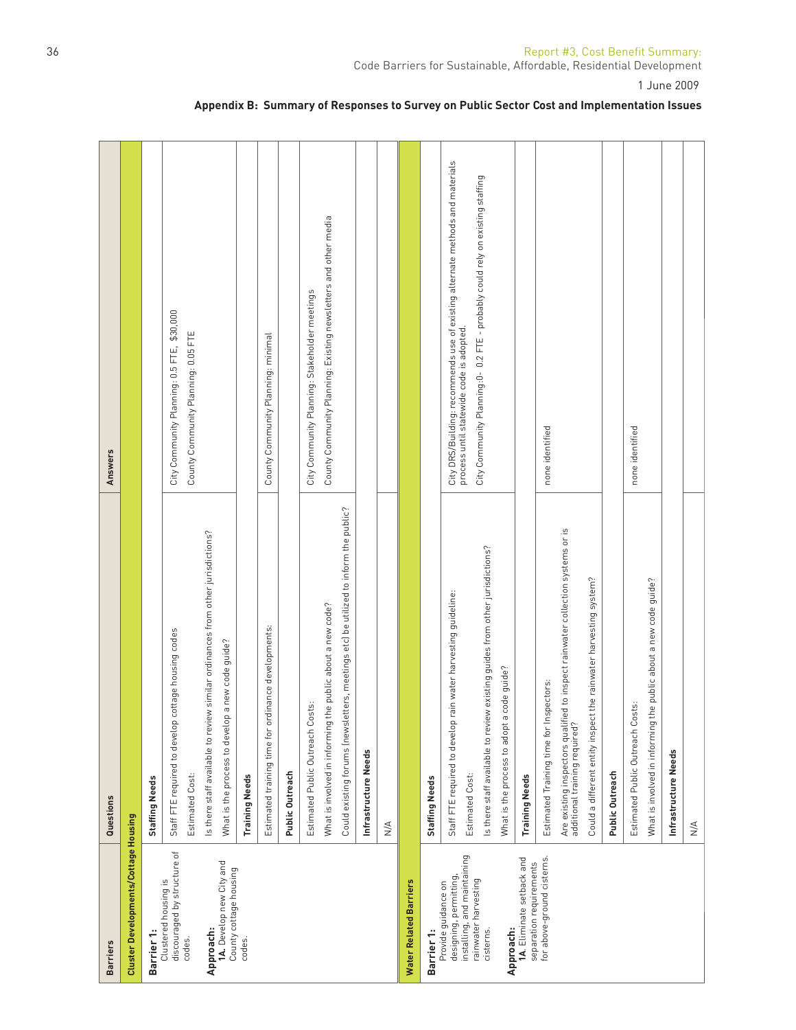## Appendix B: Summary of Responses to Survey on Public Sector Cost and Implementation Issues

| Barriers | Questions | Answers |
|---|---|---|
| **Cluster Developments/Cottage Housing** | | |
| **Barrier 1:** Clustered housing is discouraged by structure of codes. **Approach:** **1A.** Develop new City and County cottage housing codes. | **Staffing Needs** | |
| | Staff FTE required to develop cottage housing codes | City Community Planning: 0.5 FTE, $30,000 |
| | Estimated Cost: | County Community Planning: 0.05 FTE |
| | Is there staff available to review similar ordinances from other jurisdictions? | |
| | What is the process to develop a new code guide? | |
| | **Training Needs** | |
| | Estimated training time for ordinance developments: | County Community Planning: minimal |
| | **Public Outreach** | |
| | Estimated Public Outreach Costs: | City Community Planning: Stakeholder meetings |
| | What is involved in informing the public about a new code? | County Community Planning: Existing newsletters and other media |
| | Could existing forums (newsletters, meetings etc) be utilized to inform the public? | |
| | **Infrastructure Needs** | |
| | N/A | |
| **Water Related Barriers** | | |
| **Barrier 1:** Provide guidance on designing, permitting, installing, and maintaining rainwater harvesting cisterns. **Approach:** **1A.** Eliminate setback and separation requirements for above-ground cisterns. | **Staffing Needs** | |
| | Staff FTE required to develop rain water harvesting guideline: | City DRS/Building: recommends use of existing alternate methods and materials process until statewide code is adopted. |
| | Estimated Cost: | City Community Planning:0- 0.2 FTE - probably could rely on existing staffing |
| | Is there staff available to review existing guides from other jurisdictions? | |
| | What is the process to adopt a code guide? | |
| | **Training Needs** | |
| | Estimated Training time for Inspectors: | none identified |
| | Are existing inspectors qualified to inspect rainwater collection systems or is additional training required? | |
| | Could a different entity inspect the rainwater harvesting system? | |
| | **Public Outreach** | |
| | Estimated Public Outreach Costs: | none identified |
| | What is involved in informing the public about a new code guide? | |
| | **Infrastructure Needs** | |
| | N/A | |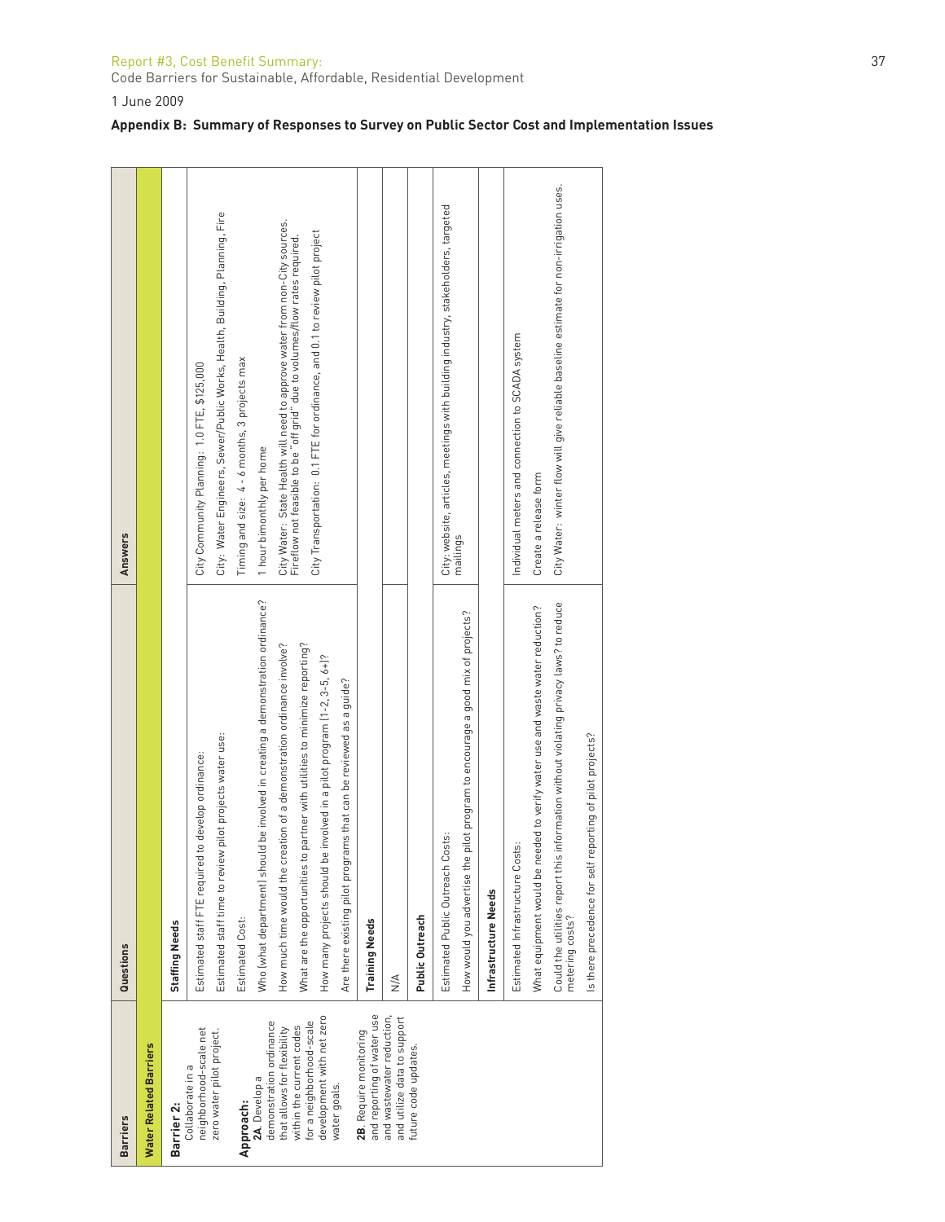1 June 2009

**Appendix B: Summary of Responses to Survey on Public Sector Cost and Implementation Issues**

| Barriers | Questions | Answers |
|---|---|---|
| **Water Related Barriers** | | |
| **Barrier 2:** Collaborate in a neighborhood-scale net zero water pilot project. **Approach:** **2A**. Develop a demonstration ordinance that allows for flexibility within the current codes for a neighborhood-scale development with net zero water goals. **2B**. Require monitoring and reporting of water use and wastewater reduction, and utilize data to support future code updates. | **Staffing Needs** | |
| | Estimated staff FTE required to develop ordinance: | City Community Planning: 1.0 FTE, $125,000 |
| | Estimated staff time to review pilot projects water use: | City: Water Engineers, Sewer/Public Works, Health, Building, Planning, Fire |
| | Estimated Cost: | Timing and size: 4 - 6 months, 3 projects max |
| | Who (what department) should be involved in creating a demonstration ordinance? | 1 hour bimonthly per home |
| | How much time would the creation of a demonstration ordinance involve? | City Water: State Health will need to approve water from non-City sources. Fireflow not feasible to be "off grid" due to volumes/flow rates required. |
| | What are the opportunities to partner with utilities to minimize reporting? | City Transportation: 0.1 FTE for ordinance, and 0.1 to review pilot project |
| | How many projects should be involved in a pilot program (1-2, 3-5, 6+)? | |
| | Are there existing pilot programs that can be reviewed as a guide? | |
| | **Training Needs** | |
| | N/A | |
| | **Public Outreach** | |
| | Estimated Public Outreach Costs: | City: website, articles, meetings with building industry, stakeholders, targeted mailings |
| | How would you advertise the pilot program to encourage a good mix of projects? | |
| | **Infrastructure Needs** | |
| | Estimated Infrastructure Costs: | Individual meters and connection to SCADA system |
| | What equipment would be needed to verify water use and waste water reduction? | Create a release form |
| | Could the utilities report this information without violating privacy laws? to reduce metering costs? | City Water: winter flow will give reliable baseline estimate for non-irrigation uses. |
| | Is there precedence for self reporting of pilot projects? | |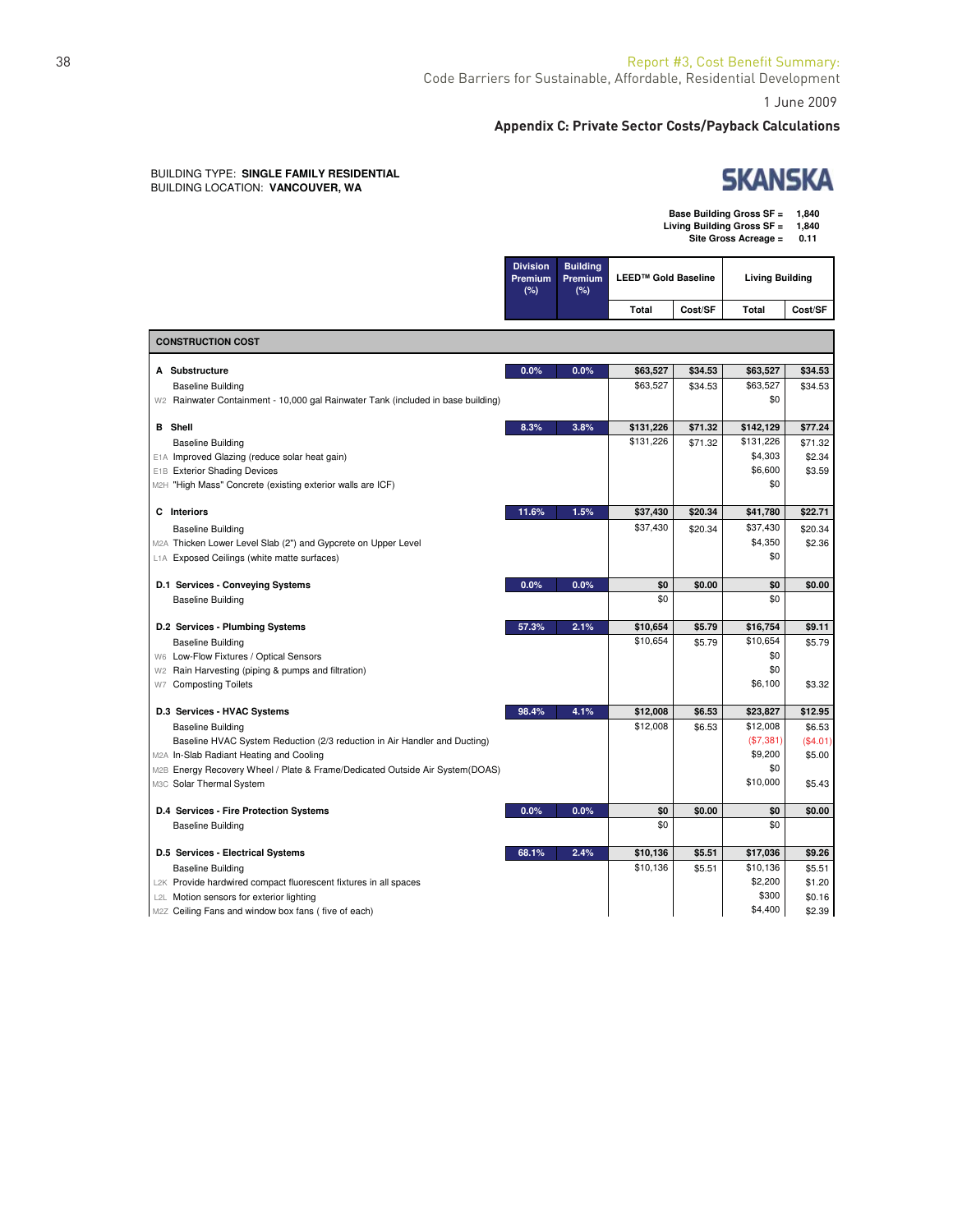## Appendix C: Private Sector Costs/Payback Calculations

BUILDING TYPE: **SINGLE FAMILY RESIDENTIAL**
BUILDING LOCATION: **VANCOUVER, WA**

SKANSKA

**Base Building Gross SF =** **1,840**
**Living Building Gross SF =** **1,840**
**Site Gross Acreage =** **0.11**

| | Division Premium (%) | Building Premium (%) | LEED™ Gold Baseline | | Living Building | |
|---|---|---|---|---|---|---|
| | | | Total | Cost/SF | Total | Cost/SF |
| **CONSTRUCTION COST** | | | | | | |
| **A Substructure** | 0.0% | 0.0% | $63,527 | $34.53 | $63,527 | $34.53 |
| Baseline Building | | | $63,527 | $34.53 | $63,527 | $34.53 |
| W2 Rainwater Containment - 10,000 gal Rainwater Tank (included in base building) | | | | | $0 | |
| **B Shell** | 8.3% | 3.8% | $131,226 | $71.32 | $142,129 | $77.24 |
| Baseline Building | | | $131,226 | $71.32 | $131,226 | $71.32 |
| E1A Improved Glazing (reduce solar heat gain) | | | | | $4,303 | $2.34 |
| E1B Exterior Shading Devices | | | | | $6,600 | $3.59 |
| M2H "High Mass" Concrete (existing exterior walls are ICF) | | | | | $0 | |
| **C Interiors** | 11.6% | 1.5% | $37,430 | $20.34 | $41,780 | $22.71 |
| Baseline Building | | | $37,430 | $20.34 | $37,430 | $20.34 |
| M2A Thicken Lower Level Slab (2") and Gypcrete on Upper Level | | | | | $4,350 | $2.36 |
| L1A Exposed Ceilings (white matte surfaces) | | | | | $0 | |
| **D.1 Services - Conveying Systems** | 0.0% | 0.0% | $0 | $0.00 | $0 | $0.00 |
| Baseline Building | | | $0 | | $0 | |
| **D.2 Services - Plumbing Systems** | 57.3% | 2.1% | $10,654 | $5.79 | $16,754 | $9.11 |
| Baseline Building | | | $10,654 | $5.79 | $10,654 | $5.79 |
| W6 Low-Flow Fixtures / Optical Sensors | | | | | $0 | |
| W2 Rain Harvesting (piping & pumps and filtration) | | | | | $0 | |
| W7 Composting Toilets | | | | | $6,100 | $3.32 |
| **D.3 Services - HVAC Systems** | 98.4% | 4.1% | $12,008 | $6.53 | $23,827 | $12.95 |
| Baseline Building | | | $12,008 | $6.53 | $12,008 | $6.53 |
| Baseline HVAC System Reduction (2/3 reduction in Air Handler and Ducting) | | | | | ($7,381) | ($4.01) |
| M2A In-Slab Radiant Heating and Cooling | | | | | $9,200 | $5.00 |
| M2B Energy Recovery Wheel / Plate & Frame/Dedicated Outside Air System(DOAS) | | | | | $0 | |
| M3C Solar Thermal System | | | | | $10,000 | $5.43 |
| **D.4 Services - Fire Protection Systems** | 0.0% | 0.0% | $0 | $0.00 | $0 | $0.00 |
| Baseline Building | | | $0 | | $0 | |
| **D.5 Services - Electrical Systems** | 68.1% | 2.4% | $10,136 | $5.51 | $17,036 | $9.26 |
| Baseline Building | | | $10,136 | $5.51 | $10,136 | $5.51 |
| L2K Provide hardwired compact fluorescent fixtures in all spaces | | | | | $2,200 | $1.20 |
| L2L Motion sensors for exterior lighting | | | | | $300 | $0.16 |
| M2Z Ceiling Fans and window box fans ( five of each) | | | | | $4,400 | $2.39 |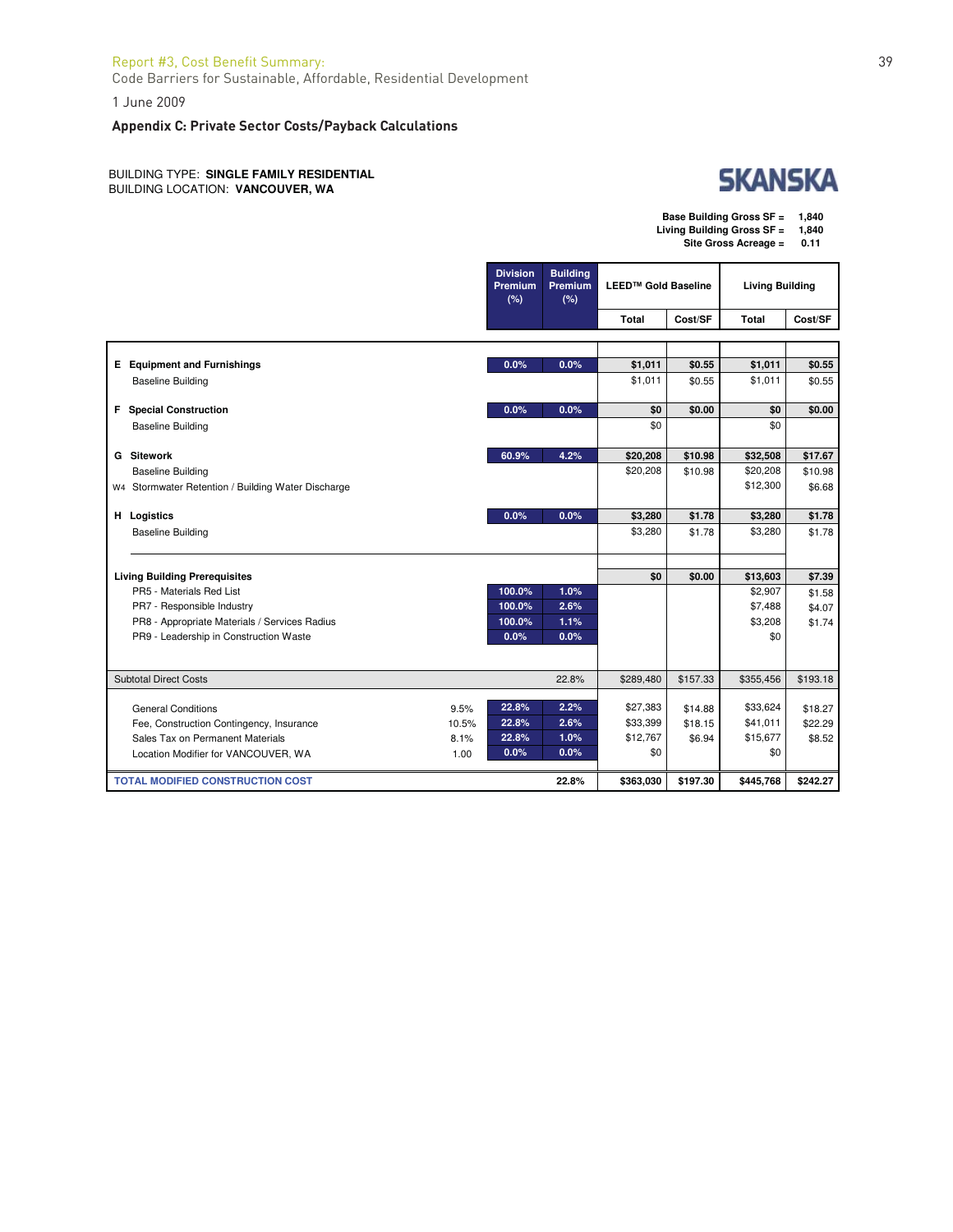Report #3, Cost Benefit Summary:
Code Barriers for Sustainable, Affordable, Residential Development

1 June 2009

### Appendix C: Private Sector Costs/Payback Calculations

BUILDING TYPE: **SINGLE FAMILY RESIDENTIAL**
BUILDING LOCATION: **VANCOUVER, WA**

SKANSKA

**Base Building Gross SF = 1,840**
**Living Building Gross SF = 1,840**
**Site Gross Acreage = 0.11**

| | | Division Premium (%) | Building Premium (%) | LEED™ Gold Baseline | | Living Building | |
|---|---|---|---|---|---|---|---|
| | | | | Total | Cost/SF | Total | Cost/SF |
| **E Equipment and Furnishings** | | 0.0% | 0.0% | $1,011 | $0.55 | $1,011 | $0.55 |
| Baseline Building | | | | $1,011 | $0.55 | $1,011 | $0.55 |
| **F Special Construction** | | 0.0% | 0.0% | $0 | $0.00 | $0 | $0.00 |
| Baseline Building | | | | $0 | | $0 | |
| **G Sitework** | | 60.9% | 4.2% | $20,208 | $10.98 | $32,508 | $17.67 |
| Baseline Building | | | | $20,208 | $10.98 | $20,208 | $10.98 |
| W4 Stormwater Retention / Building Water Discharge | | | | | | $12,300 | $6.68 |
| **H Logistics** | | 0.0% | 0.0% | $3,280 | $1.78 | $3,280 | $1.78 |
| Baseline Building | | | | $3,280 | $1.78 | $3,280 | $1.78 |
| **Living Building Prerequisites** | | | | $0 | $0.00 | $13,603 | $7.39 |
| PR5 - Materials Red List | | 100.0% | 1.0% | | | $2,907 | $1.58 |
| PR7 - Responsible Industry | | 100.0% | 2.6% | | | $7,488 | $4.07 |
| PR8 - Appropriate Materials / Services Radius | | 100.0% | 1.1% | | | $3,208 | $1.74 |
| PR9 - Leadership in Construction Waste | | 0.0% | 0.0% | | | $0 | |
| Subtotal Direct Costs | | | 22.8% | $289,480 | $157.33 | $355,456 | $193.18 |
| General Conditions | 9.5% | 22.8% | 2.2% | $27,383 | $14.88 | $33,624 | $18.27 |
| Fee, Construction Contingency, Insurance | 10.5% | 22.8% | 2.6% | $33,399 | $18.15 | $41,011 | $22.29 |
| Sales Tax on Permanent Materials | 8.1% | 22.8% | 1.0% | $12,767 | $6.94 | $15,677 | $8.52 |
| Location Modifier for VANCOUVER, WA | 1.00 | 0.0% | 0.0% | $0 | | $0 | |
| **TOTAL MODIFIED CONSTRUCTION COST** | | | 22.8% | $363,030 | $197.30 | $445,768 | $242.27 |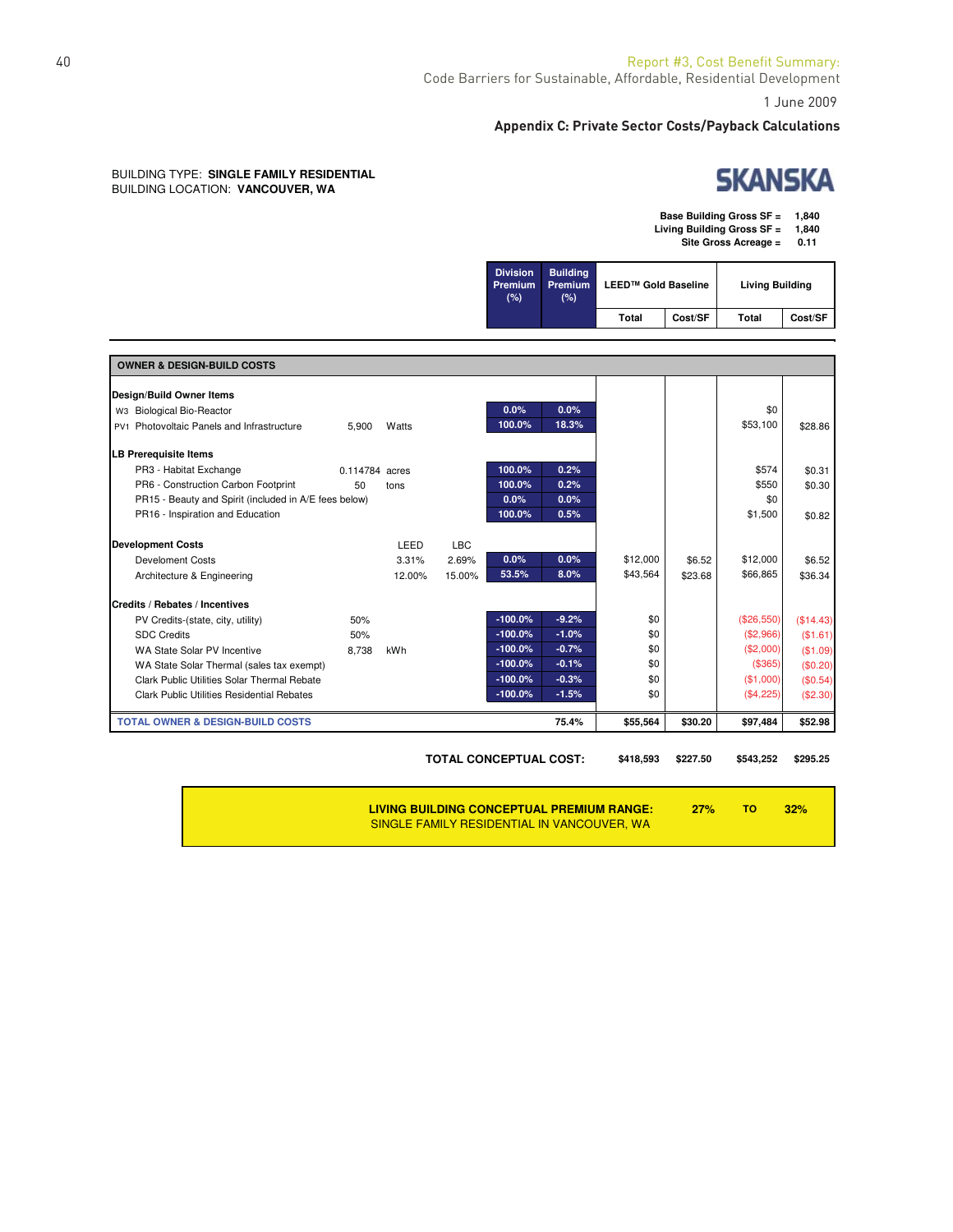Appendix C: Private Sector Costs/Payback Calculations

BUILDING TYPE: **SINGLE FAMILY RESIDENTIAL**
BUILDING LOCATION: **VANCOUVER, WA**

SKANSKA

**Base Building Gross SF =** 1,840
**Living Building Gross SF =** 1,840
**Site Gross Acreage =** 0.11

| | | | | Division Premium (%) | Building Premium (%) | LEED™ Gold Baseline Total | LEED™ Gold Baseline Cost/SF | Living Building Total | Living Building Cost/SF |
|---|---|---|---|---|---|---|---|---|---|
| **OWNER & DESIGN-BUILD COSTS** | | | | | | | | | |
| **Design/Build Owner Items** | | | | | | | | | |
| W3 Biological Bio-Reactor | | | | 0.0% | 0.0% | | | $0 | |
| PV1 Photovoltaic Panels and Infrastructure | 5,900 | Watts | | 100.0% | 18.3% | | | $53,100 | $28.86 |
| **LB Prerequisite Items** | | | | | | | | | |
| PR3 - Habitat Exchange | 0.114784 | acres | | 100.0% | 0.2% | | | $574 | $0.31 |
| PR6 - Construction Carbon Footprint | 50 | tons | | 100.0% | 0.2% | | | $550 | $0.30 |
| PR15 - Beauty and Spirit (included in A/E fees below) | | | | 0.0% | 0.0% | | | $0 | |
| PR16 - Inspiration and Education | | | | 100.0% | 0.5% | | | $1,500 | $0.82 |
| **Development Costs** | | LEED | LBC | | | | | | |
| Develoment Costs | | 3.31% | 2.69% | 0.0% | 0.0% | $12,000 | $6.52 | $12,000 | $6.52 |
| Architecture & Engineering | | 12.00% | 15.00% | 53.5% | 8.0% | $43,564 | $23.68 | $66,865 | $36.34 |
| **Credits / Rebates / Incentives** | | | | | | | | | |
| PV Credits-(state, city, utility) | 50% | | | -100.0% | -9.2% | $0 | | ($26,550) | ($14.43) |
| SDC Credits | 50% | | | -100.0% | -1.0% | $0 | | ($2,966) | ($1.61) |
| WA State Solar PV Incentive | 8,738 | kWh | | -100.0% | -0.7% | $0 | | ($2,000) | ($1.09) |
| WA State Solar Thermal (sales tax exempt) | | | | -100.0% | -0.1% | $0 | | ($365) | ($0.20) |
| Clark Public Utilities Solar Thermal Rebate | | | | -100.0% | -0.3% | $0 | | ($1,000) | ($0.54) |
| Clark Public Utilities Residential Rebates | | | | -100.0% | -1.5% | $0 | | ($4,225) | ($2.30) |
| **TOTAL OWNER & DESIGN-BUILD COSTS** | | | | | 75.4% | $55,564 | $30.20 | $97,484 | $52.98 |
| **TOTAL CONCEPTUAL COST:** | | | | | | $418,593 | $227.50 | $543,252 | $295.25 |

**LIVING BUILDING CONCEPTUAL PREMIUM RANGE: 27% TO 32%**
SINGLE FAMILY RESIDENTIAL IN VANCOUVER, WA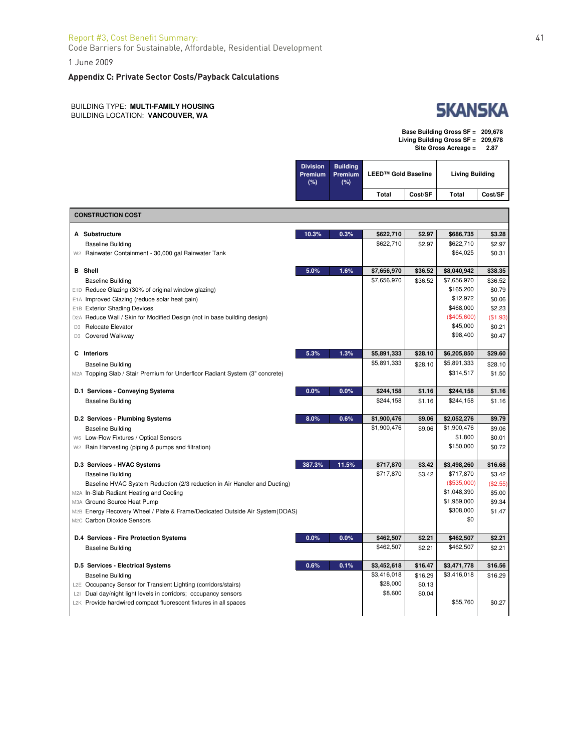Report #3, Cost Benefit Summary:
Code Barriers for Sustainable, Affordable, Residential Development

1 June 2009

## Appendix C: Private Sector Costs/Payback Calculations

BUILDING TYPE: **MULTI-FAMILY HOUSING**
BUILDING LOCATION: **VANCOUVER, WA**

SKANSKA

**Base Building Gross SF = 209,678**
**Living Building Gross SF = 209,678**
**Site Gross Acreage = 2.87**

| | | Division Premium (%) | Building Premium (%) | LEED™ Gold Baseline | | Living Building | |
|---|---|---|---|---|---|---|---|
| | | | | Total | Cost/SF | Total | Cost/SF |
| **CONSTRUCTION COST** | | | | | | | |
| **A** | **Substructure** | **10.3%** | **0.3%** | **$622,710** | **$2.97** | **$686,735** | **$3.28** |
| | Baseline Building | | | $622,710 | $2.97 | $622,710 | $2.97 |
| W2 | Rainwater Containment - 30,000 gal Rainwater Tank | | | | | $64,025 | $0.31 |
| **B** | **Shell** | **5.0%** | **1.6%** | **$7,656,970** | **$36.52** | **$8,040,942** | **$38.35** |
| | Baseline Building | | | $7,656,970 | $36.52 | $7,656,970 | $36.52 |
| E1D | Reduce Glazing (30% of original window glazing) | | | | | $165,200 | $0.79 |
| E1A | Improved Glazing (reduce solar heat gain) | | | | | $12,972 | $0.06 |
| E1B | Exterior Shading Devices | | | | | $468,000 | $2.23 |
| D2A | Reduce Wall / Skin for Modified Design (not in base building design) | | | | | ($405,600) | ($1.93) |
| D3 | Relocate Elevator | | | | | $45,000 | $0.21 |
| D3 | Covered Walkway | | | | | $98,400 | $0.47 |
| **C** | **Interiors** | **5.3%** | **1.3%** | **$5,891,333** | **$28.10** | **$6,205,850** | **$29.60** |
| | Baseline Building | | | $5,891,333 | $28.10 | $5,891,333 | $28.10 |
| M2A | Topping Slab / Stair Premium for Underfloor Radiant System (3" concrete) | | | | | $314,517 | $1.50 |
| **D.1** | **Services - Conveying Systems** | **0.0%** | **0.0%** | **$244,158** | **$1.16** | **$244,158** | **$1.16** |
| | Baseline Building | | | $244,158 | $1.16 | $244,158 | $1.16 |
| **D.2** | **Services - Plumbing Systems** | **8.0%** | **0.6%** | **$1,900,476** | **$9.06** | **$2,052,276** | **$9.79** |
| | Baseline Building | | | $1,900,476 | $9.06 | $1,900,476 | $9.06 |
| W6 | Low-Flow Fixtures / Optical Sensors | | | | | $1,800 | $0.01 |
| W2 | Rain Harvesting (piping & pumps and filtration) | | | | | $150,000 | $0.72 |
| **D.3** | **Services - HVAC Systems** | **387.3%** | **11.5%** | **$717,870** | **$3.42** | **$3,498,260** | **$16.68** |
| | Baseline Building | | | $717,870 | $3.42 | $717,870 | $3.42 |
| | Baseline HVAC System Reduction (2/3 reduction in Air Handler and Ducting) | | | | | ($535,000) | ($2.55) |
| M2A | In-Slab Radiant Heating and Cooling | | | | | $1,048,390 | $5.00 |
| M3A | Ground Source Heat Pump | | | | | $1,959,000 | $9.34 |
| M2B | Energy Recovery Wheel / Plate & Frame/Dedicated Outside Air System(DOAS) | | | | | $308,000 | $1.47 |
| M2C | Carbon Dioxide Sensors | | | | | $0 | |
| **D.4** | **Services - Fire Protection Systems** | **0.0%** | **0.0%** | **$462,507** | **$2.21** | **$462,507** | **$2.21** |
| | Baseline Building | | | $462,507 | $2.21 | $462,507 | $2.21 |
| **D.5** | **Services - Electrical Systems** | **0.6%** | **0.1%** | **$3,452,618** | **$16.47** | **$3,471,778** | **$16.56** |
| | Baseline Building | | | $3,416,018 | $16.29 | $3,416,018 | $16.29 |
| L2E | Occupancy Sensor for Transient Lighting (corridors/stairs) | | | $28,000 | $0.13 | | |
| L2I | Dual day/night light levels in corridors; occupancy sensors | | | $8,600 | $0.04 | | |
| L2K | Provide hardwired compact fluorescent fixtures in all spaces | | | | | $55,760 | $0.27 |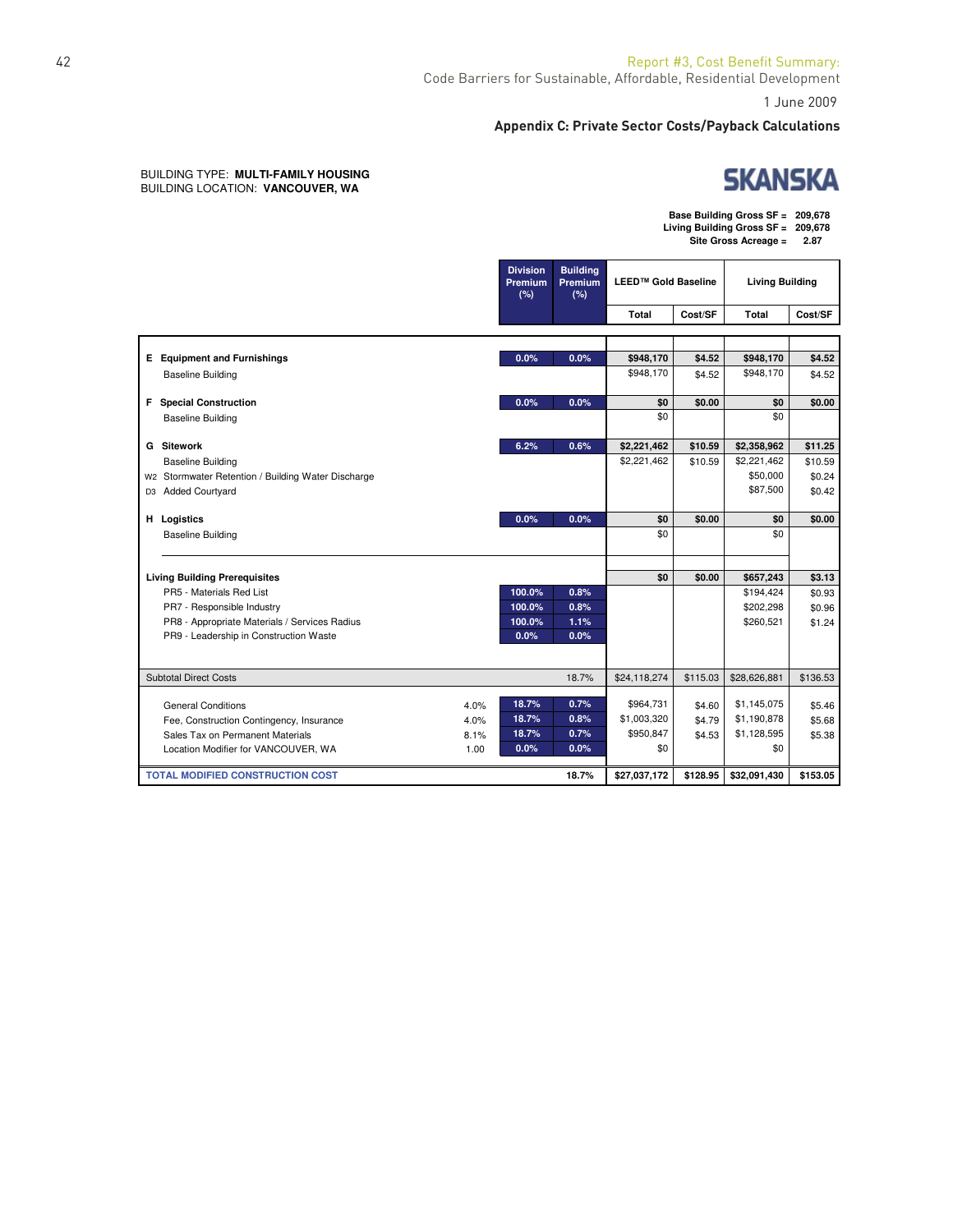Report #3, Cost Benefit Summary:
Code Barriers for Sustainable, Affordable, Residential Development

1 June 2009

## Appendix C: Private Sector Costs/Payback Calculations

BUILDING TYPE: **MULTI-FAMILY HOUSING**
BUILDING LOCATION: **VANCOUVER, WA**

**SKANSKA**

**Base Building Gross SF = 209,678**
**Living Building Gross SF = 209,678**
**Site Gross Acreage = 2.87**

| | | Division Premium (%) | Building Premium (%) | LEED™ Gold Baseline | | Living Building | |
|---|---|---|---|---|---|---|---|
| | | | | Total | Cost/SF | Total | Cost/SF |
| **E Equipment and Furnishings** | | 0.0% | 0.0% | $948,170 | $4.52 | $948,170 | $4.52 |
| Baseline Building | | | | $948,170 | $4.52 | $948,170 | $4.52 |
| **F Special Construction** | | 0.0% | 0.0% | $0 | $0.00 | $0 | $0.00 |
| Baseline Building | | | | $0 | | $0 | |
| **G Sitework** | | 6.2% | 0.6% | $2,221,462 | $10.59 | $2,358,962 | $11.25 |
| Baseline Building | | | | $2,221,462 | $10.59 | $2,221,462 | $10.59 |
| W2 Stormwater Retention / Building Water Discharge | | | | | | $50,000 | $0.24 |
| D3 Added Courtyard | | | | | | $87,500 | $0.42 |
| **H Logistics** | | 0.0% | 0.0% | $0 | $0.00 | $0 | $0.00 |
| Baseline Building | | | | $0 | | $0 | |
| **Living Building Prerequisites** | | | | $0 | $0.00 | $657,243 | $3.13 |
| PR5 - Materials Red List | | 100.0% | 0.8% | | | $194,424 | $0.93 |
| PR7 - Responsible Industry | | 100.0% | 0.8% | | | $202,298 | $0.96 |
| PR8 - Appropriate Materials / Services Radius | | 100.0% | 1.1% | | | $260,521 | $1.24 |
| PR9 - Leadership in Construction Waste | | 0.0% | 0.0% | | | | |
| Subtotal Direct Costs | | | 18.7% | $24,118,274 | $115.03 | $28,626,881 | $136.53 |
| General Conditions | 4.0% | 18.7% | 0.7% | $964,731 | $4.60 | $1,145,075 | $5.46 |
| Fee, Construction Contingency, Insurance | 4.0% | 18.7% | 0.8% | $1,003,320 | $4.79 | $1,190,878 | $5.68 |
| Sales Tax on Permanent Materials | 8.1% | 18.7% | 0.7% | $950,847 | $4.53 | $1,128,595 | $5.38 |
| Location Modifier for VANCOUVER, WA | 1.00 | 0.0% | 0.0% | $0 | | $0 | |
| **TOTAL MODIFIED CONSTRUCTION COST** | | | 18.7% | $27,037,172 | $128.95 | $32,091,430 | $153.05 |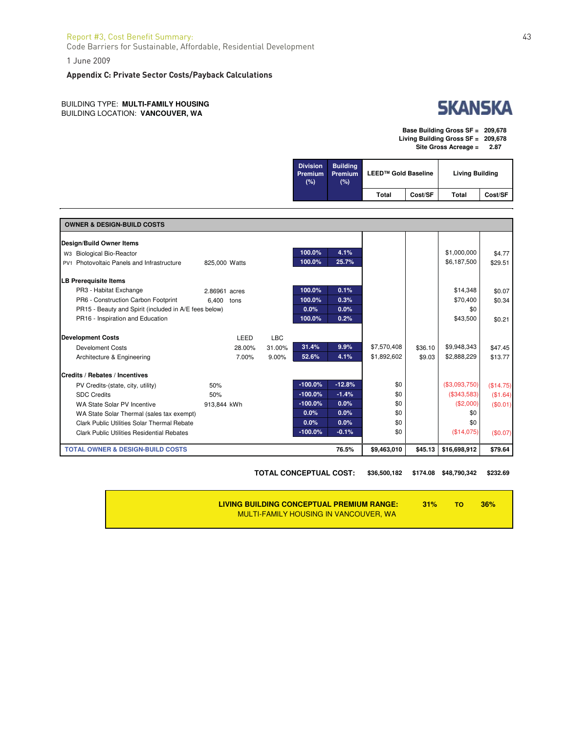Report #3, Cost Benefit Summary:
Code Barriers for Sustainable, Affordable, Residential Development

1 June 2009

### Appendix C: Private Sector Costs/Payback Calculations

BUILDING TYPE: **MULTI-FAMILY HOUSING**
BUILDING LOCATION: **VANCOUVER, WA**

**SKANSKA**

**Base Building Gross SF =** 209,678
**Living Building Gross SF =** 209,678
**Site Gross Acreage =** 2.87

| | | | | Division Premium (%) | Building Premium (%) | LEED™ Gold Baseline Total | LEED™ Gold Baseline Cost/SF | Living Building Total | Living Building Cost/SF |
|---|---|---|---|---|---|---|---|---|---|
| **OWNER & DESIGN-BUILD COSTS** | | | | | | | | | |
| **Design/Build Owner Items** | | | | | | | | | |
| W3 Biological Bio-Reactor | | | | 100.0% | 4.1% | | | $1,000,000 | $4.77 |
| PV1 Photovoltaic Panels and Infrastructure | 825,000 Watts | | | 100.0% | 25.7% | | | $6,187,500 | $29.51 |
| **LB Prerequisite Items** | | | | | | | | | |
| PR3 - Habitat Exchange | 2.86961 acres | | | 100.0% | 0.1% | | | $14,348 | $0.07 |
| PR6 - Construction Carbon Footprint | 6,400 tons | | | 100.0% | 0.3% | | | $70,400 | $0.34 |
| PR15 - Beauty and Spirit (included in A/E fees below) | | | | 0.0% | 0.0% | | | $0 | |
| PR16 - Inspiration and Education | | | | 100.0% | 0.2% | | | $43,500 | $0.21 |
| **Development Costs** | | LEED | LBC | | | | | | |
| Develoment Costs | | 28.00% | 31.00% | 31.4% | 9.9% | $7,570,408 | $36.10 | $9,948,343 | $47.45 |
| Architecture & Engineering | | 7.00% | 9.00% | 52.6% | 4.1% | $1,892,602 | $9.03 | $2,888,229 | $13.77 |
| **Credits / Rebates / Incentives** | | | | | | | | | |
| PV Credits-(state, city, utility) | 50% | | | -100.0% | -12.8% | $0 | | ($3,093,750) | ($14.75) |
| SDC Credits | 50% | | | -100.0% | -1.4% | $0 | | ($343,583) | ($1.64) |
| WA State Solar PV Incentive | 913,844 kWh | | | -100.0% | 0.0% | $0 | | ($2,000) | ($0.01) |
| WA State Solar Thermal (sales tax exempt) | | | | 0.0% | 0.0% | $0 | | $0 | |
| Clark Public Utilities Solar Thermal Rebate | | | | 0.0% | 0.0% | $0 | | $0 | |
| Clark Public Utilities Residential Rebates | | | | -100.0% | -0.1% | $0 | | ($14,075) | ($0.07) |
| **TOTAL OWNER & DESIGN-BUILD COSTS** | | | | | 76.5% | $9,463,010 | $45.13 | $16,698,912 | $79.64 |
| **TOTAL CONCEPTUAL COST:** | | | | | | $36,500,182 | $174.08 | $48,790,342 | $232.69 |

**LIVING BUILDING CONCEPTUAL PREMIUM RANGE: 31% TO 36%**
MULTI-FAMILY HOUSING IN VANCOUVER, WA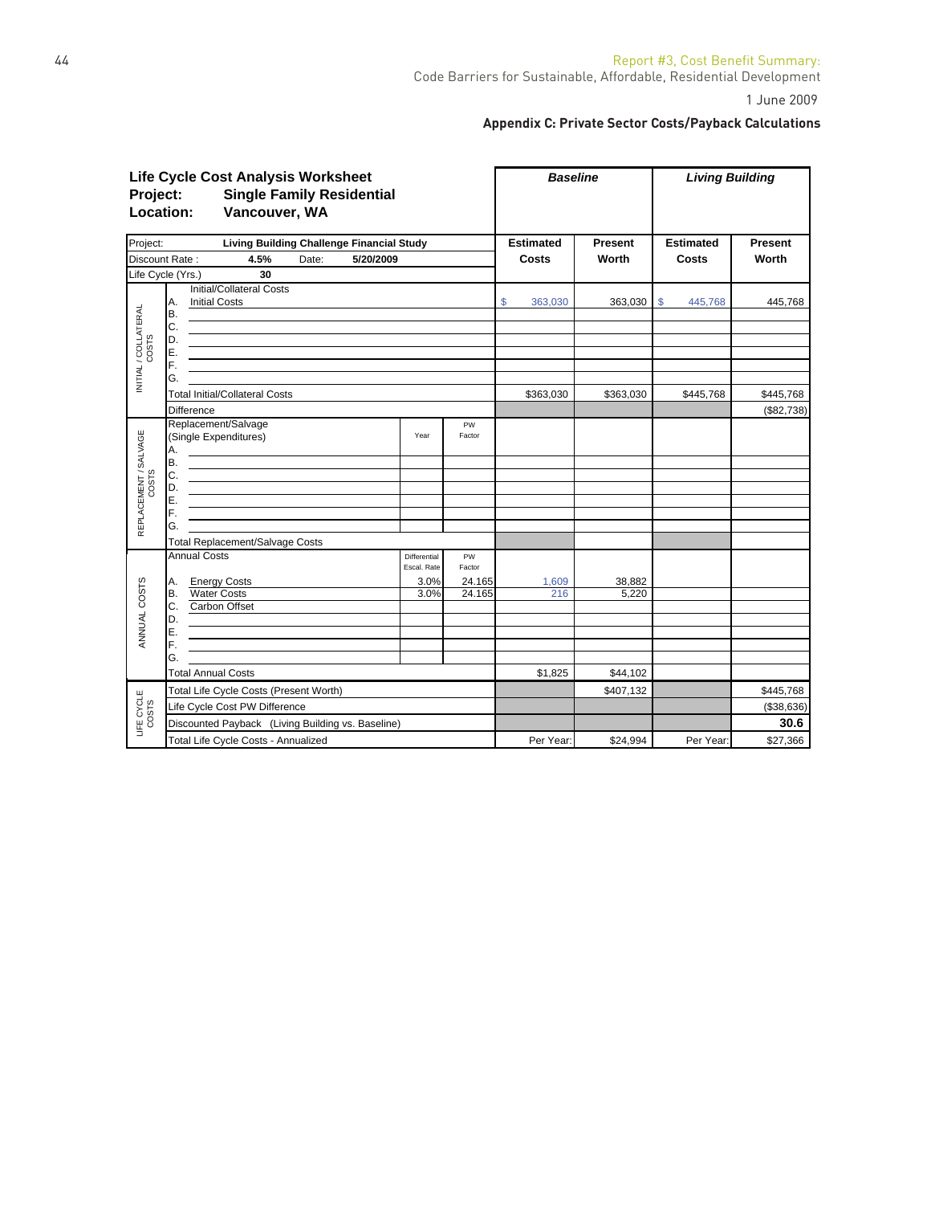## Appendix C: Private Sector Costs/Payback Calculations

**Life Cycle Cost Analysis Worksheet**
**Project: Single Family Residential**
**Location: Vancouver, WA**

| Project: Living Building Challenge Financial Study | | | | Baseline | | Living Building | |
|---|---|---|---|---|---|---|---|
| Discount Rate: 4.5% Date: 5/20/2009 | | | | Estimated Costs | Present Worth | Estimated Costs | Present Worth |
| Life Cycle (Yrs.) 30 | | | | | | | |
| **INITIAL / COLLATERAL COSTS** | Initial/Collateral Costs | | | | | | |
| | A. Initial Costs | | | $ 363,030 | 363,030 | $ 445,768 | 445,768 |
| | B. | | | | | | |
| | C. | | | | | | |
| | D. | | | | | | |
| | E. | | | | | | |
| | F. | | | | | | |
| | G. | | | | | | |
| | Total Initial/Collateral Costs | | | $363,030 | $363,030 | $445,768 | $445,768 |
| | Difference | | | | | | ($82,738) |
| **REPLACEMENT / SALVAGE COSTS** | Replacement/Salvage (Single Expenditures) | Year | PW Factor | | | | |
| | A. | | | | | | |
| | B. | | | | | | |
| | C. | | | | | | |
| | D. | | | | | | |
| | E. | | | | | | |
| | F. | | | | | | |
| | G. | | | | | | |
| | Total Replacement/Salvage Costs | | | | | | |
| **ANNUAL COSTS** | Annual Costs | Differential Escal. Rate | PW Factor | | | | |
| | A. Energy Costs | 3.0% | 24.165 | 1,609 | 38,882 | | |
| | B. Water Costs | 3.0% | 24.165 | 216 | 5,220 | | |
| | C. Carbon Offset | | | | | | |
| | D. | | | | | | |
| | E. | | | | | | |
| | F. | | | | | | |
| | G. | | | | | | |
| | Total Annual Costs | | | $1,825 | $44,102 | | |
| **LIFE CYCLE COSTS** | Total Life Cycle Costs (Present Worth) | | | | $407,132 | | $445,768 |
| | Life Cycle Cost PW Difference | | | | | | ($38,636) |
| | Discounted Payback (Living Building vs. Baseline) | | | | | | **30.6** |
| | Total Life Cycle Costs - Annualized | | | Per Year: | $24,994 | Per Year: | $27,366 |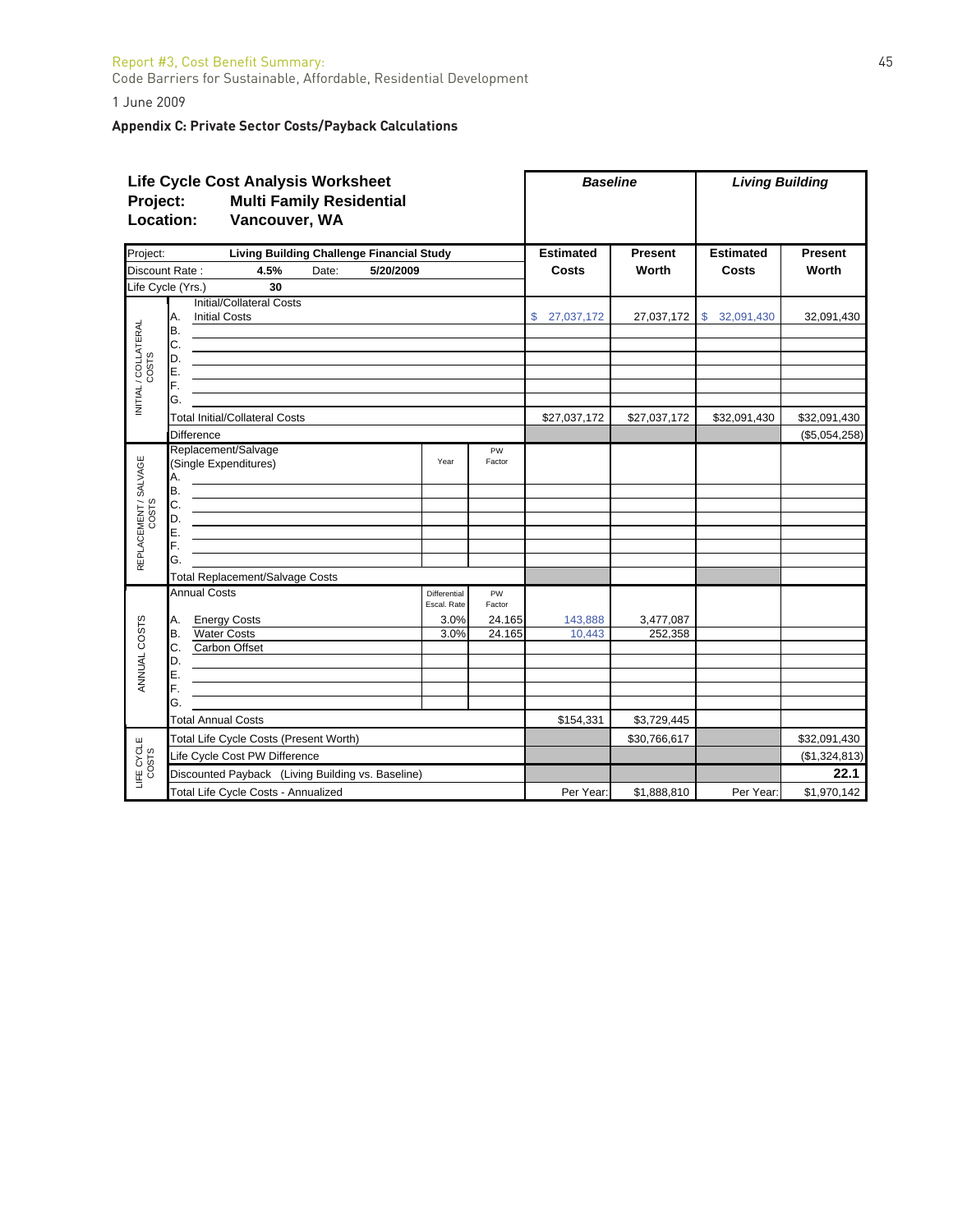Report #3, Cost Benefit Summary:
Code Barriers for Sustainable, Affordable, Residential Development

1 June 2009

**Appendix C: Private Sector Costs/Payback Calculations**

| Life Cycle Cost Analysis Worksheet<br>Project: Multi Family Residential<br>Location: Vancouver, WA | | | | | *Baseline* | | *Living Building* | |
|---|---|---|---|---|---|---|---|---|
| Project: | Living Building Challenge Financial Study | | | | **Estimated Costs** | **Present Worth** | **Estimated Costs** | **Present Worth** |
| Discount Rate : 4.5% | Date: 5/20/2009 | | | | | | | |
| Life Cycle (Yrs.) 30 | | | | | | | | |
| INITIAL / COLLATERAL COSTS | Initial/Collateral Costs | | | | | | | |
| | A. Initial Costs | | | | $ 27,037,172 | 27,037,172 | $ 32,091,430 | 32,091,430 |
| | B. | | | | | | | |
| | C. | | | | | | | |
| | D. | | | | | | | |
| | E. | | | | | | | |
| | F. | | | | | | | |
| | G. | | | | | | | |
| | Total Initial/Collateral Costs | | | | $27,037,172 | $27,037,172 | $32,091,430 | $32,091,430 |
| | Difference | | | | | | | ($5,054,258) |
| REPLACEMENT / SALVAGE COSTS | Replacement/Salvage (Single Expenditures) | | Year | PW Factor | | | | |
| | A. | | | | | | | |
| | B. | | | | | | | |
| | C. | | | | | | | |
| | D. | | | | | | | |
| | E. | | | | | | | |
| | F. | | | | | | | |
| | G. | | | | | | | |
| | Total Replacement/Salvage Costs | | | | | | | |
| ANNUAL COSTS | Annual Costs | | Differential Escal. Rate | PW Factor | | | | |
| | A. Energy Costs | | 3.0% | 24.165 | 143,888 | 3,477,087 | | |
| | B. Water Costs | | 3.0% | 24.165 | 10,443 | 252,358 | | |
| | C. Carbon Offset | | | | | | | |
| | D. | | | | | | | |
| | E. | | | | | | | |
| | F. | | | | | | | |
| | G. | | | | | | | |
| | Total Annual Costs | | | | $154,331 | $3,729,445 | | |
| LIFE CYCLE COSTS | Total Life Cycle Costs (Present Worth) | | | | | $30,766,617 | | $32,091,430 |
| | Life Cycle Cost PW Difference | | | | | | | ($1,324,813) |
| | Discounted Payback (Living Building vs. Baseline) | | | | | | | **22.1** |
| | Total Life Cycle Costs - Annualized | | | | Per Year: | $1,888,810 | Per Year: | $1,970,142 |